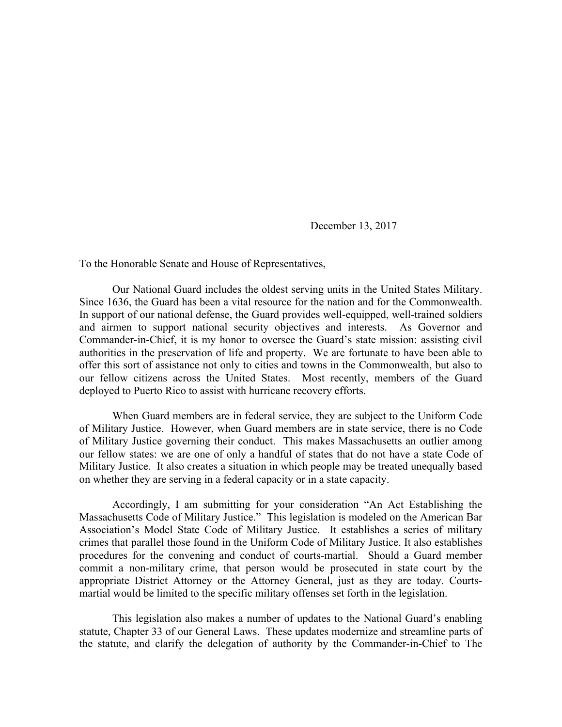December 13, 2017

To the Honorable Senate and House of Representatives,

Our National Guard includes the oldest serving units in the United States Military. Since 1636, the Guard has been a vital resource for the nation and for the Commonwealth. In support of our national defense, the Guard provides well-equipped, well-trained soldiers and airmen to support national security objectives and interests. As Governor and Commander-in-Chief, it is my honor to oversee the Guard's state mission: assisting civil authorities in the preservation of life and property. We are fortunate to have been able to offer this sort of assistance not only to cities and towns in the Commonwealth, but also to our fellow citizens across the United States. Most recently, members of the Guard deployed to Puerto Rico to assist with hurricane recovery efforts.

When Guard members are in federal service, they are subject to the Uniform Code of Military Justice. However, when Guard members are in state service, there is no Code of Military Justice governing their conduct. This makes Massachusetts an outlier among our fellow states: we are one of only a handful of states that do not have a state Code of Military Justice. It also creates a situation in which people may be treated unequally based on whether they are serving in a federal capacity or in a state capacity.

Accordingly, I am submitting for your consideration "An Act Establishing the Massachusetts Code of Military Justice." This legislation is modeled on the American Bar Association's Model State Code of Military Justice. It establishes a series of military crimes that parallel those found in the Uniform Code of Military Justice. It also establishes procedures for the convening and conduct of courts-martial. Should a Guard member commit a non-military crime, that person would be prosecuted in state court by the appropriate District Attorney or the Attorney General, just as they are today. Courts-martial would be limited to the specific military offenses set forth in the legislation.

This legislation also makes a number of updates to the National Guard's enabling statute, Chapter 33 of our General Laws. These updates modernize and streamline parts of the statute, and clarify the delegation of authority by the Commander-in-Chief to The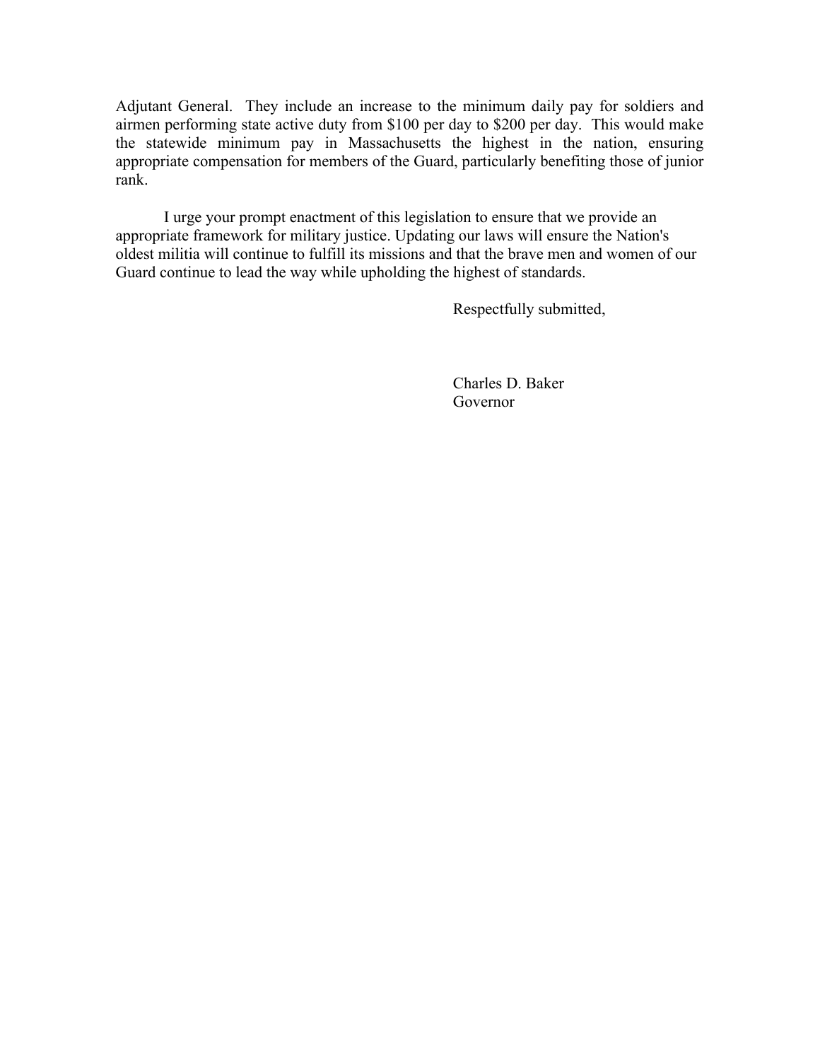Adjutant General. They include an increase to the minimum daily pay for soldiers and airmen performing state active duty from $100 per day to $200 per day. This would make the statewide minimum pay in Massachusetts the highest in the nation, ensuring appropriate compensation for members of the Guard, particularly benefiting those of junior rank.

I urge your prompt enactment of this legislation to ensure that we provide an appropriate framework for military justice. Updating our laws will ensure the Nation's oldest militia will continue to fulfill its missions and that the brave men and women of our Guard continue to lead the way while upholding the highest of standards.

Respectfully submitted,

Charles D. Baker
Governor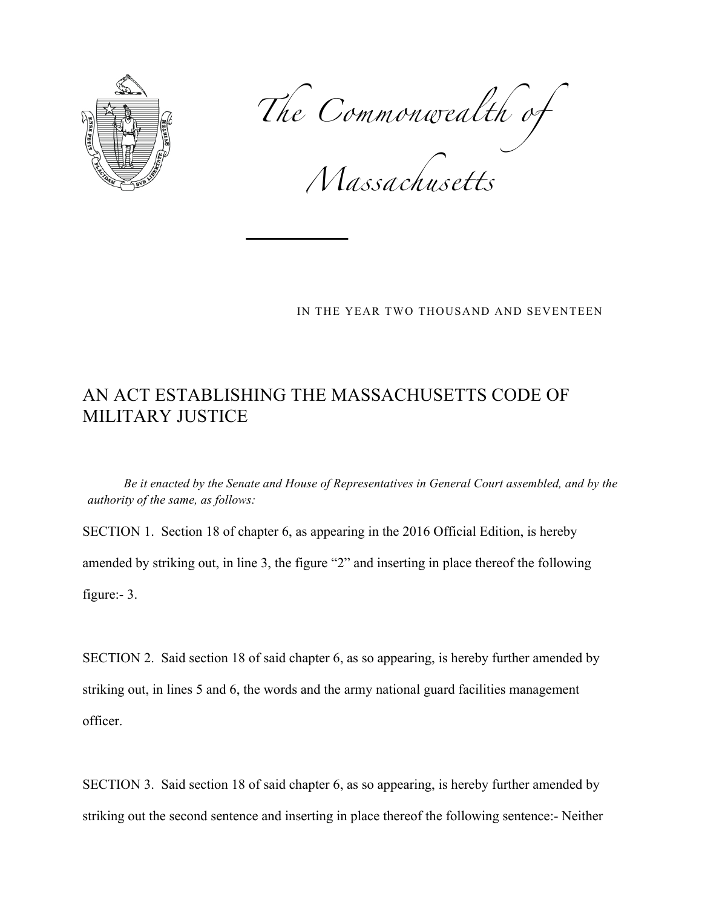The Commonwealth of Massachusetts

IN THE YEAR TWO THOUSAND AND SEVENTEEN

# AN ACT ESTABLISHING THE MASSACHUSETTS CODE OF MILITARY JUSTICE

*Be it enacted by the Senate and House of Representatives in General Court assembled, and by the authority of the same, as follows:*

SECTION 1. Section 18 of chapter 6, as appearing in the 2016 Official Edition, is hereby amended by striking out, in line 3, the figure "2" and inserting in place thereof the following figure:- 3.

SECTION 2. Said section 18 of said chapter 6, as so appearing, is hereby further amended by striking out, in lines 5 and 6, the words and the army national guard facilities management officer.

SECTION 3. Said section 18 of said chapter 6, as so appearing, is hereby further amended by striking out the second sentence and inserting in place thereof the following sentence:- Neither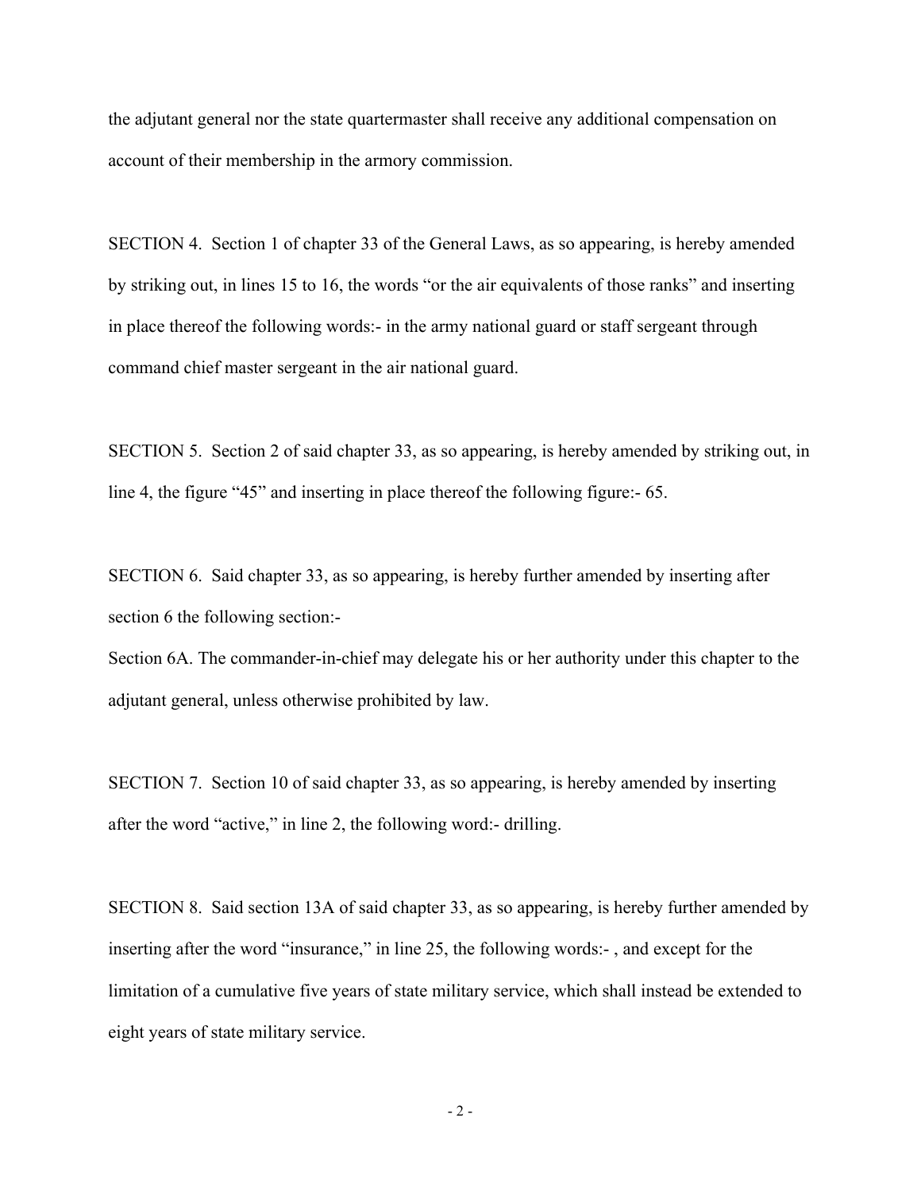the adjutant general nor the state quartermaster shall receive any additional compensation on account of their membership in the armory commission.

SECTION 4. Section 1 of chapter 33 of the General Laws, as so appearing, is hereby amended by striking out, in lines 15 to 16, the words "or the air equivalents of those ranks" and inserting in place thereof the following words:- in the army national guard or staff sergeant through command chief master sergeant in the air national guard.

SECTION 5. Section 2 of said chapter 33, as so appearing, is hereby amended by striking out, in line 4, the figure "45" and inserting in place thereof the following figure:- 65.

SECTION 6. Said chapter 33, as so appearing, is hereby further amended by inserting after section 6 the following section:-

Section 6A. The commander-in-chief may delegate his or her authority under this chapter to the adjutant general, unless otherwise prohibited by law.

SECTION 7. Section 10 of said chapter 33, as so appearing, is hereby amended by inserting after the word "active," in line 2, the following word:- drilling.

SECTION 8. Said section 13A of said chapter 33, as so appearing, is hereby further amended by inserting after the word "insurance," in line 25, the following words:- , and except for the limitation of a cumulative five years of state military service, which shall instead be extended to eight years of state military service.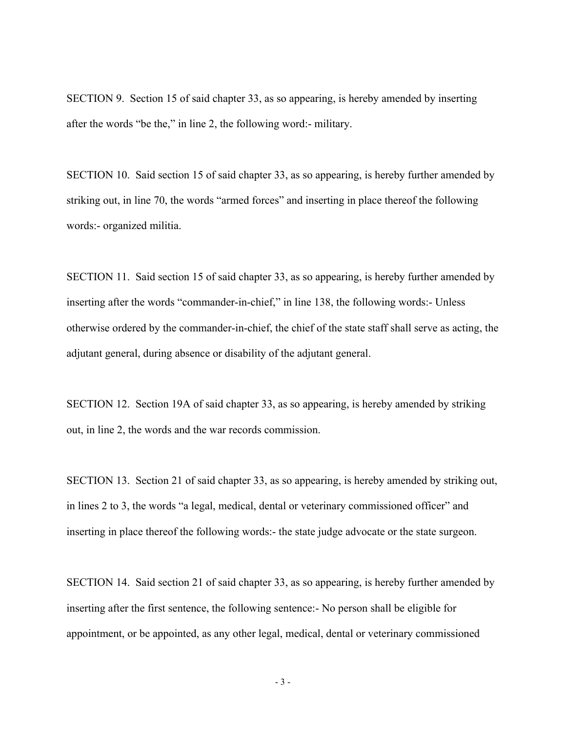SECTION 9. Section 15 of said chapter 33, as so appearing, is hereby amended by inserting after the words "be the," in line 2, the following word:- military.

SECTION 10. Said section 15 of said chapter 33, as so appearing, is hereby further amended by striking out, in line 70, the words "armed forces" and inserting in place thereof the following words:- organized militia.

SECTION 11. Said section 15 of said chapter 33, as so appearing, is hereby further amended by inserting after the words "commander-in-chief," in line 138, the following words:- Unless otherwise ordered by the commander-in-chief, the chief of the state staff shall serve as acting, the adjutant general, during absence or disability of the adjutant general.

SECTION 12. Section 19A of said chapter 33, as so appearing, is hereby amended by striking out, in line 2, the words and the war records commission.

SECTION 13. Section 21 of said chapter 33, as so appearing, is hereby amended by striking out, in lines 2 to 3, the words "a legal, medical, dental or veterinary commissioned officer" and inserting in place thereof the following words:- the state judge advocate or the state surgeon.

SECTION 14. Said section 21 of said chapter 33, as so appearing, is hereby further amended by inserting after the first sentence, the following sentence:- No person shall be eligible for appointment, or be appointed, as any other legal, medical, dental or veterinary commissioned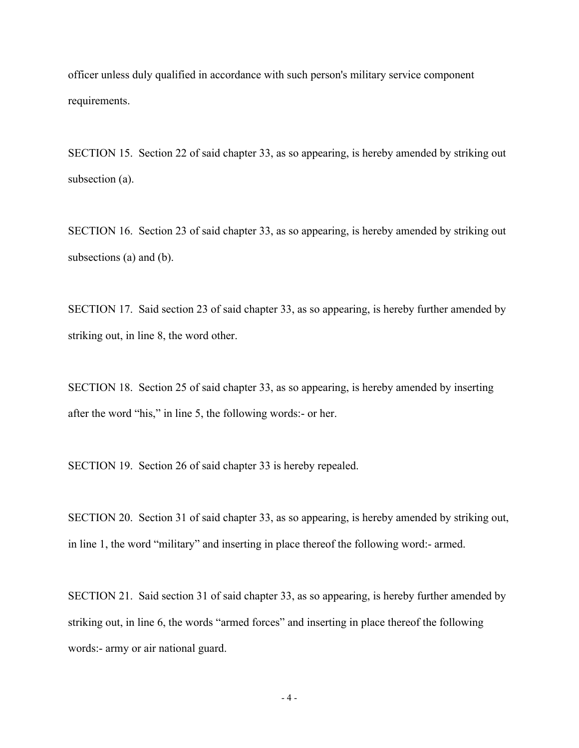officer unless duly qualified in accordance with such person's military service component requirements.

SECTION 15. Section 22 of said chapter 33, as so appearing, is hereby amended by striking out subsection (a).

SECTION 16. Section 23 of said chapter 33, as so appearing, is hereby amended by striking out subsections (a) and (b).

SECTION 17. Said section 23 of said chapter 33, as so appearing, is hereby further amended by striking out, in line 8, the word other.

SECTION 18. Section 25 of said chapter 33, as so appearing, is hereby amended by inserting after the word "his," in line 5, the following words:- or her.

SECTION 19. Section 26 of said chapter 33 is hereby repealed.

SECTION 20. Section 31 of said chapter 33, as so appearing, is hereby amended by striking out, in line 1, the word "military" and inserting in place thereof the following word:- armed.

SECTION 21. Said section 31 of said chapter 33, as so appearing, is hereby further amended by striking out, in line 6, the words "armed forces" and inserting in place thereof the following words:- army or air national guard.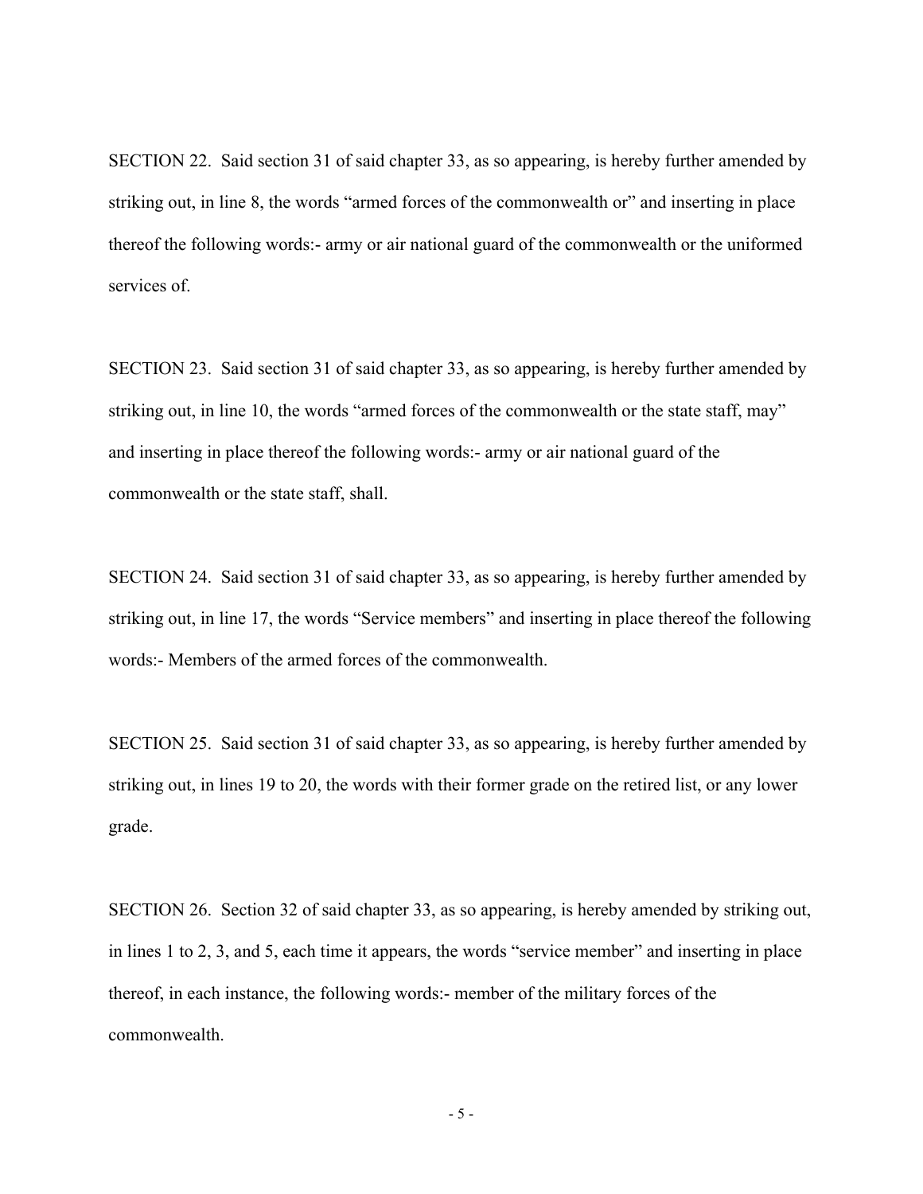SECTION 22. Said section 31 of said chapter 33, as so appearing, is hereby further amended by striking out, in line 8, the words "armed forces of the commonwealth or" and inserting in place thereof the following words:- army or air national guard of the commonwealth or the uniformed services of.

SECTION 23. Said section 31 of said chapter 33, as so appearing, is hereby further amended by striking out, in line 10, the words "armed forces of the commonwealth or the state staff, may" and inserting in place thereof the following words:- army or air national guard of the commonwealth or the state staff, shall.

SECTION 24. Said section 31 of said chapter 33, as so appearing, is hereby further amended by striking out, in line 17, the words "Service members" and inserting in place thereof the following words:- Members of the armed forces of the commonwealth.

SECTION 25. Said section 31 of said chapter 33, as so appearing, is hereby further amended by striking out, in lines 19 to 20, the words with their former grade on the retired list, or any lower grade.

SECTION 26. Section 32 of said chapter 33, as so appearing, is hereby amended by striking out, in lines 1 to 2, 3, and 5, each time it appears, the words "service member" and inserting in place thereof, in each instance, the following words:- member of the military forces of the commonwealth.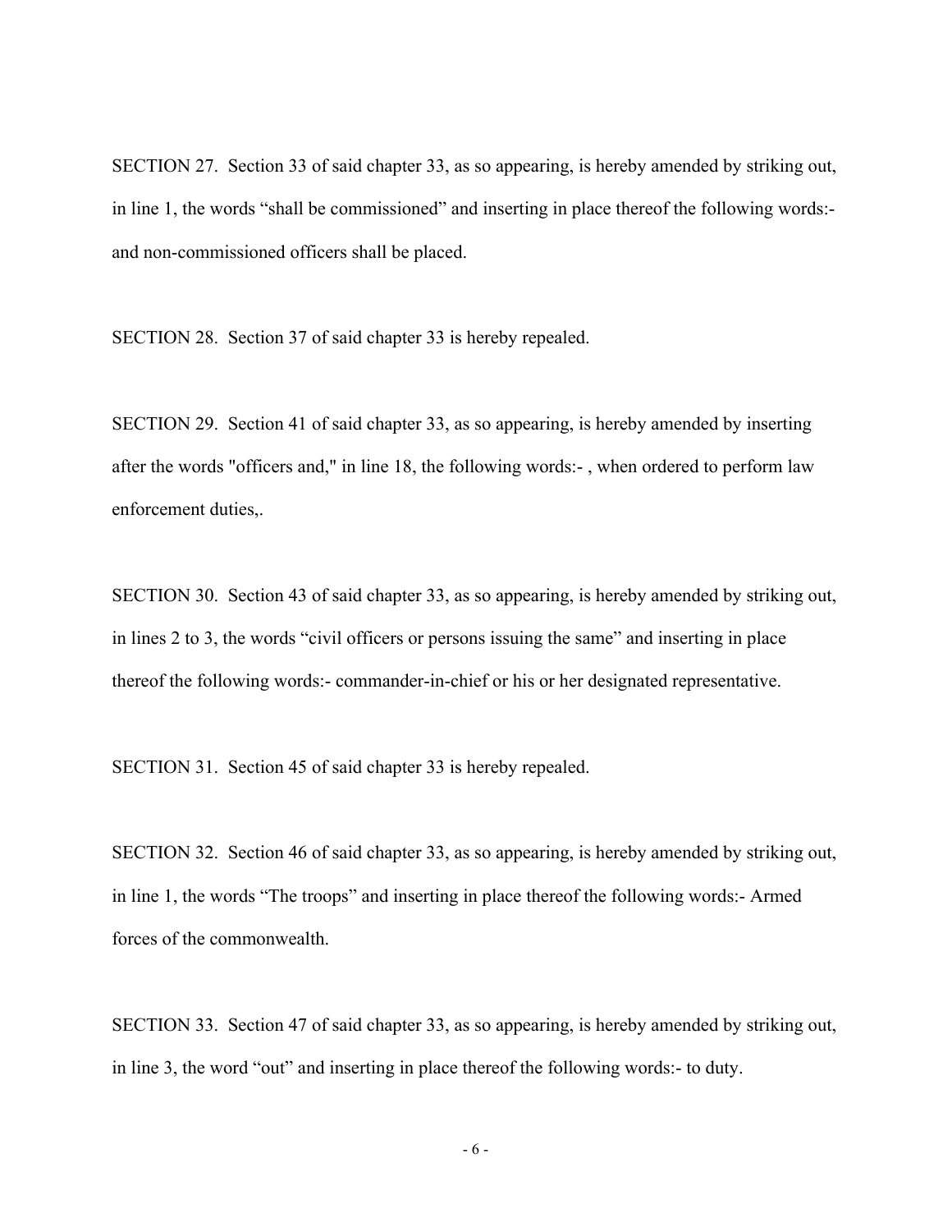SECTION 27. Section 33 of said chapter 33, as so appearing, is hereby amended by striking out, in line 1, the words "shall be commissioned" and inserting in place thereof the following words:- and non-commissioned officers shall be placed.

SECTION 28. Section 37 of said chapter 33 is hereby repealed.

SECTION 29. Section 41 of said chapter 33, as so appearing, is hereby amended by inserting after the words "officers and," in line 18, the following words:- , when ordered to perform law enforcement duties,.

SECTION 30. Section 43 of said chapter 33, as so appearing, is hereby amended by striking out, in lines 2 to 3, the words "civil officers or persons issuing the same" and inserting in place thereof the following words:- commander-in-chief or his or her designated representative.

SECTION 31. Section 45 of said chapter 33 is hereby repealed.

SECTION 32. Section 46 of said chapter 33, as so appearing, is hereby amended by striking out, in line 1, the words "The troops" and inserting in place thereof the following words:- Armed forces of the commonwealth.

SECTION 33. Section 47 of said chapter 33, as so appearing, is hereby amended by striking out, in line 3, the word "out" and inserting in place thereof the following words:- to duty.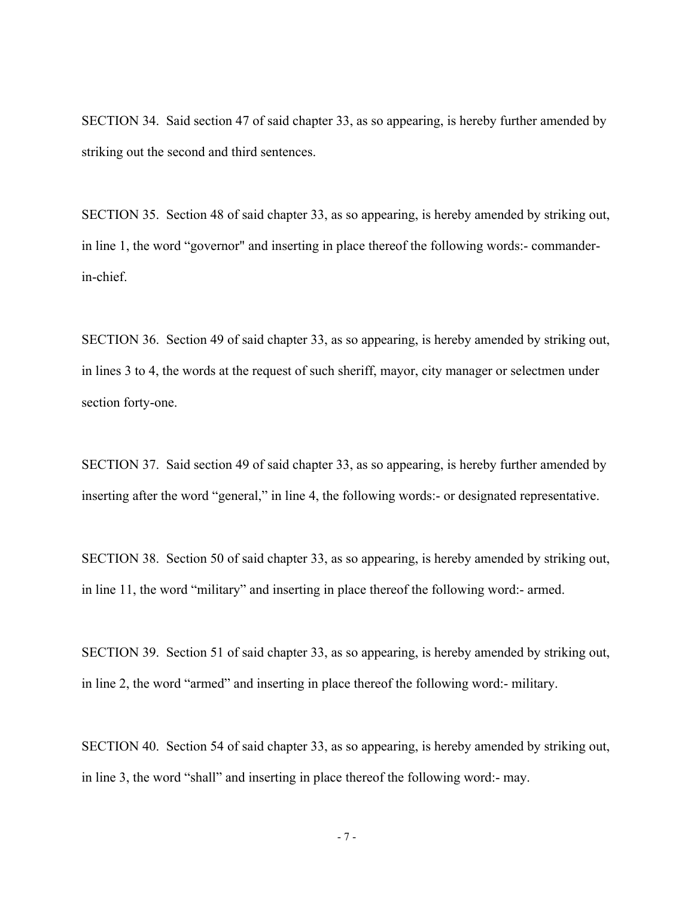SECTION 34. Said section 47 of said chapter 33, as so appearing, is hereby further amended by striking out the second and third sentences.

SECTION 35. Section 48 of said chapter 33, as so appearing, is hereby amended by striking out, in line 1, the word "governor" and inserting in place thereof the following words:- commander-in-chief.

SECTION 36. Section 49 of said chapter 33, as so appearing, is hereby amended by striking out, in lines 3 to 4, the words at the request of such sheriff, mayor, city manager or selectmen under section forty-one.

SECTION 37. Said section 49 of said chapter 33, as so appearing, is hereby further amended by inserting after the word "general," in line 4, the following words:- or designated representative.

SECTION 38. Section 50 of said chapter 33, as so appearing, is hereby amended by striking out, in line 11, the word "military" and inserting in place thereof the following word:- armed.

SECTION 39. Section 51 of said chapter 33, as so appearing, is hereby amended by striking out, in line 2, the word "armed" and inserting in place thereof the following word:- military.

SECTION 40. Section 54 of said chapter 33, as so appearing, is hereby amended by striking out, in line 3, the word "shall" and inserting in place thereof the following word:- may.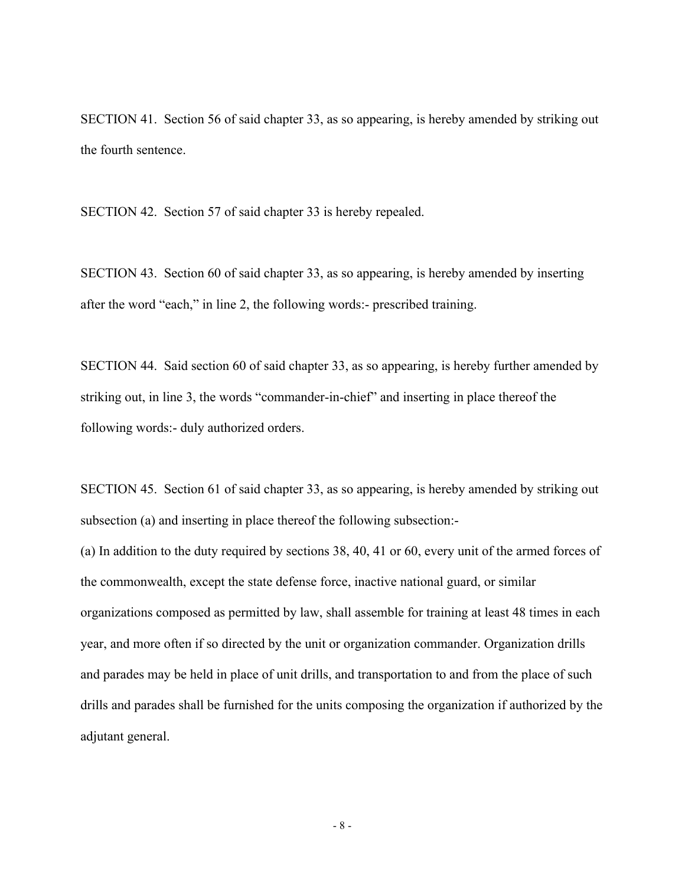SECTION 41. Section 56 of said chapter 33, as so appearing, is hereby amended by striking out the fourth sentence.

SECTION 42. Section 57 of said chapter 33 is hereby repealed.

SECTION 43. Section 60 of said chapter 33, as so appearing, is hereby amended by inserting after the word "each," in line 2, the following words:- prescribed training.

SECTION 44. Said section 60 of said chapter 33, as so appearing, is hereby further amended by striking out, in line 3, the words "commander-in-chief" and inserting in place thereof the following words:- duly authorized orders.

SECTION 45. Section 61 of said chapter 33, as so appearing, is hereby amended by striking out subsection (a) and inserting in place thereof the following subsection:-

(a) In addition to the duty required by sections 38, 40, 41 or 60, every unit of the armed forces of the commonwealth, except the state defense force, inactive national guard, or similar organizations composed as permitted by law, shall assemble for training at least 48 times in each year, and more often if so directed by the unit or organization commander. Organization drills and parades may be held in place of unit drills, and transportation to and from the place of such drills and parades shall be furnished for the units composing the organization if authorized by the adjutant general.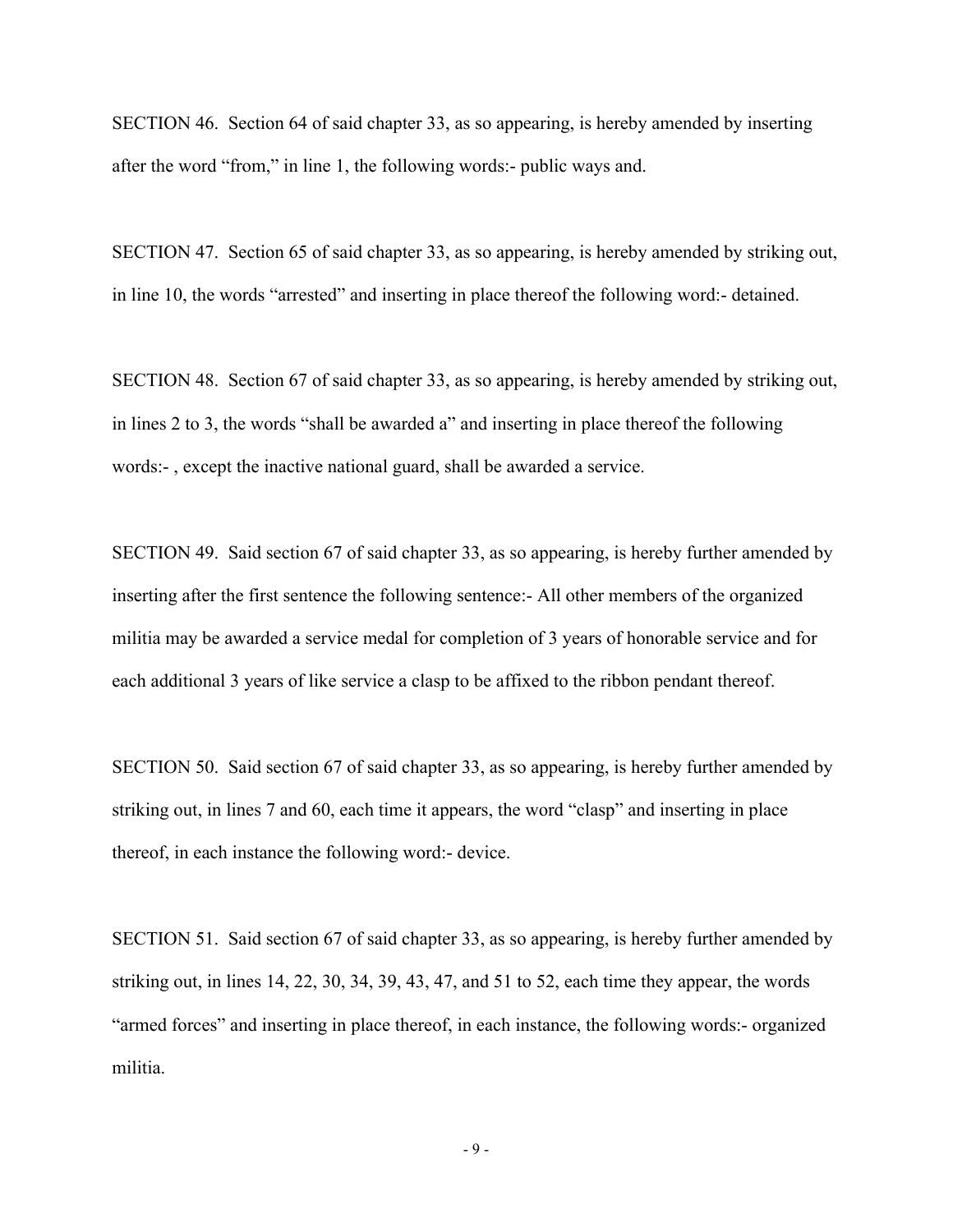SECTION 46. Section 64 of said chapter 33, as so appearing, is hereby amended by inserting after the word "from," in line 1, the following words:- public ways and.

SECTION 47. Section 65 of said chapter 33, as so appearing, is hereby amended by striking out, in line 10, the words "arrested" and inserting in place thereof the following word:- detained.

SECTION 48. Section 67 of said chapter 33, as so appearing, is hereby amended by striking out, in lines 2 to 3, the words "shall be awarded a" and inserting in place thereof the following words:- , except the inactive national guard, shall be awarded a service.

SECTION 49. Said section 67 of said chapter 33, as so appearing, is hereby further amended by inserting after the first sentence the following sentence:- All other members of the organized militia may be awarded a service medal for completion of 3 years of honorable service and for each additional 3 years of like service a clasp to be affixed to the ribbon pendant thereof.

SECTION 50. Said section 67 of said chapter 33, as so appearing, is hereby further amended by striking out, in lines 7 and 60, each time it appears, the word "clasp" and inserting in place thereof, in each instance the following word:- device.

SECTION 51. Said section 67 of said chapter 33, as so appearing, is hereby further amended by striking out, in lines 14, 22, 30, 34, 39, 43, 47, and 51 to 52, each time they appear, the words "armed forces" and inserting in place thereof, in each instance, the following words:- organized militia.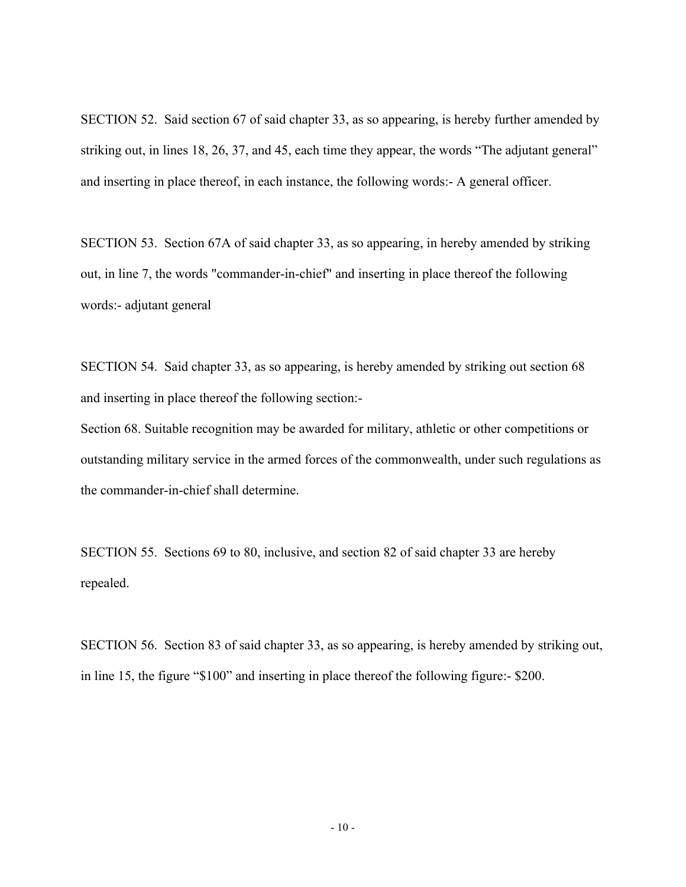SECTION 52. Said section 67 of said chapter 33, as so appearing, is hereby further amended by striking out, in lines 18, 26, 37, and 45, each time they appear, the words "The adjutant general" and inserting in place thereof, in each instance, the following words:- A general officer.

SECTION 53. Section 67A of said chapter 33, as so appearing, in hereby amended by striking out, in line 7, the words "commander-in-chief" and inserting in place thereof the following words:- adjutant general

SECTION 54. Said chapter 33, as so appearing, is hereby amended by striking out section 68 and inserting in place thereof the following section:-

Section 68. Suitable recognition may be awarded for military, athletic or other competitions or outstanding military service in the armed forces of the commonwealth, under such regulations as the commander-in-chief shall determine.

SECTION 55. Sections 69 to 80, inclusive, and section 82 of said chapter 33 are hereby repealed.

SECTION 56. Section 83 of said chapter 33, as so appearing, is hereby amended by striking out, in line 15, the figure "$100" and inserting in place thereof the following figure:- $200.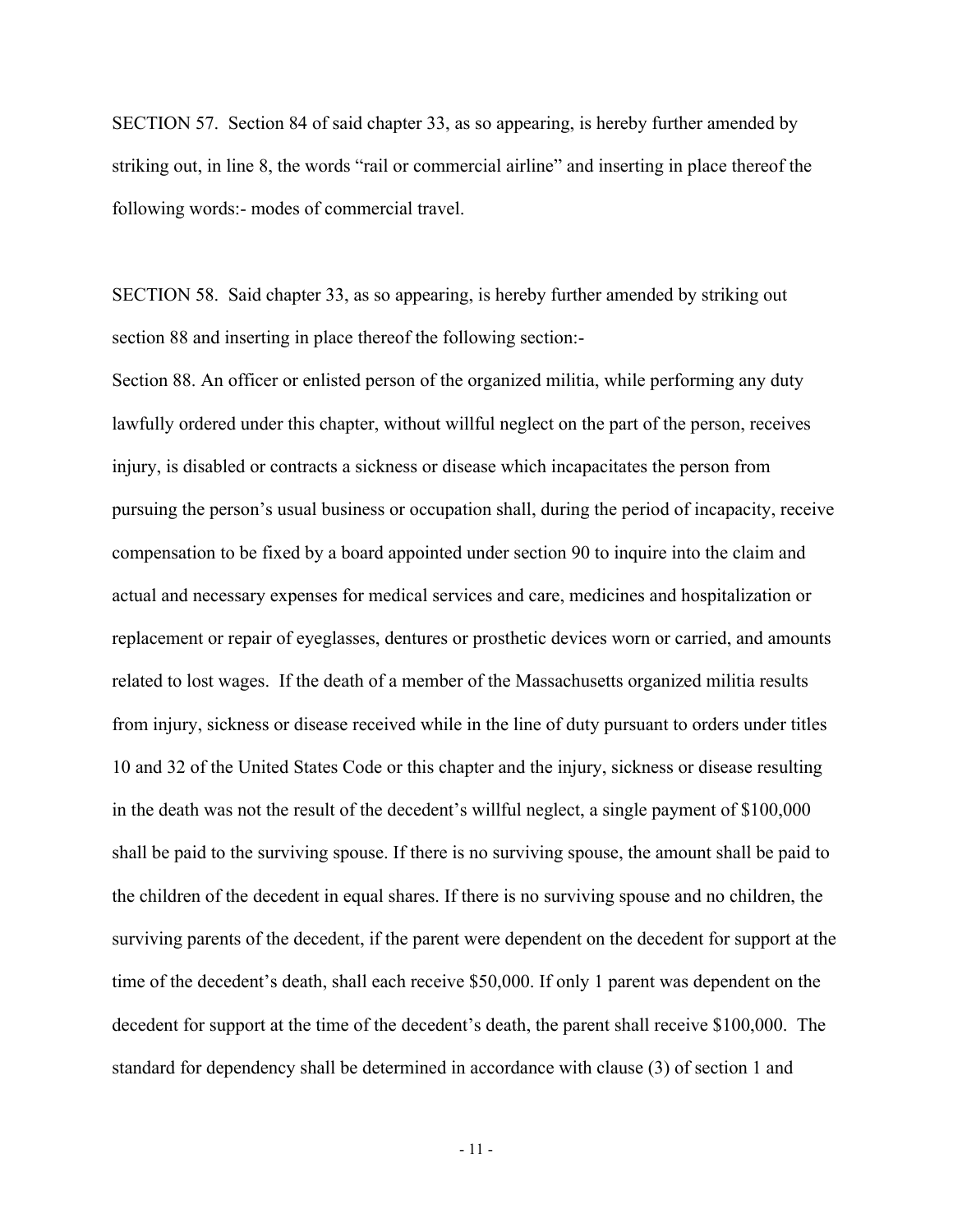SECTION 57. Section 84 of said chapter 33, as so appearing, is hereby further amended by striking out, in line 8, the words "rail or commercial airline" and inserting in place thereof the following words:- modes of commercial travel.

SECTION 58. Said chapter 33, as so appearing, is hereby further amended by striking out section 88 and inserting in place thereof the following section:-

Section 88. An officer or enlisted person of the organized militia, while performing any duty lawfully ordered under this chapter, without willful neglect on the part of the person, receives injury, is disabled or contracts a sickness or disease which incapacitates the person from pursuing the person's usual business or occupation shall, during the period of incapacity, receive compensation to be fixed by a board appointed under section 90 to inquire into the claim and actual and necessary expenses for medical services and care, medicines and hospitalization or replacement or repair of eyeglasses, dentures or prosthetic devices worn or carried, and amounts related to lost wages. If the death of a member of the Massachusetts organized militia results from injury, sickness or disease received while in the line of duty pursuant to orders under titles 10 and 32 of the United States Code or this chapter and the injury, sickness or disease resulting in the death was not the result of the decedent's willful neglect, a single payment of $100,000 shall be paid to the surviving spouse. If there is no surviving spouse, the amount shall be paid to the children of the decedent in equal shares. If there is no surviving spouse and no children, the surviving parents of the decedent, if the parent were dependent on the decedent for support at the time of the decedent's death, shall each receive $50,000. If only 1 parent was dependent on the decedent for support at the time of the decedent's death, the parent shall receive $100,000. The standard for dependency shall be determined in accordance with clause (3) of section 1 and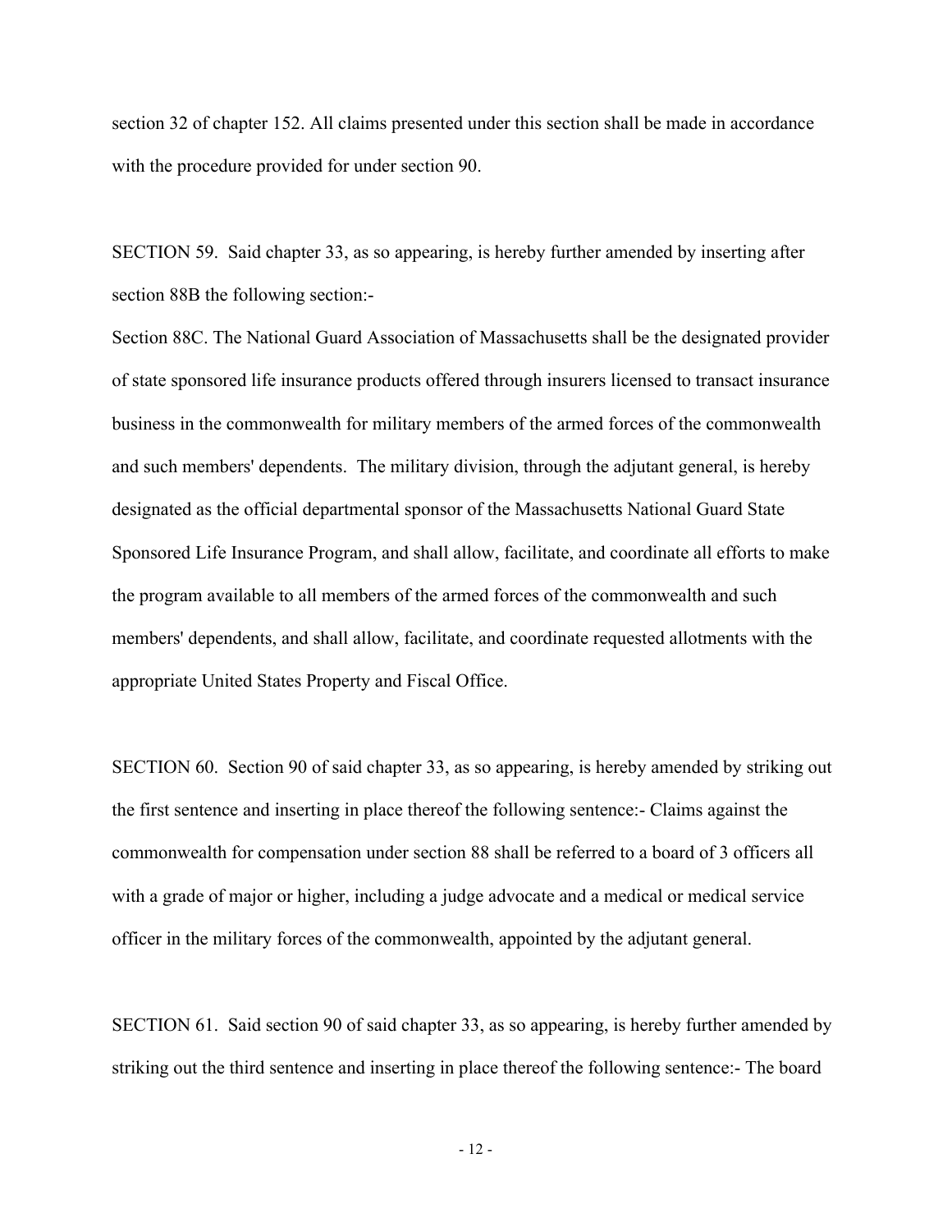section 32 of chapter 152. All claims presented under this section shall be made in accordance with the procedure provided for under section 90.

SECTION 59. Said chapter 33, as so appearing, is hereby further amended by inserting after section 88B the following section:-

Section 88C. The National Guard Association of Massachusetts shall be the designated provider of state sponsored life insurance products offered through insurers licensed to transact insurance business in the commonwealth for military members of the armed forces of the commonwealth and such members' dependents. The military division, through the adjutant general, is hereby designated as the official departmental sponsor of the Massachusetts National Guard State Sponsored Life Insurance Program, and shall allow, facilitate, and coordinate all efforts to make the program available to all members of the armed forces of the commonwealth and such members' dependents, and shall allow, facilitate, and coordinate requested allotments with the appropriate United States Property and Fiscal Office.

SECTION 60. Section 90 of said chapter 33, as so appearing, is hereby amended by striking out the first sentence and inserting in place thereof the following sentence:- Claims against the commonwealth for compensation under section 88 shall be referred to a board of 3 officers all with a grade of major or higher, including a judge advocate and a medical or medical service officer in the military forces of the commonwealth, appointed by the adjutant general.

SECTION 61. Said section 90 of said chapter 33, as so appearing, is hereby further amended by striking out the third sentence and inserting in place thereof the following sentence:- The board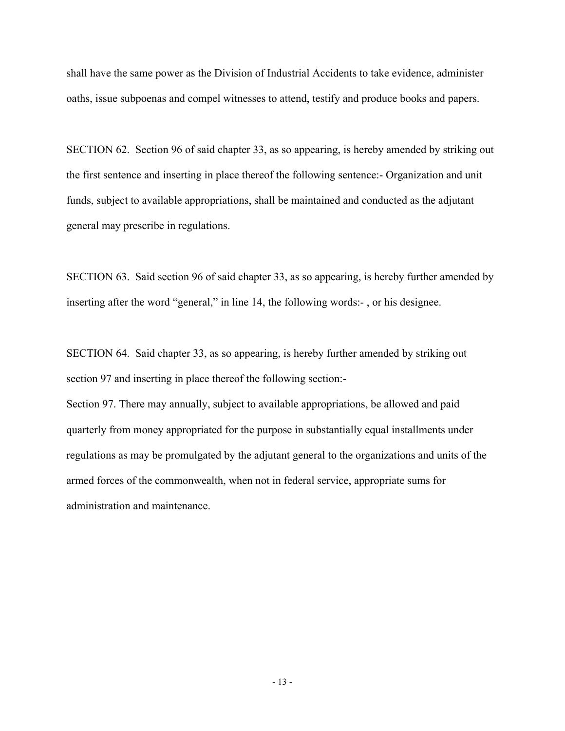shall have the same power as the Division of Industrial Accidents to take evidence, administer oaths, issue subpoenas and compel witnesses to attend, testify and produce books and papers.

SECTION 62. Section 96 of said chapter 33, as so appearing, is hereby amended by striking out the first sentence and inserting in place thereof the following sentence:- Organization and unit funds, subject to available appropriations, shall be maintained and conducted as the adjutant general may prescribe in regulations.

SECTION 63. Said section 96 of said chapter 33, as so appearing, is hereby further amended by inserting after the word "general," in line 14, the following words:- , or his designee.

SECTION 64. Said chapter 33, as so appearing, is hereby further amended by striking out section 97 and inserting in place thereof the following section:-

Section 97. There may annually, subject to available appropriations, be allowed and paid quarterly from money appropriated for the purpose in substantially equal installments under regulations as may be promulgated by the adjutant general to the organizations and units of the armed forces of the commonwealth, when not in federal service, appropriate sums for administration and maintenance.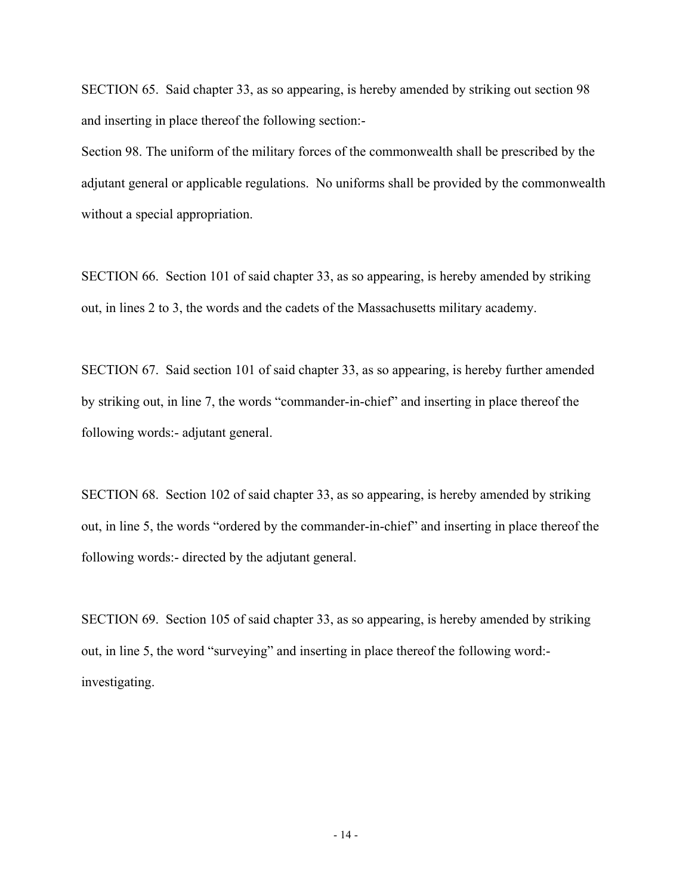SECTION 65. Said chapter 33, as so appearing, is hereby amended by striking out section 98 and inserting in place thereof the following section:-

Section 98. The uniform of the military forces of the commonwealth shall be prescribed by the adjutant general or applicable regulations. No uniforms shall be provided by the commonwealth without a special appropriation.

SECTION 66. Section 101 of said chapter 33, as so appearing, is hereby amended by striking out, in lines 2 to 3, the words and the cadets of the Massachusetts military academy.

SECTION 67. Said section 101 of said chapter 33, as so appearing, is hereby further amended by striking out, in line 7, the words "commander-in-chief" and inserting in place thereof the following words:- adjutant general.

SECTION 68. Section 102 of said chapter 33, as so appearing, is hereby amended by striking out, in line 5, the words "ordered by the commander-in-chief" and inserting in place thereof the following words:- directed by the adjutant general.

SECTION 69. Section 105 of said chapter 33, as so appearing, is hereby amended by striking out, in line 5, the word "surveying" and inserting in place thereof the following word:- investigating.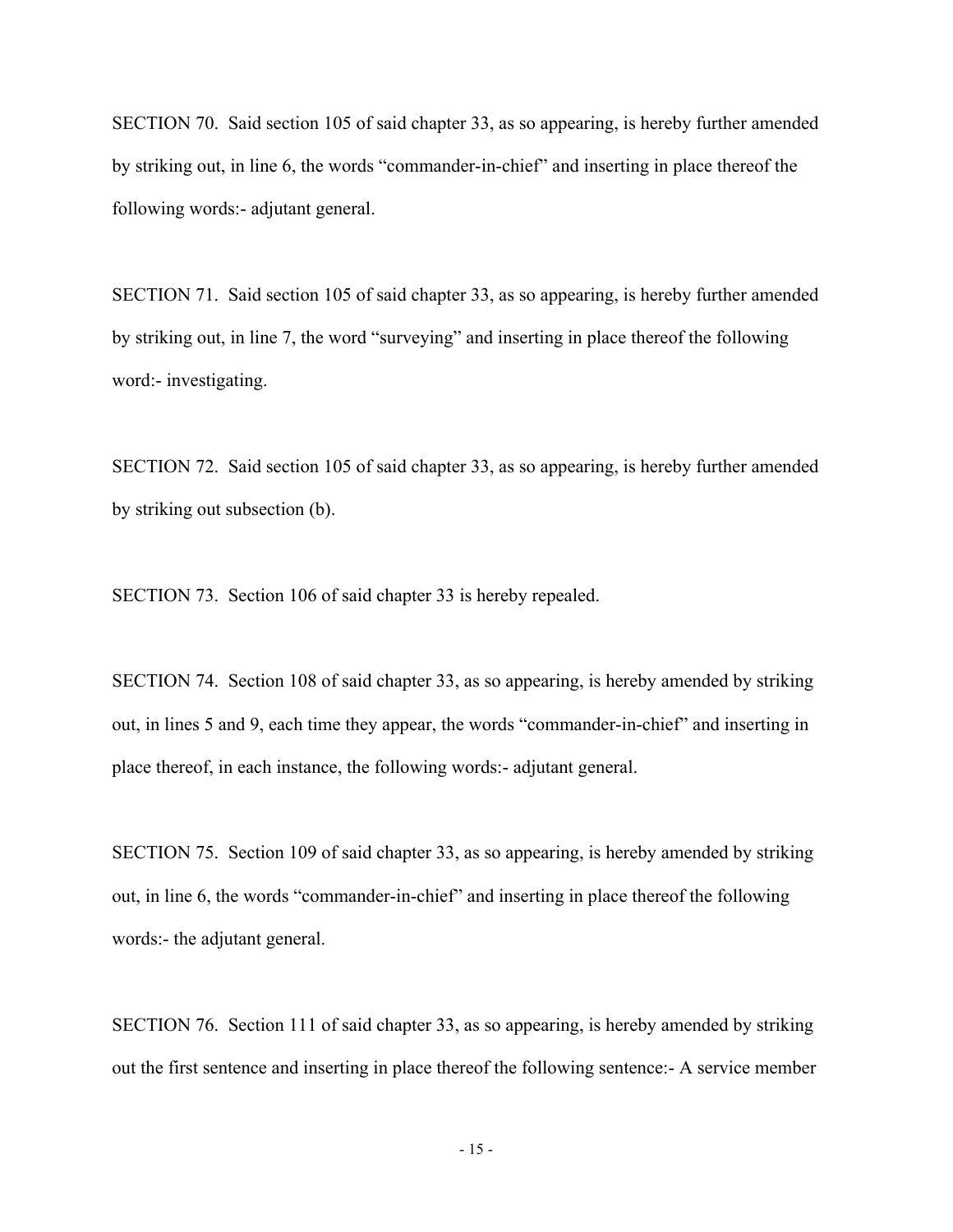SECTION 70. Said section 105 of said chapter 33, as so appearing, is hereby further amended by striking out, in line 6, the words "commander-in-chief" and inserting in place thereof the following words:- adjutant general.

SECTION 71. Said section 105 of said chapter 33, as so appearing, is hereby further amended by striking out, in line 7, the word "surveying" and inserting in place thereof the following word:- investigating.

SECTION 72. Said section 105 of said chapter 33, as so appearing, is hereby further amended by striking out subsection (b).

SECTION 73. Section 106 of said chapter 33 is hereby repealed.

SECTION 74. Section 108 of said chapter 33, as so appearing, is hereby amended by striking out, in lines 5 and 9, each time they appear, the words "commander-in-chief" and inserting in place thereof, in each instance, the following words:- adjutant general.

SECTION 75. Section 109 of said chapter 33, as so appearing, is hereby amended by striking out, in line 6, the words "commander-in-chief" and inserting in place thereof the following words:- the adjutant general.

SECTION 76. Section 111 of said chapter 33, as so appearing, is hereby amended by striking out the first sentence and inserting in place thereof the following sentence:- A service member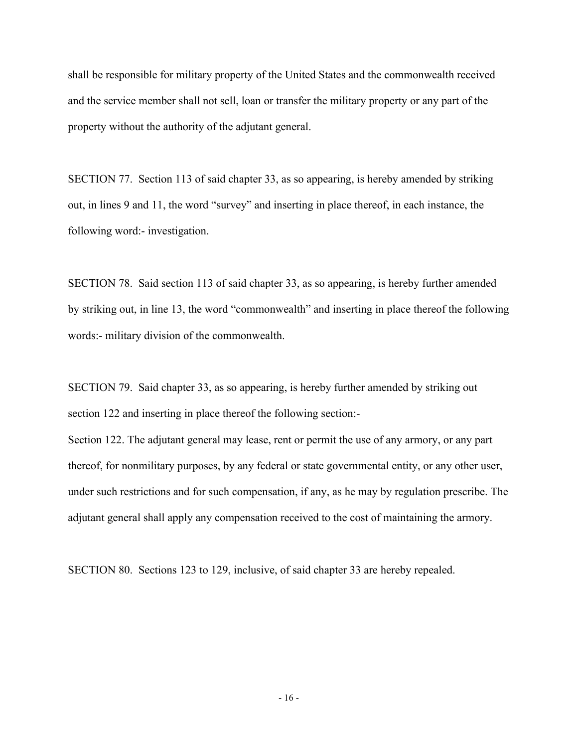shall be responsible for military property of the United States and the commonwealth received and the service member shall not sell, loan or transfer the military property or any part of the property without the authority of the adjutant general.

SECTION 77. Section 113 of said chapter 33, as so appearing, is hereby amended by striking out, in lines 9 and 11, the word "survey" and inserting in place thereof, in each instance, the following word:- investigation.

SECTION 78. Said section 113 of said chapter 33, as so appearing, is hereby further amended by striking out, in line 13, the word "commonwealth" and inserting in place thereof the following words:- military division of the commonwealth.

SECTION 79. Said chapter 33, as so appearing, is hereby further amended by striking out section 122 and inserting in place thereof the following section:-

Section 122. The adjutant general may lease, rent or permit the use of any armory, or any part thereof, for nonmilitary purposes, by any federal or state governmental entity, or any other user, under such restrictions and for such compensation, if any, as he may by regulation prescribe. The adjutant general shall apply any compensation received to the cost of maintaining the armory.

SECTION 80. Sections 123 to 129, inclusive, of said chapter 33 are hereby repealed.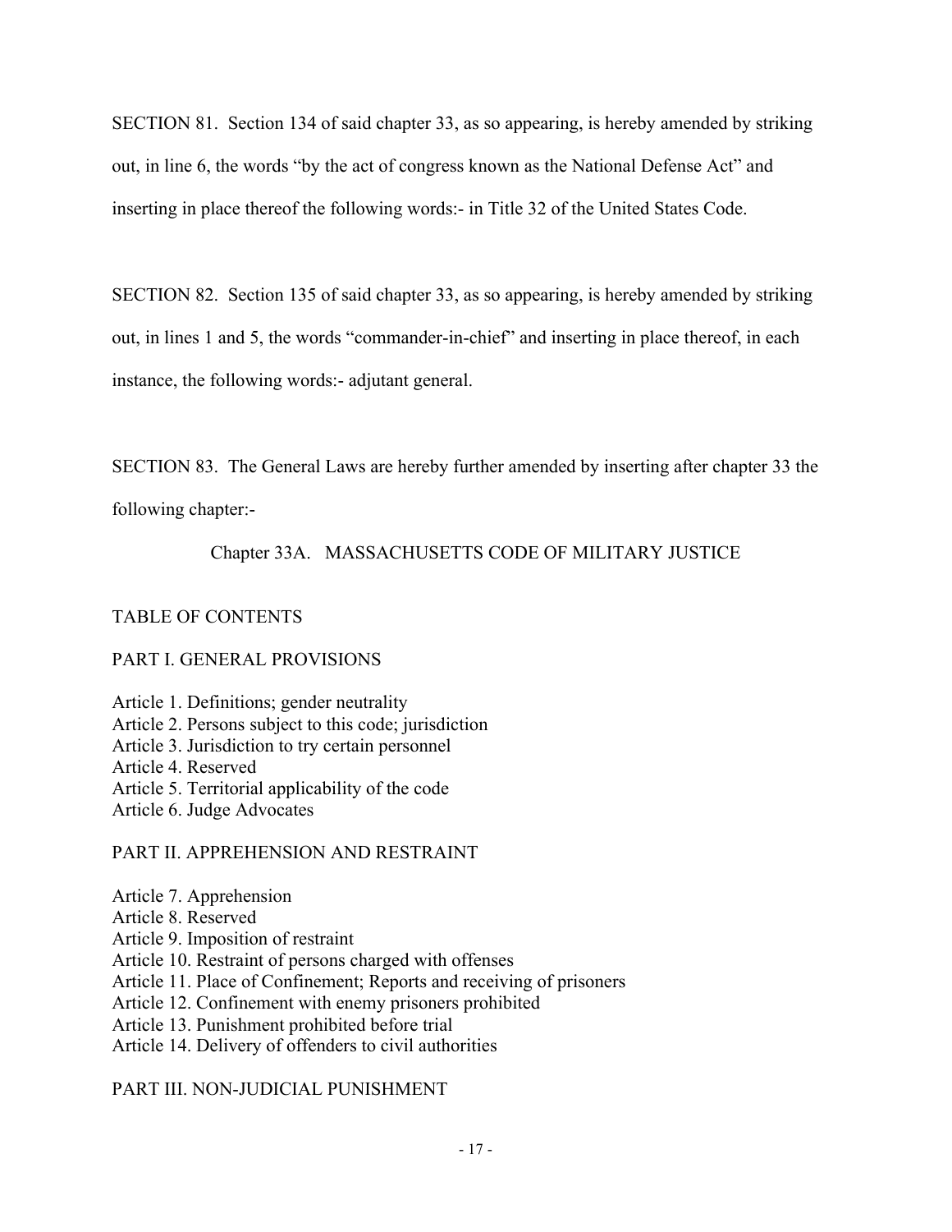SECTION 81. Section 134 of said chapter 33, as so appearing, is hereby amended by striking out, in line 6, the words "by the act of congress known as the National Defense Act" and inserting in place thereof the following words:- in Title 32 of the United States Code.

SECTION 82. Section 135 of said chapter 33, as so appearing, is hereby amended by striking out, in lines 1 and 5, the words "commander-in-chief" and inserting in place thereof, in each instance, the following words:- adjutant general.

SECTION 83. The General Laws are hereby further amended by inserting after chapter 33 the following chapter:-

Chapter 33A. MASSACHUSETTS CODE OF MILITARY JUSTICE

TABLE OF CONTENTS

PART I. GENERAL PROVISIONS

Article 1. Definitions; gender neutrality
Article 2. Persons subject to this code; jurisdiction
Article 3. Jurisdiction to try certain personnel
Article 4. Reserved
Article 5. Territorial applicability of the code
Article 6. Judge Advocates

PART II. APPREHENSION AND RESTRAINT

Article 7. Apprehension
Article 8. Reserved
Article 9. Imposition of restraint
Article 10. Restraint of persons charged with offenses
Article 11. Place of Confinement; Reports and receiving of prisoners
Article 12. Confinement with enemy prisoners prohibited
Article 13. Punishment prohibited before trial
Article 14. Delivery of offenders to civil authorities

PART III. NON-JUDICIAL PUNISHMENT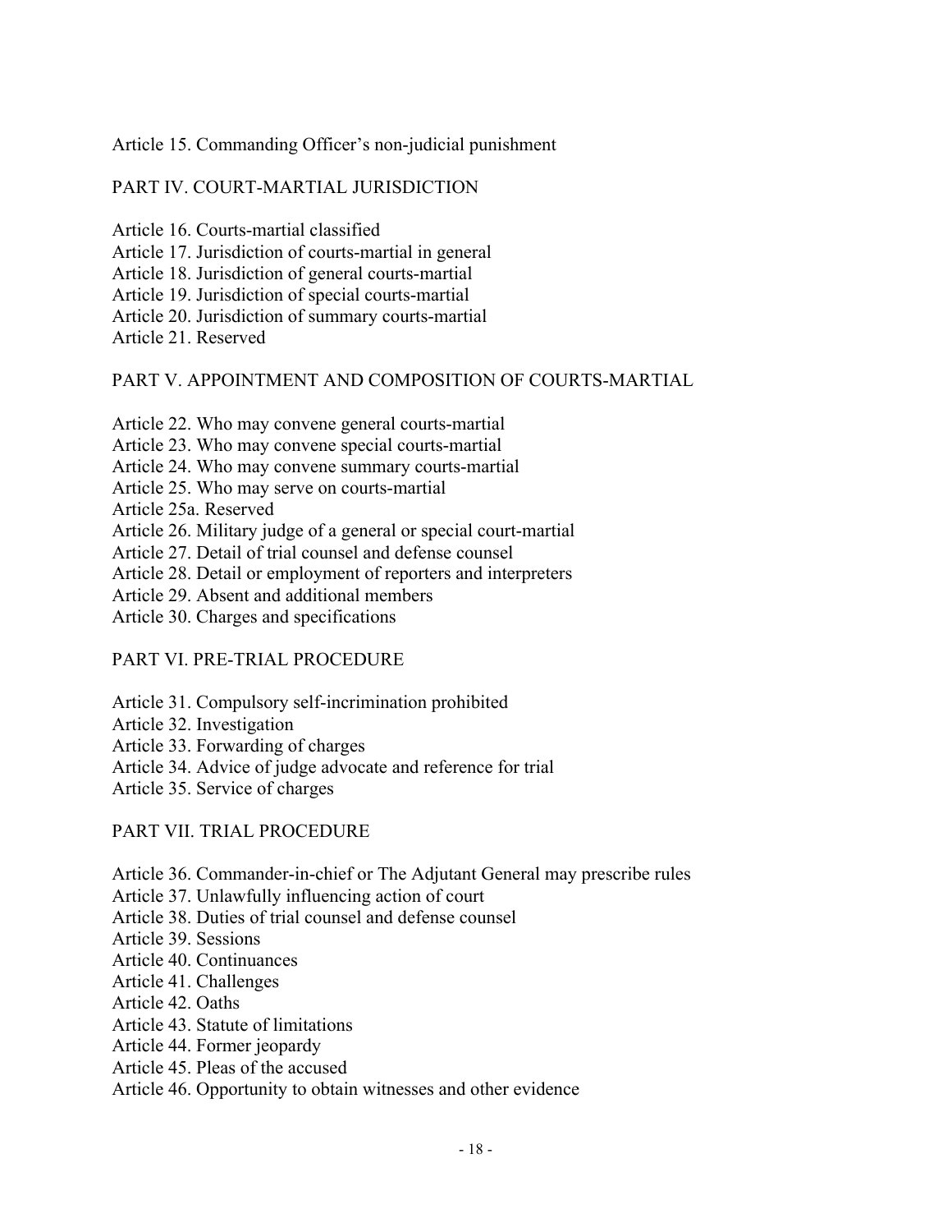Article 15. Commanding Officer's non-judicial punishment

PART IV. COURT-MARTIAL JURISDICTION

Article 16. Courts-martial classified
Article 17. Jurisdiction of courts-martial in general
Article 18. Jurisdiction of general courts-martial
Article 19. Jurisdiction of special courts-martial
Article 20. Jurisdiction of summary courts-martial
Article 21. Reserved

PART V. APPOINTMENT AND COMPOSITION OF COURTS-MARTIAL

Article 22. Who may convene general courts-martial
Article 23. Who may convene special courts-martial
Article 24. Who may convene summary courts-martial
Article 25. Who may serve on courts-martial
Article 25a. Reserved
Article 26. Military judge of a general or special court-martial
Article 27. Detail of trial counsel and defense counsel
Article 28. Detail or employment of reporters and interpreters
Article 29. Absent and additional members
Article 30. Charges and specifications

PART VI. PRE-TRIAL PROCEDURE

Article 31. Compulsory self-incrimination prohibited
Article 32. Investigation
Article 33. Forwarding of charges
Article 34. Advice of judge advocate and reference for trial
Article 35. Service of charges

PART VII. TRIAL PROCEDURE

Article 36. Commander-in-chief or The Adjutant General may prescribe rules
Article 37. Unlawfully influencing action of court
Article 38. Duties of trial counsel and defense counsel
Article 39. Sessions
Article 40. Continuances
Article 41. Challenges
Article 42. Oaths
Article 43. Statute of limitations
Article 44. Former jeopardy
Article 45. Pleas of the accused
Article 46. Opportunity to obtain witnesses and other evidence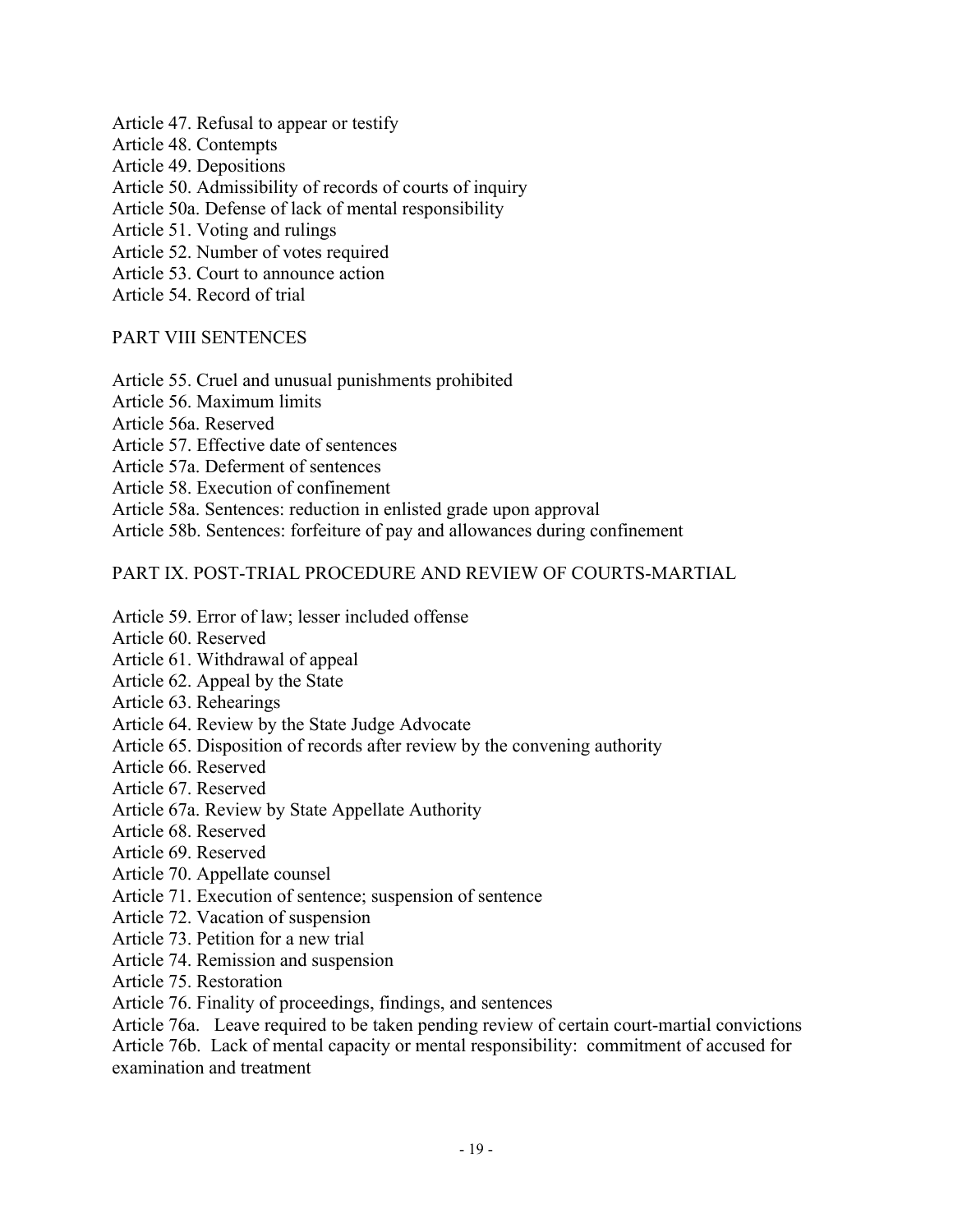Article 47. Refusal to appear or testify
Article 48. Contempts
Article 49. Depositions
Article 50. Admissibility of records of courts of inquiry
Article 50a. Defense of lack of mental responsibility
Article 51. Voting and rulings
Article 52. Number of votes required
Article 53. Court to announce action
Article 54. Record of trial

## PART VIII SENTENCES

Article 55. Cruel and unusual punishments prohibited
Article 56. Maximum limits
Article 56a. Reserved
Article 57. Effective date of sentences
Article 57a. Deferment of sentences
Article 58. Execution of confinement
Article 58a. Sentences: reduction in enlisted grade upon approval
Article 58b. Sentences: forfeiture of pay and allowances during confinement

## PART IX. POST-TRIAL PROCEDURE AND REVIEW OF COURTS-MARTIAL

Article 59. Error of law; lesser included offense
Article 60. Reserved
Article 61. Withdrawal of appeal
Article 62. Appeal by the State
Article 63. Rehearings
Article 64. Review by the State Judge Advocate
Article 65. Disposition of records after review by the convening authority
Article 66. Reserved
Article 67. Reserved
Article 67a. Review by State Appellate Authority
Article 68. Reserved
Article 69. Reserved
Article 70. Appellate counsel
Article 71. Execution of sentence; suspension of sentence
Article 72. Vacation of suspension
Article 73. Petition for a new trial
Article 74. Remission and suspension
Article 75. Restoration
Article 76. Finality of proceedings, findings, and sentences
Article 76a. Leave required to be taken pending review of certain court-martial convictions
Article 76b. Lack of mental capacity or mental responsibility: commitment of accused for examination and treatment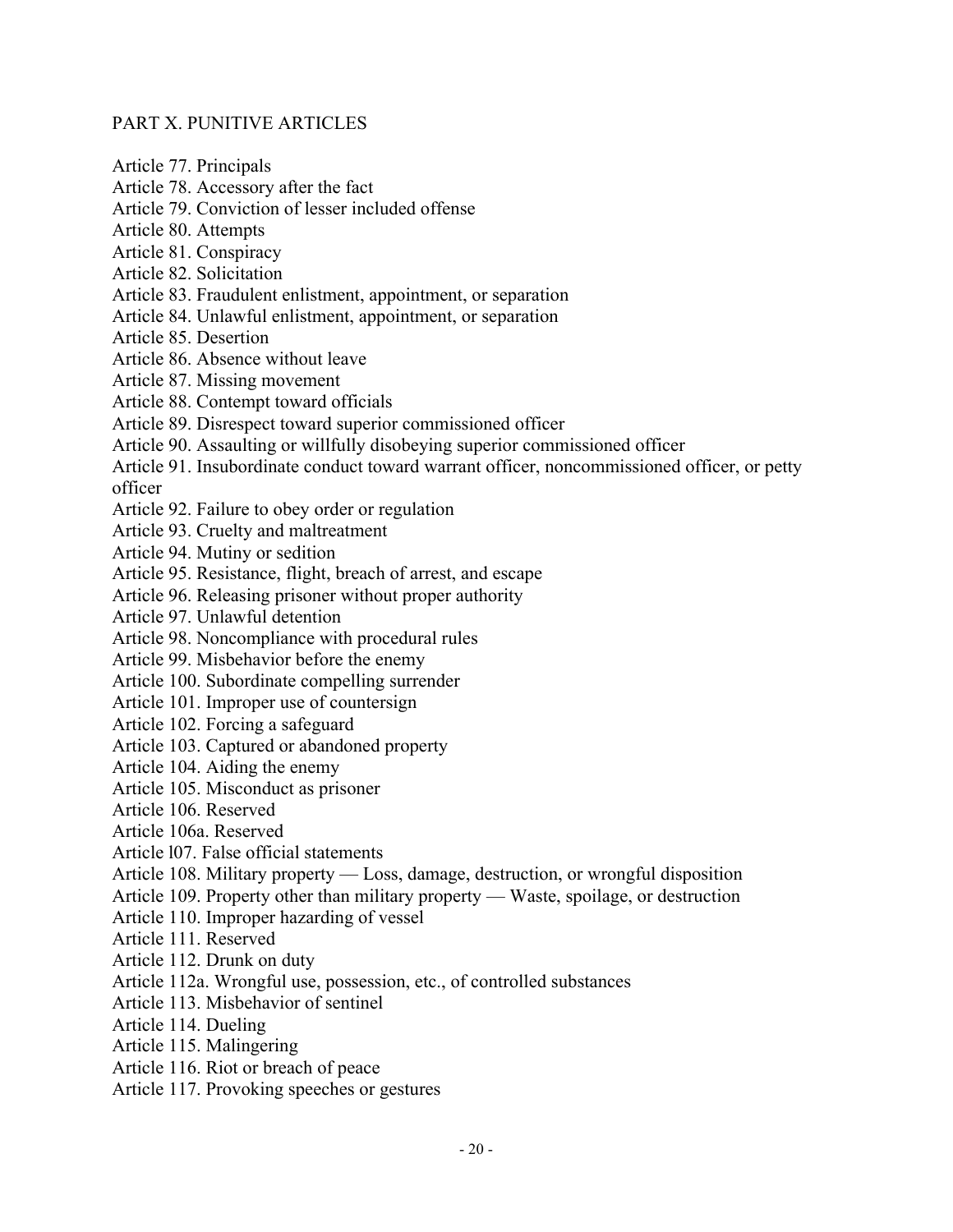## PART X. PUNITIVE ARTICLES

Article 77. Principals
Article 78. Accessory after the fact
Article 79. Conviction of lesser included offense
Article 80. Attempts
Article 81. Conspiracy
Article 82. Solicitation
Article 83. Fraudulent enlistment, appointment, or separation
Article 84. Unlawful enlistment, appointment, or separation
Article 85. Desertion
Article 86. Absence without leave
Article 87. Missing movement
Article 88. Contempt toward officials
Article 89. Disrespect toward superior commissioned officer
Article 90. Assaulting or willfully disobeying superior commissioned officer
Article 91. Insubordinate conduct toward warrant officer, noncommissioned officer, or petty officer
Article 92. Failure to obey order or regulation
Article 93. Cruelty and maltreatment
Article 94. Mutiny or sedition
Article 95. Resistance, flight, breach of arrest, and escape
Article 96. Releasing prisoner without proper authority
Article 97. Unlawful detention
Article 98. Noncompliance with procedural rules
Article 99. Misbehavior before the enemy
Article 100. Subordinate compelling surrender
Article 101. Improper use of countersign
Article 102. Forcing a safeguard
Article 103. Captured or abandoned property
Article 104. Aiding the enemy
Article 105. Misconduct as prisoner
Article 106. Reserved
Article 106a. Reserved
Article l07. False official statements
Article 108. Military property — Loss, damage, destruction, or wrongful disposition
Article 109. Property other than military property — Waste, spoilage, or destruction
Article 110. Improper hazarding of vessel
Article 111. Reserved
Article 112. Drunk on duty
Article 112a. Wrongful use, possession, etc., of controlled substances
Article 113. Misbehavior of sentinel
Article 114. Dueling
Article 115. Malingering
Article 116. Riot or breach of peace
Article 117. Provoking speeches or gestures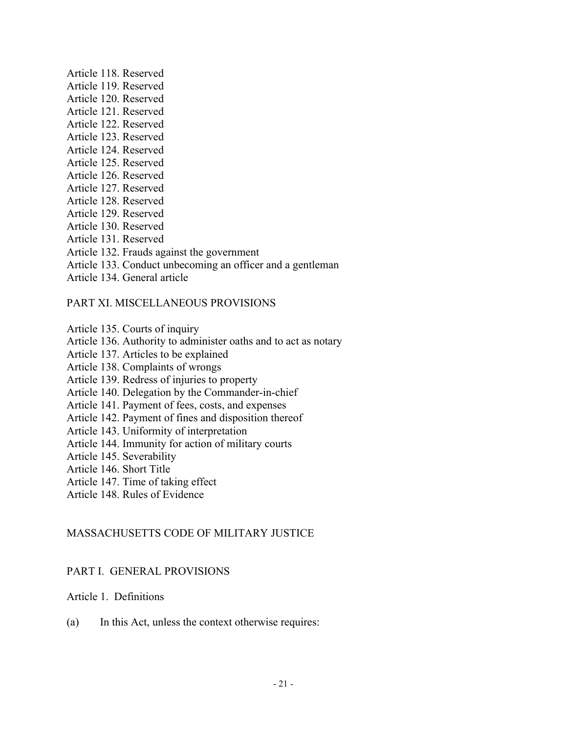Article 118. Reserved
Article 119. Reserved
Article 120. Reserved
Article 121. Reserved
Article 122. Reserved
Article 123. Reserved
Article 124. Reserved
Article 125. Reserved
Article 126. Reserved
Article 127. Reserved
Article 128. Reserved
Article 129. Reserved
Article 130. Reserved
Article 131. Reserved
Article 132. Frauds against the government
Article 133. Conduct unbecoming an officer and a gentleman
Article 134. General article

PART XI. MISCELLANEOUS PROVISIONS

Article 135. Courts of inquiry
Article 136. Authority to administer oaths and to act as notary
Article 137. Articles to be explained
Article 138. Complaints of wrongs
Article 139. Redress of injuries to property
Article 140. Delegation by the Commander-in-chief
Article 141. Payment of fees, costs, and expenses
Article 142. Payment of fines and disposition thereof
Article 143. Uniformity of interpretation
Article 144. Immunity for action of military courts
Article 145. Severability
Article 146. Short Title
Article 147. Time of taking effect
Article 148. Rules of Evidence

# MASSACHUSETTS CODE OF MILITARY JUSTICE

## PART I. GENERAL PROVISIONS

### Article 1. Definitions

(a) In this Act, unless the context otherwise requires: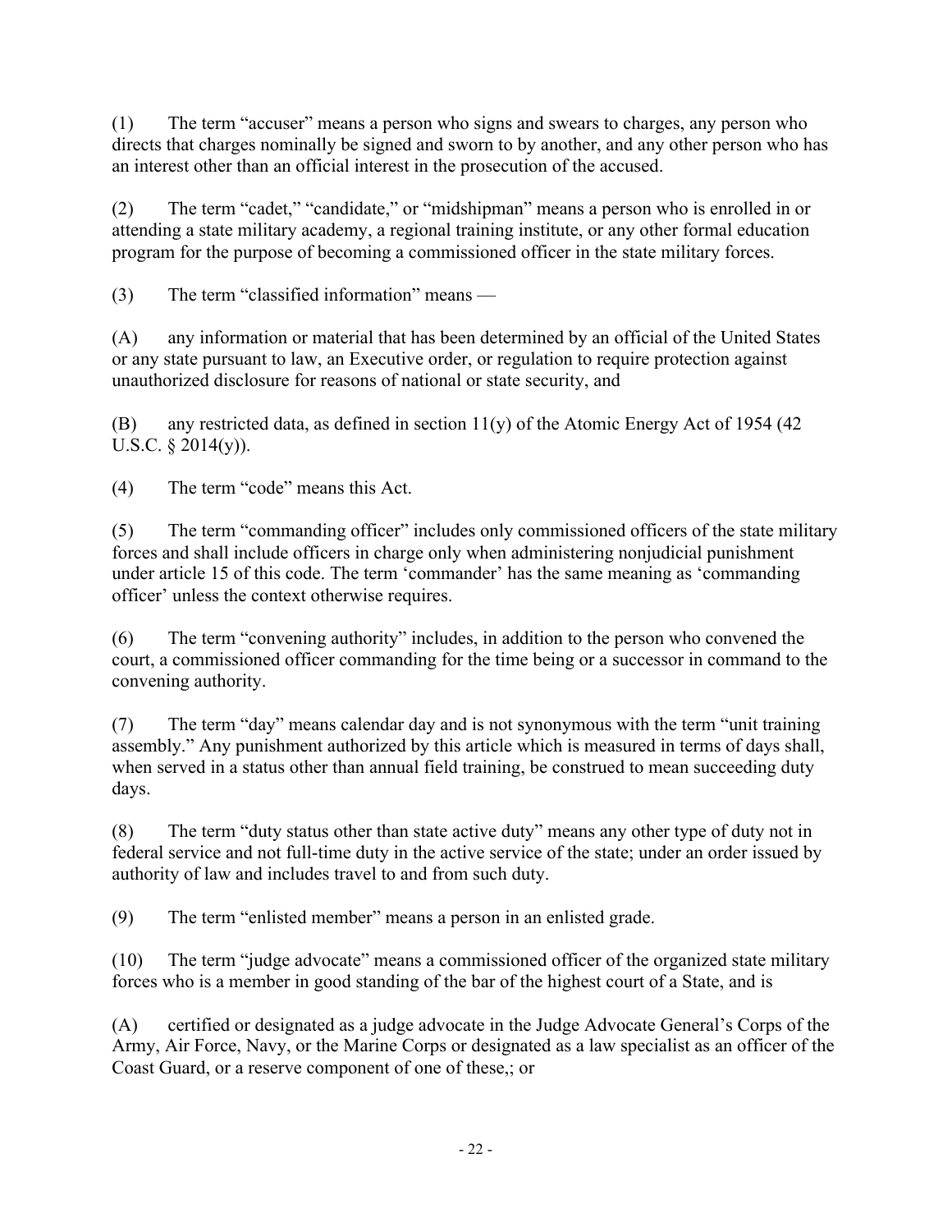(1) The term “accuser” means a person who signs and swears to charges, any person who directs that charges nominally be signed and sworn to by another, and any other person who has an interest other than an official interest in the prosecution of the accused.

(2) The term “cadet,” “candidate,” or “midshipman” means a person who is enrolled in or attending a state military academy, a regional training institute, or any other formal education program for the purpose of becoming a commissioned officer in the state military forces.

(3) The term “classified information” means —

(A) any information or material that has been determined by an official of the United States or any state pursuant to law, an Executive order, or regulation to require protection against unauthorized disclosure for reasons of national or state security, and

(B) any restricted data, as defined in section 11(y) of the Atomic Energy Act of 1954 (42 U.S.C. § 2014(y)).

(4) The term “code” means this Act.

(5) The term “commanding officer” includes only commissioned officers of the state military forces and shall include officers in charge only when administering nonjudicial punishment under article 15 of this code. The term ‘commander’ has the same meaning as ‘commanding officer’ unless the context otherwise requires.

(6) The term “convening authority” includes, in addition to the person who convened the court, a commissioned officer commanding for the time being or a successor in command to the convening authority.

(7) The term “day” means calendar day and is not synonymous with the term “unit training assembly.” Any punishment authorized by this article which is measured in terms of days shall, when served in a status other than annual field training, be construed to mean succeeding duty days.

(8) The term “duty status other than state active duty” means any other type of duty not in federal service and not full-time duty in the active service of the state; under an order issued by authority of law and includes travel to and from such duty.

(9) The term “enlisted member” means a person in an enlisted grade.

(10) The term “judge advocate” means a commissioned officer of the organized state military forces who is a member in good standing of the bar of the highest court of a State, and is

(A) certified or designated as a judge advocate in the Judge Advocate General’s Corps of the Army, Air Force, Navy, or the Marine Corps or designated as a law specialist as an officer of the Coast Guard, or a reserve component of one of these,; or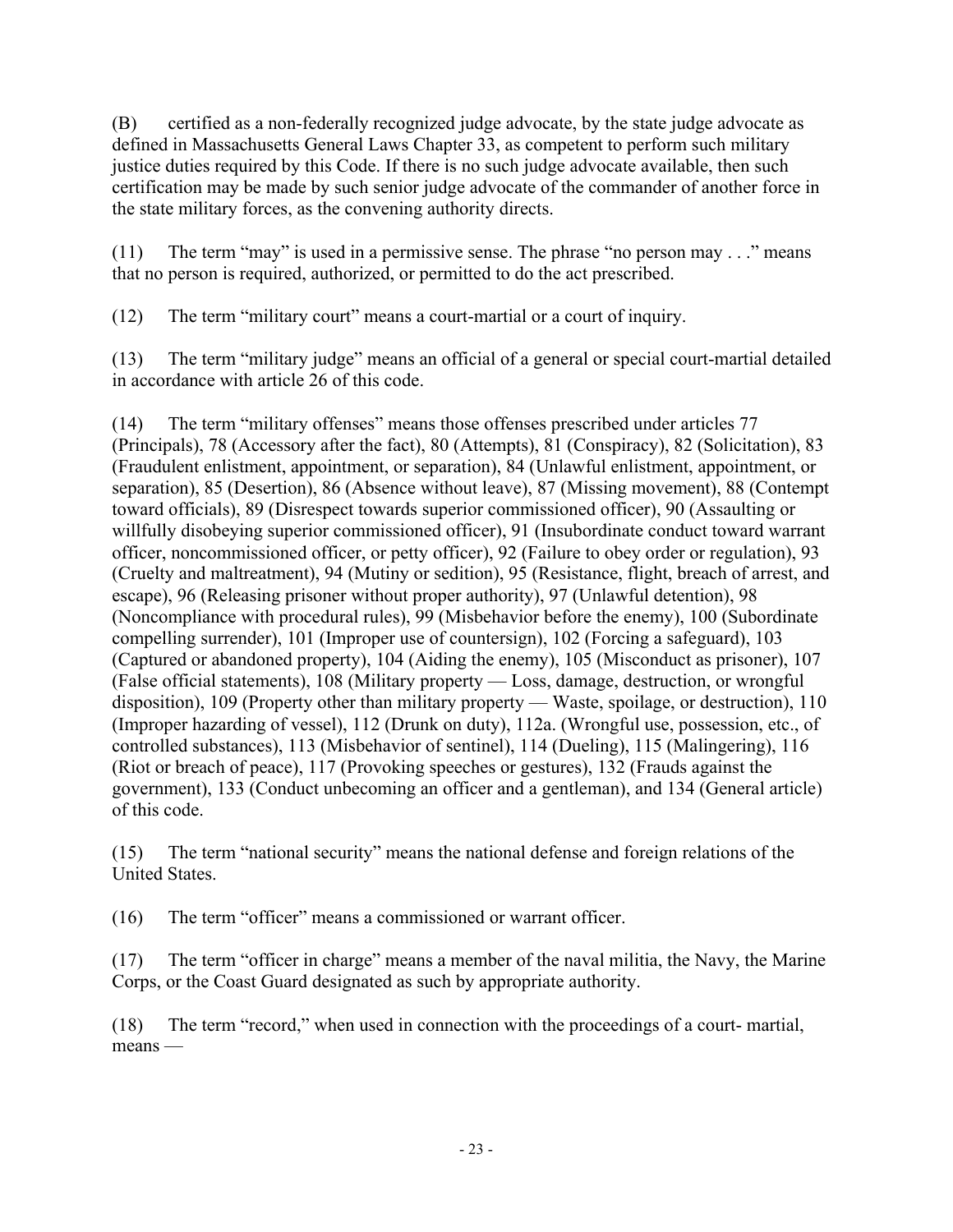(B) certified as a non-federally recognized judge advocate, by the state judge advocate as defined in Massachusetts General Laws Chapter 33, as competent to perform such military justice duties required by this Code. If there is no such judge advocate available, then such certification may be made by such senior judge advocate of the commander of another force in the state military forces, as the convening authority directs.

(11) The term "may" is used in a permissive sense. The phrase "no person may . . ." means that no person is required, authorized, or permitted to do the act prescribed.

(12) The term "military court" means a court-martial or a court of inquiry.

(13) The term "military judge" means an official of a general or special court-martial detailed in accordance with article 26 of this code.

(14) The term "military offenses" means those offenses prescribed under articles 77 (Principals), 78 (Accessory after the fact), 80 (Attempts), 81 (Conspiracy), 82 (Solicitation), 83 (Fraudulent enlistment, appointment, or separation), 84 (Unlawful enlistment, appointment, or separation), 85 (Desertion), 86 (Absence without leave), 87 (Missing movement), 88 (Contempt toward officials), 89 (Disrespect towards superior commissioned officer), 90 (Assaulting or willfully disobeying superior commissioned officer), 91 (Insubordinate conduct toward warrant officer, noncommissioned officer, or petty officer), 92 (Failure to obey order or regulation), 93 (Cruelty and maltreatment), 94 (Mutiny or sedition), 95 (Resistance, flight, breach of arrest, and escape), 96 (Releasing prisoner without proper authority), 97 (Unlawful detention), 98 (Noncompliance with procedural rules), 99 (Misbehavior before the enemy), 100 (Subordinate compelling surrender), 101 (Improper use of countersign), 102 (Forcing a safeguard), 103 (Captured or abandoned property), 104 (Aiding the enemy), 105 (Misconduct as prisoner), 107 (False official statements), 108 (Military property — Loss, damage, destruction, or wrongful disposition), 109 (Property other than military property — Waste, spoilage, or destruction), 110 (Improper hazarding of vessel), 112 (Drunk on duty), 112a. (Wrongful use, possession, etc., of controlled substances), 113 (Misbehavior of sentinel), 114 (Dueling), 115 (Malingering), 116 (Riot or breach of peace), 117 (Provoking speeches or gestures), 132 (Frauds against the government), 133 (Conduct unbecoming an officer and a gentleman), and 134 (General article) of this code.

(15) The term "national security" means the national defense and foreign relations of the United States.

(16) The term "officer" means a commissioned or warrant officer.

(17) The term "officer in charge" means a member of the naval militia, the Navy, the Marine Corps, or the Coast Guard designated as such by appropriate authority.

(18) The term "record," when used in connection with the proceedings of a court- martial, means —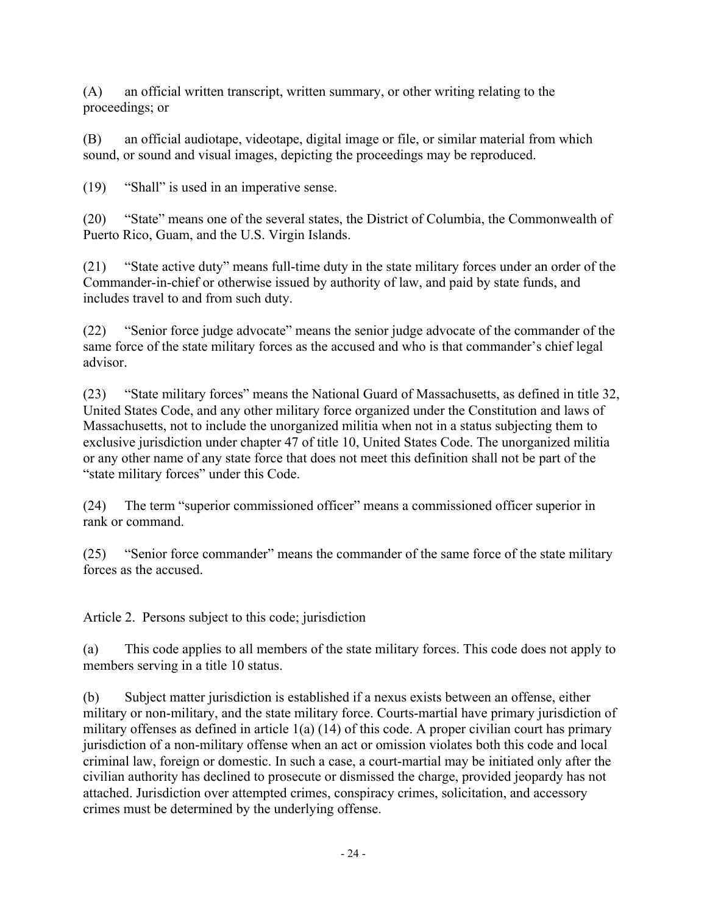(A) an official written transcript, written summary, or other writing relating to the proceedings; or

(B) an official audiotape, videotape, digital image or file, or similar material from which sound, or sound and visual images, depicting the proceedings may be reproduced.

(19) "Shall" is used in an imperative sense.

(20) "State" means one of the several states, the District of Columbia, the Commonwealth of Puerto Rico, Guam, and the U.S. Virgin Islands.

(21) "State active duty" means full-time duty in the state military forces under an order of the Commander-in-chief or otherwise issued by authority of law, and paid by state funds, and includes travel to and from such duty.

(22) "Senior force judge advocate" means the senior judge advocate of the commander of the same force of the state military forces as the accused and who is that commander's chief legal advisor.

(23) "State military forces" means the National Guard of Massachusetts, as defined in title 32, United States Code, and any other military force organized under the Constitution and laws of Massachusetts, not to include the unorganized militia when not in a status subjecting them to exclusive jurisdiction under chapter 47 of title 10, United States Code. The unorganized militia or any other name of any state force that does not meet this definition shall not be part of the "state military forces" under this Code.

(24) The term "superior commissioned officer" means a commissioned officer superior in rank or command.

(25) "Senior force commander" means the commander of the same force of the state military forces as the accused.

Article 2. Persons subject to this code; jurisdiction

(a) This code applies to all members of the state military forces. This code does not apply to members serving in a title 10 status.

(b) Subject matter jurisdiction is established if a nexus exists between an offense, either military or non-military, and the state military force. Courts-martial have primary jurisdiction of military offenses as defined in article 1(a) (14) of this code. A proper civilian court has primary jurisdiction of a non-military offense when an act or omission violates both this code and local criminal law, foreign or domestic. In such a case, a court-martial may be initiated only after the civilian authority has declined to prosecute or dismissed the charge, provided jeopardy has not attached. Jurisdiction over attempted crimes, conspiracy crimes, solicitation, and accessory crimes must be determined by the underlying offense.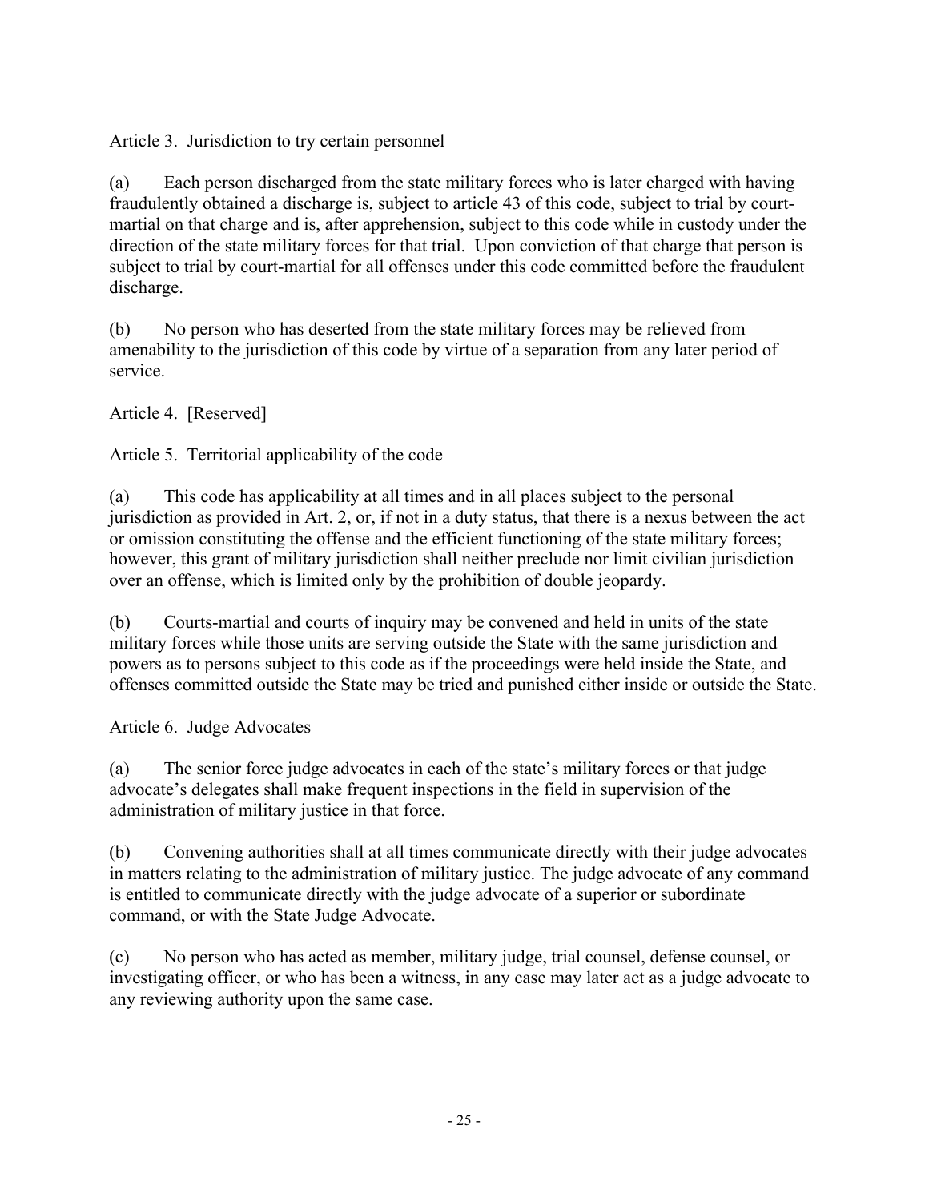## Article 3. Jurisdiction to try certain personnel

(a) Each person discharged from the state military forces who is later charged with having fraudulently obtained a discharge is, subject to article 43 of this code, subject to trial by court-martial on that charge and is, after apprehension, subject to this code while in custody under the direction of the state military forces for that trial. Upon conviction of that charge that person is subject to trial by court-martial for all offenses under this code committed before the fraudulent discharge.

(b) No person who has deserted from the state military forces may be relieved from amenability to the jurisdiction of this code by virtue of a separation from any later period of service.

## Article 4. [Reserved]

## Article 5. Territorial applicability of the code

(a) This code has applicability at all times and in all places subject to the personal jurisdiction as provided in Art. 2, or, if not in a duty status, that there is a nexus between the act or omission constituting the offense and the efficient functioning of the state military forces; however, this grant of military jurisdiction shall neither preclude nor limit civilian jurisdiction over an offense, which is limited only by the prohibition of double jeopardy.

(b) Courts-martial and courts of inquiry may be convened and held in units of the state military forces while those units are serving outside the State with the same jurisdiction and powers as to persons subject to this code as if the proceedings were held inside the State, and offenses committed outside the State may be tried and punished either inside or outside the State.

## Article 6. Judge Advocates

(a) The senior force judge advocates in each of the state's military forces or that judge advocate's delegates shall make frequent inspections in the field in supervision of the administration of military justice in that force.

(b) Convening authorities shall at all times communicate directly with their judge advocates in matters relating to the administration of military justice. The judge advocate of any command is entitled to communicate directly with the judge advocate of a superior or subordinate command, or with the State Judge Advocate.

(c) No person who has acted as member, military judge, trial counsel, defense counsel, or investigating officer, or who has been a witness, in any case may later act as a judge advocate to any reviewing authority upon the same case.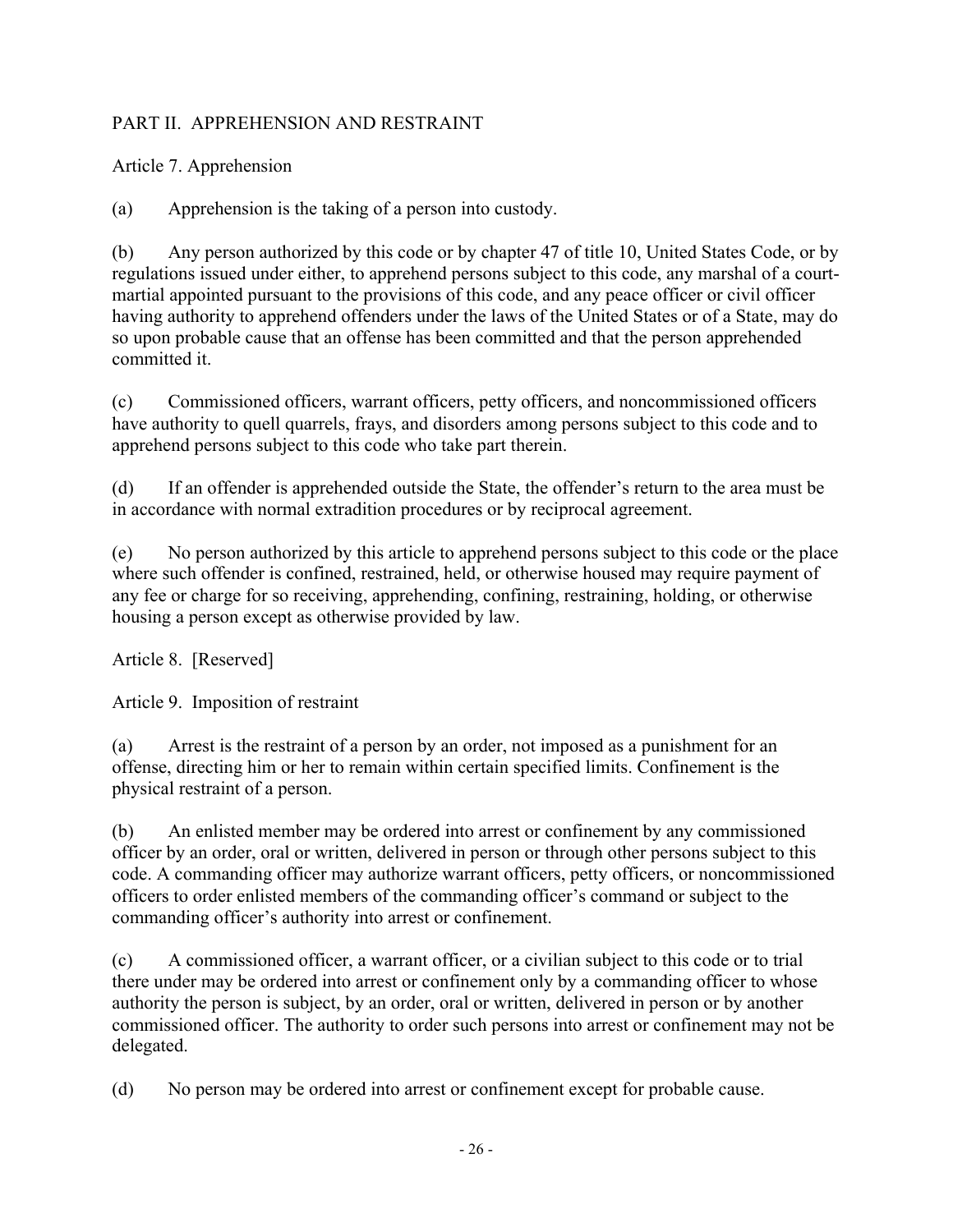## PART II. APPREHENSION AND RESTRAINT

### Article 7. Apprehension

(a) Apprehension is the taking of a person into custody.

(b) Any person authorized by this code or by chapter 47 of title 10, United States Code, or by regulations issued under either, to apprehend persons subject to this code, any marshal of a court-martial appointed pursuant to the provisions of this code, and any peace officer or civil officer having authority to apprehend offenders under the laws of the United States or of a State, may do so upon probable cause that an offense has been committed and that the person apprehended committed it.

(c) Commissioned officers, warrant officers, petty officers, and noncommissioned officers have authority to quell quarrels, frays, and disorders among persons subject to this code and to apprehend persons subject to this code who take part therein.

(d) If an offender is apprehended outside the State, the offender's return to the area must be in accordance with normal extradition procedures or by reciprocal agreement.

(e) No person authorized by this article to apprehend persons subject to this code or the place where such offender is confined, restrained, held, or otherwise housed may require payment of any fee or charge for so receiving, apprehending, confining, restraining, holding, or otherwise housing a person except as otherwise provided by law.

### Article 8. [Reserved]

### Article 9. Imposition of restraint

(a) Arrest is the restraint of a person by an order, not imposed as a punishment for an offense, directing him or her to remain within certain specified limits. Confinement is the physical restraint of a person.

(b) An enlisted member may be ordered into arrest or confinement by any commissioned officer by an order, oral or written, delivered in person or through other persons subject to this code. A commanding officer may authorize warrant officers, petty officers, or noncommissioned officers to order enlisted members of the commanding officer's command or subject to the commanding officer's authority into arrest or confinement.

(c) A commissioned officer, a warrant officer, or a civilian subject to this code or to trial there under may be ordered into arrest or confinement only by a commanding officer to whose authority the person is subject, by an order, oral or written, delivered in person or by another commissioned officer. The authority to order such persons into arrest or confinement may not be delegated.

(d) No person may be ordered into arrest or confinement except for probable cause.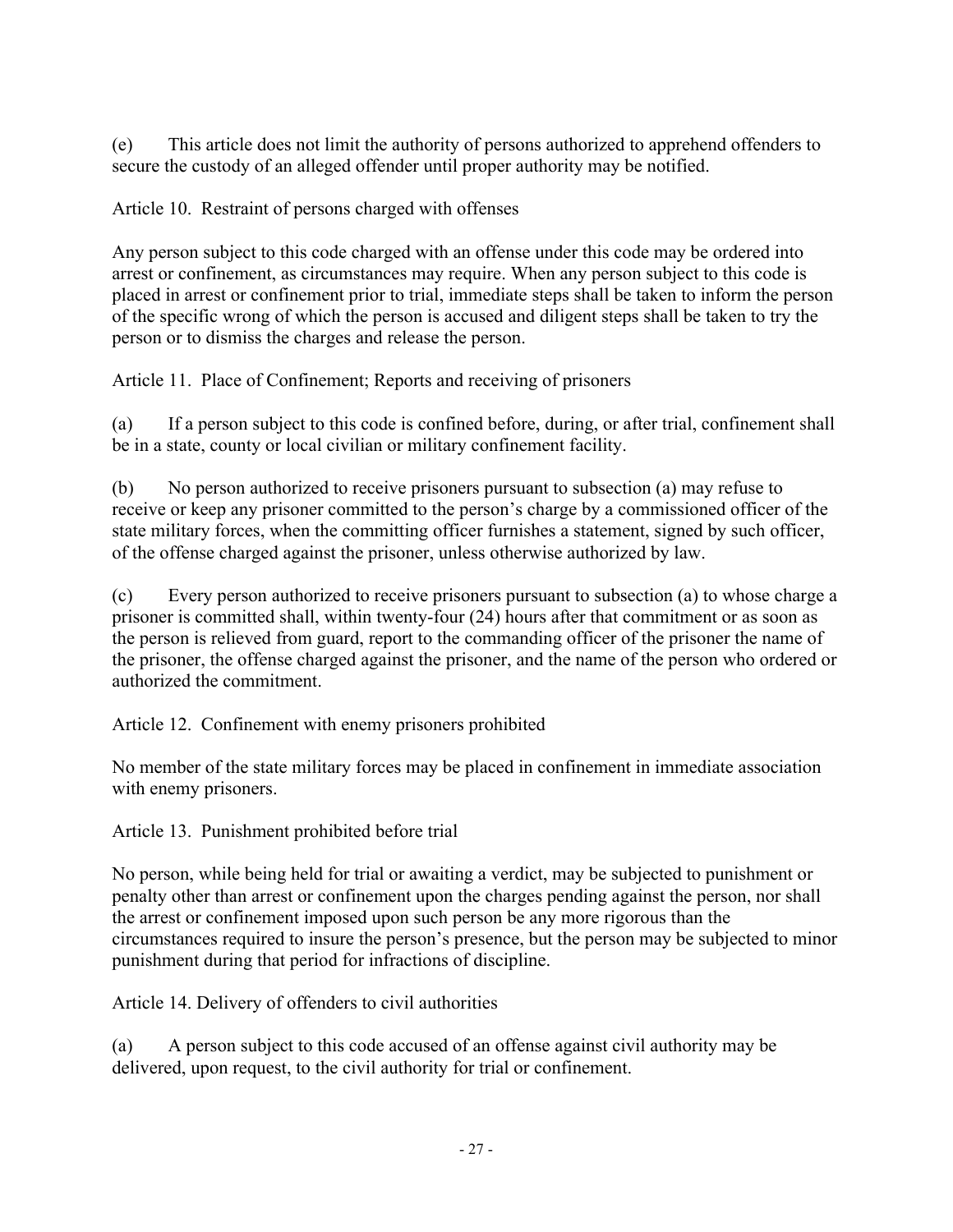(e) This article does not limit the authority of persons authorized to apprehend offenders to secure the custody of an alleged offender until proper authority may be notified.

Article 10. Restraint of persons charged with offenses

Any person subject to this code charged with an offense under this code may be ordered into arrest or confinement, as circumstances may require. When any person subject to this code is placed in arrest or confinement prior to trial, immediate steps shall be taken to inform the person of the specific wrong of which the person is accused and diligent steps shall be taken to try the person or to dismiss the charges and release the person.

Article 11. Place of Confinement; Reports and receiving of prisoners

(a) If a person subject to this code is confined before, during, or after trial, confinement shall be in a state, county or local civilian or military confinement facility.

(b) No person authorized to receive prisoners pursuant to subsection (a) may refuse to receive or keep any prisoner committed to the person's charge by a commissioned officer of the state military forces, when the committing officer furnishes a statement, signed by such officer, of the offense charged against the prisoner, unless otherwise authorized by law.

(c) Every person authorized to receive prisoners pursuant to subsection (a) to whose charge a prisoner is committed shall, within twenty-four (24) hours after that commitment or as soon as the person is relieved from guard, report to the commanding officer of the prisoner the name of the prisoner, the offense charged against the prisoner, and the name of the person who ordered or authorized the commitment.

Article 12. Confinement with enemy prisoners prohibited

No member of the state military forces may be placed in confinement in immediate association with enemy prisoners.

Article 13. Punishment prohibited before trial

No person, while being held for trial or awaiting a verdict, may be subjected to punishment or penalty other than arrest or confinement upon the charges pending against the person, nor shall the arrest or confinement imposed upon such person be any more rigorous than the circumstances required to insure the person's presence, but the person may be subjected to minor punishment during that period for infractions of discipline.

Article 14. Delivery of offenders to civil authorities

(a) A person subject to this code accused of an offense against civil authority may be delivered, upon request, to the civil authority for trial or confinement.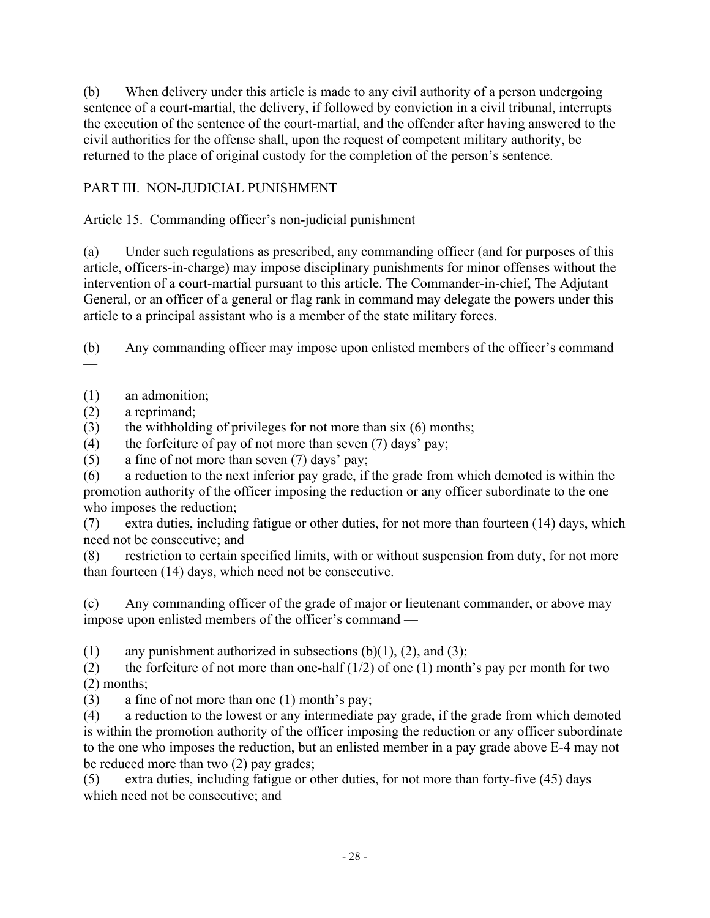(b) When delivery under this article is made to any civil authority of a person undergoing sentence of a court-martial, the delivery, if followed by conviction in a civil tribunal, interrupts the execution of the sentence of the court-martial, and the offender after having answered to the civil authorities for the offense shall, upon the request of competent military authority, be returned to the place of original custody for the completion of the person's sentence.

## PART III. NON-JUDICIAL PUNISHMENT

### Article 15. Commanding officer's non-judicial punishment

(a) Under such regulations as prescribed, any commanding officer (and for purposes of this article, officers-in-charge) may impose disciplinary punishments for minor offenses without the intervention of a court-martial pursuant to this article. The Commander-in-chief, The Adjutant General, or an officer of a general or flag rank in command may delegate the powers under this article to a principal assistant who is a member of the state military forces.

(b) Any commanding officer may impose upon enlisted members of the officer's command —

(1) an admonition;
(2) a reprimand;
(3) the withholding of privileges for not more than six (6) months;
(4) the forfeiture of pay of not more than seven (7) days' pay;
(5) a fine of not more than seven (7) days' pay;
(6) a reduction to the next inferior pay grade, if the grade from which demoted is within the promotion authority of the officer imposing the reduction or any officer subordinate to the one who imposes the reduction;
(7) extra duties, including fatigue or other duties, for not more than fourteen (14) days, which need not be consecutive; and
(8) restriction to certain specified limits, with or without suspension from duty, for not more than fourteen (14) days, which need not be consecutive.

(c) Any commanding officer of the grade of major or lieutenant commander, or above may impose upon enlisted members of the officer's command —

(1) any punishment authorized in subsections (b)(1), (2), and (3);
(2) the forfeiture of not more than one-half (1/2) of one (1) month's pay per month for two (2) months;
(3) a fine of not more than one (1) month's pay;
(4) a reduction to the lowest or any intermediate pay grade, if the grade from which demoted is within the promotion authority of the officer imposing the reduction or any officer subordinate to the one who imposes the reduction, but an enlisted member in a pay grade above E-4 may not be reduced more than two (2) pay grades;
(5) extra duties, including fatigue or other duties, for not more than forty-five (45) days which need not be consecutive; and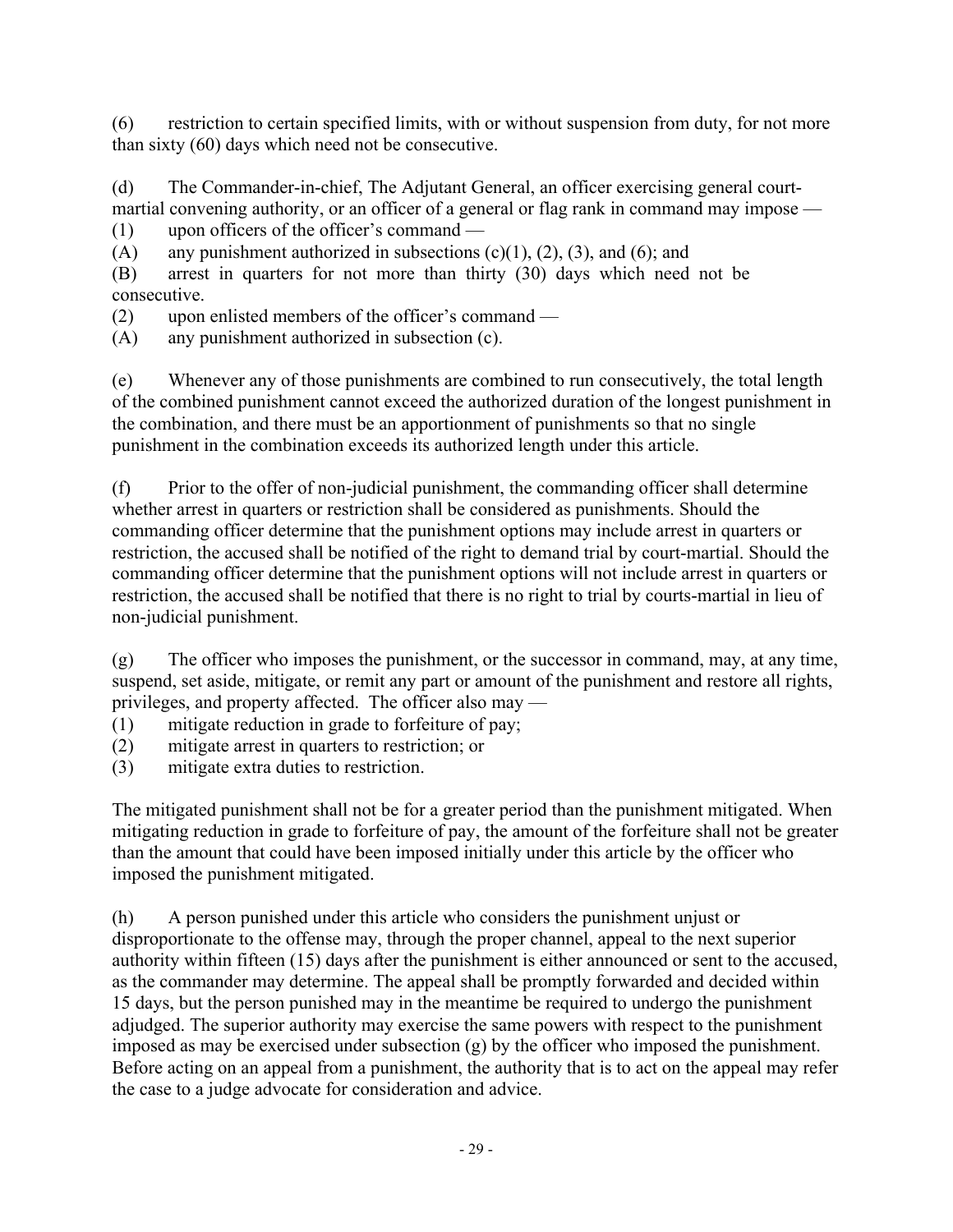(6) restriction to certain specified limits, with or without suspension from duty, for not more than sixty (60) days which need not be consecutive.

(d) The Commander-in-chief, The Adjutant General, an officer exercising general court-martial convening authority, or an officer of a general or flag rank in command may impose —

(1) upon officers of the officer's command —

(A) any punishment authorized in subsections (c)(1), (2), (3), and (6); and

(B) arrest in quarters for not more than thirty (30) days which need not be consecutive.

(2) upon enlisted members of the officer's command —

(A) any punishment authorized in subsection (c).

(e) Whenever any of those punishments are combined to run consecutively, the total length of the combined punishment cannot exceed the authorized duration of the longest punishment in the combination, and there must be an apportionment of punishments so that no single punishment in the combination exceeds its authorized length under this article.

(f) Prior to the offer of non-judicial punishment, the commanding officer shall determine whether arrest in quarters or restriction shall be considered as punishments. Should the commanding officer determine that the punishment options may include arrest in quarters or restriction, the accused shall be notified of the right to demand trial by court-martial. Should the commanding officer determine that the punishment options will not include arrest in quarters or restriction, the accused shall be notified that there is no right to trial by courts-martial in lieu of non-judicial punishment.

(g) The officer who imposes the punishment, or the successor in command, may, at any time, suspend, set aside, mitigate, or remit any part or amount of the punishment and restore all rights, privileges, and property affected. The officer also may —

(1) mitigate reduction in grade to forfeiture of pay;

(2) mitigate arrest in quarters to restriction; or

(3) mitigate extra duties to restriction.

The mitigated punishment shall not be for a greater period than the punishment mitigated. When mitigating reduction in grade to forfeiture of pay, the amount of the forfeiture shall not be greater than the amount that could have been imposed initially under this article by the officer who imposed the punishment mitigated.

(h) A person punished under this article who considers the punishment unjust or disproportionate to the offense may, through the proper channel, appeal to the next superior authority within fifteen (15) days after the punishment is either announced or sent to the accused, as the commander may determine. The appeal shall be promptly forwarded and decided within 15 days, but the person punished may in the meantime be required to undergo the punishment adjudged. The superior authority may exercise the same powers with respect to the punishment imposed as may be exercised under subsection (g) by the officer who imposed the punishment. Before acting on an appeal from a punishment, the authority that is to act on the appeal may refer the case to a judge advocate for consideration and advice.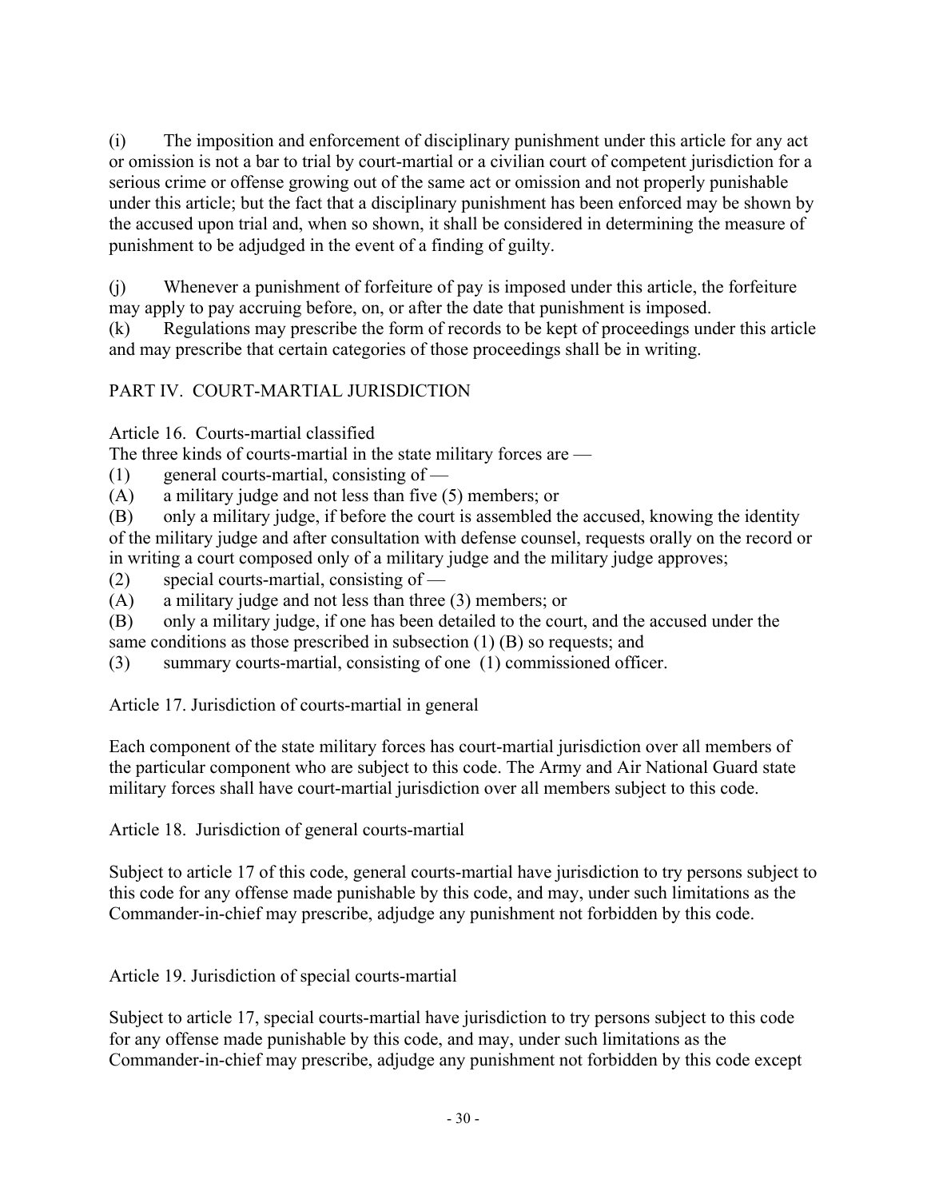(i) The imposition and enforcement of disciplinary punishment under this article for any act or omission is not a bar to trial by court-martial or a civilian court of competent jurisdiction for a serious crime or offense growing out of the same act or omission and not properly punishable under this article; but the fact that a disciplinary punishment has been enforced may be shown by the accused upon trial and, when so shown, it shall be considered in determining the measure of punishment to be adjudged in the event of a finding of guilty.

(j) Whenever a punishment of forfeiture of pay is imposed under this article, the forfeiture may apply to pay accruing before, on, or after the date that punishment is imposed.

(k) Regulations may prescribe the form of records to be kept of proceedings under this article and may prescribe that certain categories of those proceedings shall be in writing.

## PART IV. COURT-MARTIAL JURISDICTION

### Article 16. Courts-martial classified

The three kinds of courts-martial in the state military forces are —

(1) general courts-martial, consisting of —

(A) a military judge and not less than five (5) members; or

(B) only a military judge, if before the court is assembled the accused, knowing the identity of the military judge and after consultation with defense counsel, requests orally on the record or in writing a court composed only of a military judge and the military judge approves;

(2) special courts-martial, consisting of —

(A) a military judge and not less than three (3) members; or

(B) only a military judge, if one has been detailed to the court, and the accused under the same conditions as those prescribed in subsection (1) (B) so requests; and

(3) summary courts-martial, consisting of one (1) commissioned officer.

### Article 17. Jurisdiction of courts-martial in general

Each component of the state military forces has court-martial jurisdiction over all members of the particular component who are subject to this code. The Army and Air National Guard state military forces shall have court-martial jurisdiction over all members subject to this code.

### Article 18. Jurisdiction of general courts-martial

Subject to article 17 of this code, general courts-martial have jurisdiction to try persons subject to this code for any offense made punishable by this code, and may, under such limitations as the Commander-in-chief may prescribe, adjudge any punishment not forbidden by this code.

### Article 19. Jurisdiction of special courts-martial

Subject to article 17, special courts-martial have jurisdiction to try persons subject to this code for any offense made punishable by this code, and may, under such limitations as the Commander-in-chief may prescribe, adjudge any punishment not forbidden by this code except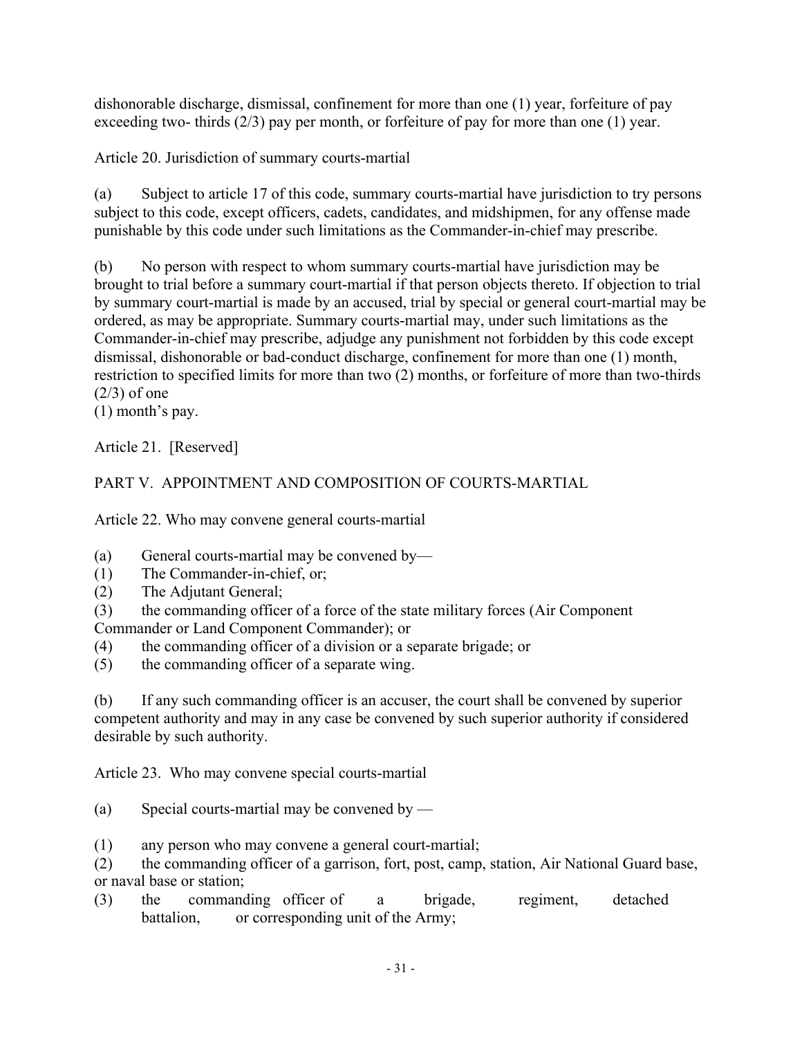dishonorable discharge, dismissal, confinement for more than one (1) year, forfeiture of pay exceeding two- thirds (2/3) pay per month, or forfeiture of pay for more than one (1) year.

Article 20. Jurisdiction of summary courts-martial

(a) Subject to article 17 of this code, summary courts-martial have jurisdiction to try persons subject to this code, except officers, cadets, candidates, and midshipmen, for any offense made punishable by this code under such limitations as the Commander-in-chief may prescribe.

(b) No person with respect to whom summary courts-martial have jurisdiction may be brought to trial before a summary court-martial if that person objects thereto. If objection to trial by summary court-martial is made by an accused, trial by special or general court-martial may be ordered, as may be appropriate. Summary courts-martial may, under such limitations as the Commander-in-chief may prescribe, adjudge any punishment not forbidden by this code except dismissal, dishonorable or bad-conduct discharge, confinement for more than one (1) month, restriction to specified limits for more than two (2) months, or forfeiture of more than two-thirds (2/3) of one
(1) month's pay.

Article 21. [Reserved]

PART V. APPOINTMENT AND COMPOSITION OF COURTS-MARTIAL

Article 22. Who may convene general courts-martial

(a) General courts-martial may be convened by—
(1) The Commander-in-chief, or;
(2) The Adjutant General;
(3) the commanding officer of a force of the state military forces (Air Component Commander or Land Component Commander); or
(4) the commanding officer of a division or a separate brigade; or
(5) the commanding officer of a separate wing.

(b) If any such commanding officer is an accuser, the court shall be convened by superior competent authority and may in any case be convened by such superior authority if considered desirable by such authority.

Article 23. Who may convene special courts-martial

(a) Special courts-martial may be convened by —

(1) any person who may convene a general court-martial;
(2) the commanding officer of a garrison, fort, post, camp, station, Air National Guard base, or naval base or station;
(3) the commanding officer of a brigade, regiment, detached battalion, or corresponding unit of the Army;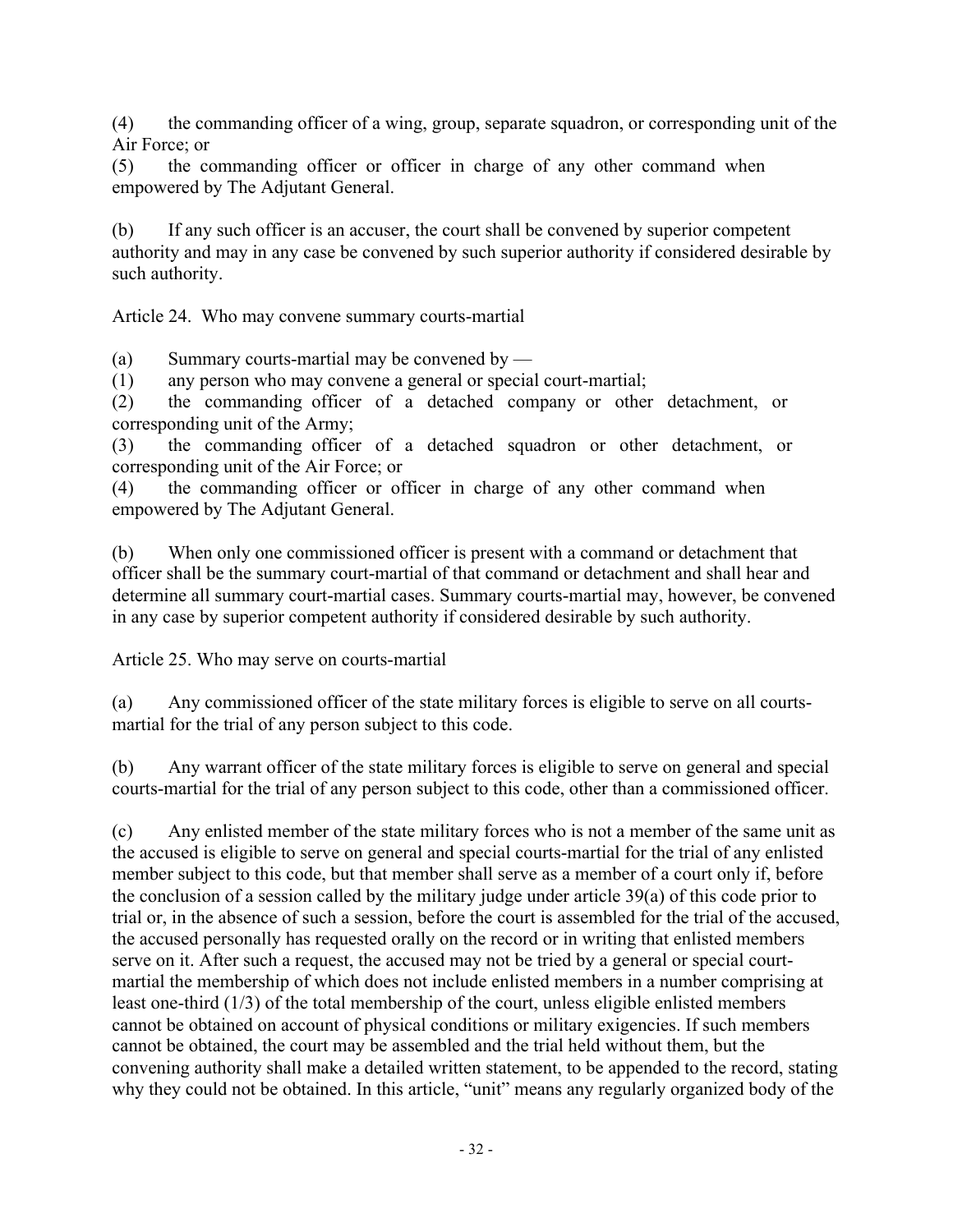(4) the commanding officer of a wing, group, separate squadron, or corresponding unit of the Air Force; or

(5) the commanding officer or officer in charge of any other command when empowered by The Adjutant General.

(b) If any such officer is an accuser, the court shall be convened by superior competent authority and may in any case be convened by such superior authority if considered desirable by such authority.

Article 24. Who may convene summary courts-martial

(a) Summary courts-martial may be convened by —

(1) any person who may convene a general or special court-martial;

(2) the commanding officer of a detached company or other detachment, or corresponding unit of the Army;

(3) the commanding officer of a detached squadron or other detachment, or corresponding unit of the Air Force; or

(4) the commanding officer or officer in charge of any other command when empowered by The Adjutant General.

(b) When only one commissioned officer is present with a command or detachment that officer shall be the summary court-martial of that command or detachment and shall hear and determine all summary court-martial cases. Summary courts-martial may, however, be convened in any case by superior competent authority if considered desirable by such authority.

Article 25. Who may serve on courts-martial

(a) Any commissioned officer of the state military forces is eligible to serve on all courts-martial for the trial of any person subject to this code.

(b) Any warrant officer of the state military forces is eligible to serve on general and special courts-martial for the trial of any person subject to this code, other than a commissioned officer.

(c) Any enlisted member of the state military forces who is not a member of the same unit as the accused is eligible to serve on general and special courts-martial for the trial of any enlisted member subject to this code, but that member shall serve as a member of a court only if, before the conclusion of a session called by the military judge under article 39(a) of this code prior to trial or, in the absence of such a session, before the court is assembled for the trial of the accused, the accused personally has requested orally on the record or in writing that enlisted members serve on it. After such a request, the accused may not be tried by a general or special court-martial the membership of which does not include enlisted members in a number comprising at least one-third (1/3) of the total membership of the court, unless eligible enlisted members cannot be obtained on account of physical conditions or military exigencies. If such members cannot be obtained, the court may be assembled and the trial held without them, but the convening authority shall make a detailed written statement, to be appended to the record, stating why they could not be obtained. In this article, "unit" means any regularly organized body of the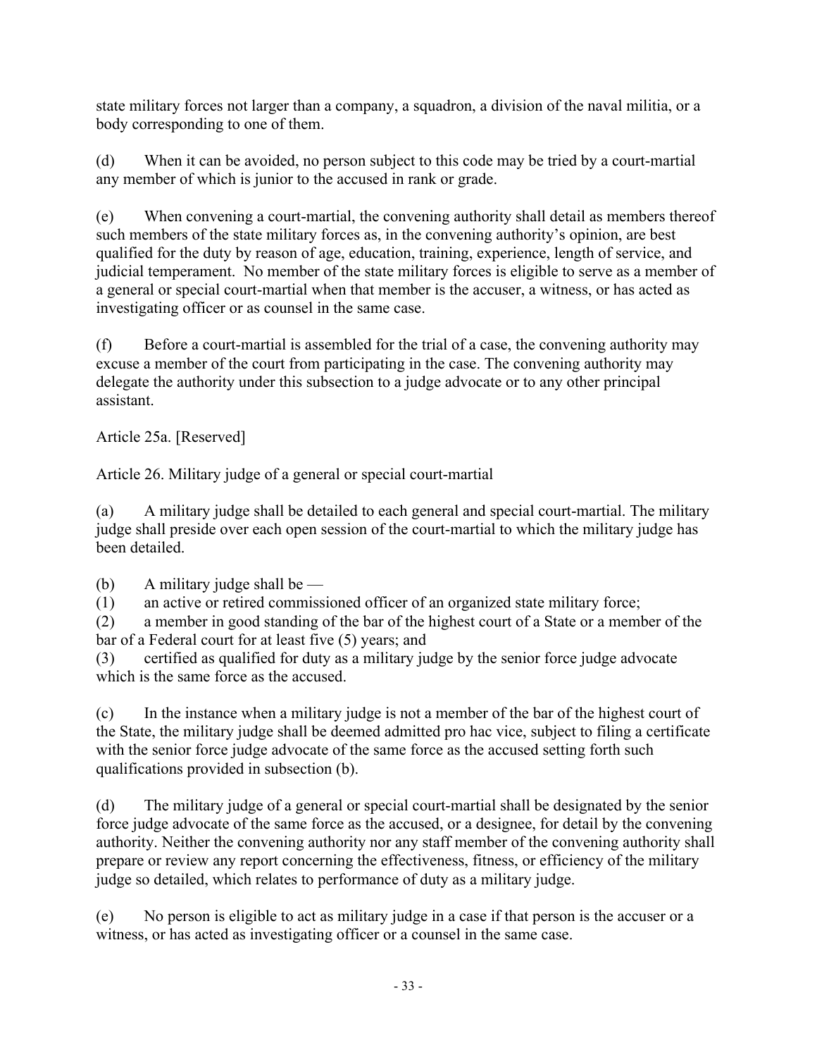state military forces not larger than a company, a squadron, a division of the naval militia, or a body corresponding to one of them.

(d) When it can be avoided, no person subject to this code may be tried by a court-martial any member of which is junior to the accused in rank or grade.

(e) When convening a court-martial, the convening authority shall detail as members thereof such members of the state military forces as, in the convening authority's opinion, are best qualified for the duty by reason of age, education, training, experience, length of service, and judicial temperament. No member of the state military forces is eligible to serve as a member of a general or special court-martial when that member is the accuser, a witness, or has acted as investigating officer or as counsel in the same case.

(f) Before a court-martial is assembled for the trial of a case, the convening authority may excuse a member of the court from participating in the case. The convening authority may delegate the authority under this subsection to a judge advocate or to any other principal assistant.

Article 25a. [Reserved]

Article 26. Military judge of a general or special court-martial

(a) A military judge shall be detailed to each general and special court-martial. The military judge shall preside over each open session of the court-martial to which the military judge has been detailed.

(b) A military judge shall be —
(1) an active or retired commissioned officer of an organized state military force;
(2) a member in good standing of the bar of the highest court of a State or a member of the bar of a Federal court for at least five (5) years; and
(3) certified as qualified for duty as a military judge by the senior force judge advocate which is the same force as the accused.

(c) In the instance when a military judge is not a member of the bar of the highest court of the State, the military judge shall be deemed admitted pro hac vice, subject to filing a certificate with the senior force judge advocate of the same force as the accused setting forth such qualifications provided in subsection (b).

(d) The military judge of a general or special court-martial shall be designated by the senior force judge advocate of the same force as the accused, or a designee, for detail by the convening authority. Neither the convening authority nor any staff member of the convening authority shall prepare or review any report concerning the effectiveness, fitness, or efficiency of the military judge so detailed, which relates to performance of duty as a military judge.

(e) No person is eligible to act as military judge in a case if that person is the accuser or a witness, or has acted as investigating officer or a counsel in the same case.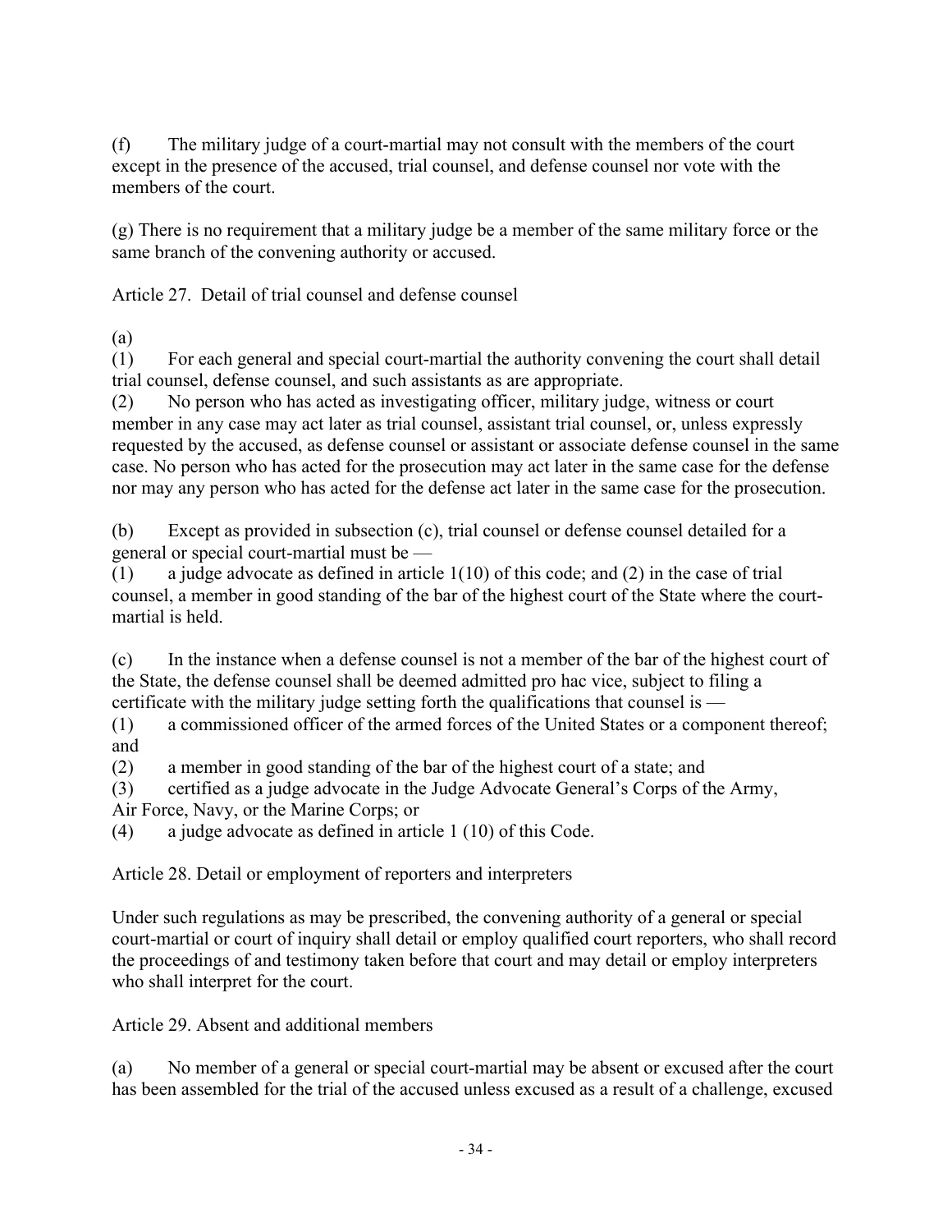(f) The military judge of a court-martial may not consult with the members of the court except in the presence of the accused, trial counsel, and defense counsel nor vote with the members of the court.

(g) There is no requirement that a military judge be a member of the same military force or the same branch of the convening authority or accused.

Article 27. Detail of trial counsel and defense counsel

(a)
(1) For each general and special court-martial the authority convening the court shall detail trial counsel, defense counsel, and such assistants as are appropriate.
(2) No person who has acted as investigating officer, military judge, witness or court member in any case may act later as trial counsel, assistant trial counsel, or, unless expressly requested by the accused, as defense counsel or assistant or associate defense counsel in the same case. No person who has acted for the prosecution may act later in the same case for the defense nor may any person who has acted for the defense act later in the same case for the prosecution.

(b) Except as provided in subsection (c), trial counsel or defense counsel detailed for a general or special court-martial must be —
(1) a judge advocate as defined in article 1(10) of this code; and (2) in the case of trial counsel, a member in good standing of the bar of the highest court of the State where the court-martial is held.

(c) In the instance when a defense counsel is not a member of the bar of the highest court of the State, the defense counsel shall be deemed admitted pro hac vice, subject to filing a certificate with the military judge setting forth the qualifications that counsel is —
(1) a commissioned officer of the armed forces of the United States or a component thereof; and
(2) a member in good standing of the bar of the highest court of a state; and
(3) certified as a judge advocate in the Judge Advocate General's Corps of the Army, Air Force, Navy, or the Marine Corps; or
(4) a judge advocate as defined in article 1 (10) of this Code.

Article 28. Detail or employment of reporters and interpreters

Under such regulations as may be prescribed, the convening authority of a general or special court-martial or court of inquiry shall detail or employ qualified court reporters, who shall record the proceedings of and testimony taken before that court and may detail or employ interpreters who shall interpret for the court.

Article 29. Absent and additional members

(a) No member of a general or special court-martial may be absent or excused after the court has been assembled for the trial of the accused unless excused as a result of a challenge, excused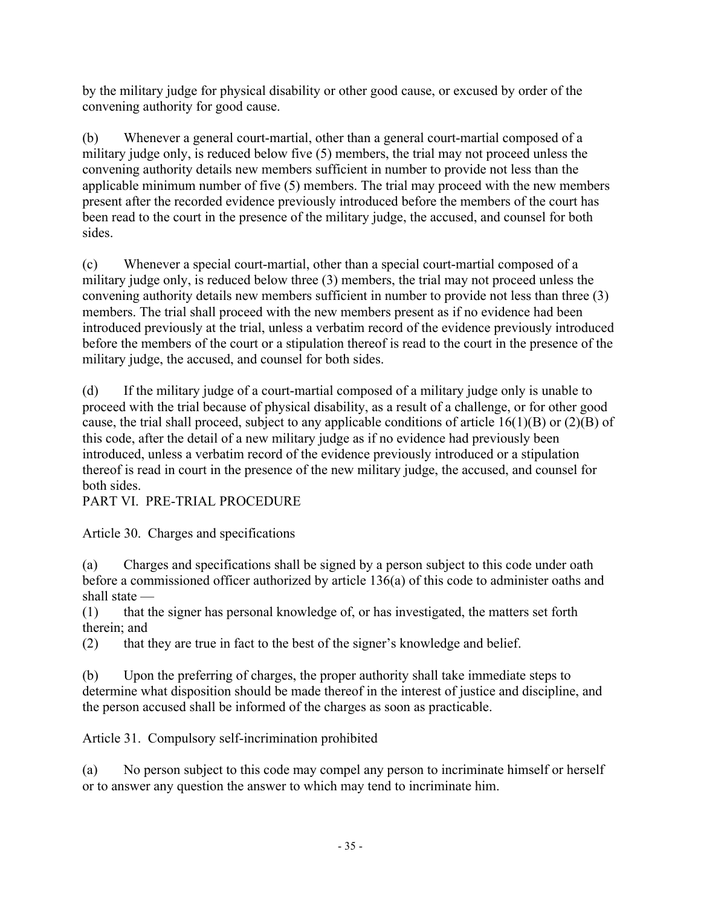by the military judge for physical disability or other good cause, or excused by order of the convening authority for good cause.

(b) Whenever a general court-martial, other than a general court-martial composed of a military judge only, is reduced below five (5) members, the trial may not proceed unless the convening authority details new members sufficient in number to provide not less than the applicable minimum number of five (5) members. The trial may proceed with the new members present after the recorded evidence previously introduced before the members of the court has been read to the court in the presence of the military judge, the accused, and counsel for both sides.

(c) Whenever a special court-martial, other than a special court-martial composed of a military judge only, is reduced below three (3) members, the trial may not proceed unless the convening authority details new members sufficient in number to provide not less than three (3) members. The trial shall proceed with the new members present as if no evidence had been introduced previously at the trial, unless a verbatim record of the evidence previously introduced before the members of the court or a stipulation thereof is read to the court in the presence of the military judge, the accused, and counsel for both sides.

(d) If the military judge of a court-martial composed of a military judge only is unable to proceed with the trial because of physical disability, as a result of a challenge, or for other good cause, the trial shall proceed, subject to any applicable conditions of article 16(1)(B) or (2)(B) of this code, after the detail of a new military judge as if no evidence had previously been introduced, unless a verbatim record of the evidence previously introduced or a stipulation thereof is read in court in the presence of the new military judge, the accused, and counsel for both sides.

## PART VI. PRE-TRIAL PROCEDURE

### Article 30. Charges and specifications

(a) Charges and specifications shall be signed by a person subject to this code under oath before a commissioned officer authorized by article 136(a) of this code to administer oaths and shall state —

(1) that the signer has personal knowledge of, or has investigated, the matters set forth therein; and

(2) that they are true in fact to the best of the signer's knowledge and belief.

(b) Upon the preferring of charges, the proper authority shall take immediate steps to determine what disposition should be made thereof in the interest of justice and discipline, and the person accused shall be informed of the charges as soon as practicable.

### Article 31. Compulsory self-incrimination prohibited

(a) No person subject to this code may compel any person to incriminate himself or herself or to answer any question the answer to which may tend to incriminate him.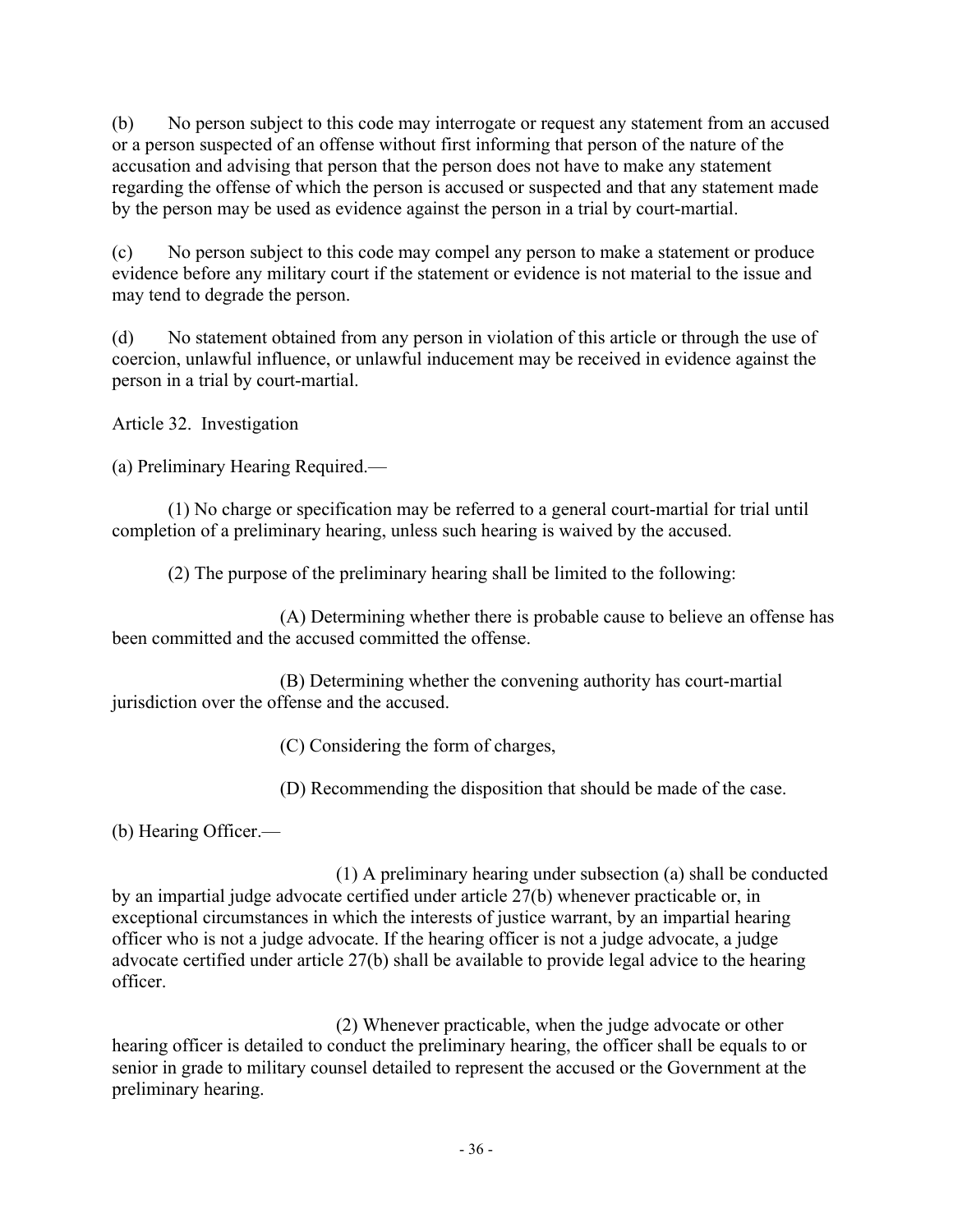(b) No person subject to this code may interrogate or request any statement from an accused or a person suspected of an offense without first informing that person of the nature of the accusation and advising that person that the person does not have to make any statement regarding the offense of which the person is accused or suspected and that any statement made by the person may be used as evidence against the person in a trial by court-martial.

(c) No person subject to this code may compel any person to make a statement or produce evidence before any military court if the statement or evidence is not material to the issue and may tend to degrade the person.

(d) No statement obtained from any person in violation of this article or through the use of coercion, unlawful influence, or unlawful inducement may be received in evidence against the person in a trial by court-martial.

Article 32. Investigation

(a) Preliminary Hearing Required.—

(1) No charge or specification may be referred to a general court-martial for trial until completion of a preliminary hearing, unless such hearing is waived by the accused.

(2) The purpose of the preliminary hearing shall be limited to the following:

(A) Determining whether there is probable cause to believe an offense has been committed and the accused committed the offense.

(B) Determining whether the convening authority has court-martial jurisdiction over the offense and the accused.

(C) Considering the form of charges,

(D) Recommending the disposition that should be made of the case.

(b) Hearing Officer.—

(1) A preliminary hearing under subsection (a) shall be conducted by an impartial judge advocate certified under article 27(b) whenever practicable or, in exceptional circumstances in which the interests of justice warrant, by an impartial hearing officer who is not a judge advocate. If the hearing officer is not a judge advocate, a judge advocate certified under article 27(b) shall be available to provide legal advice to the hearing officer.

(2) Whenever practicable, when the judge advocate or other hearing officer is detailed to conduct the preliminary hearing, the officer shall be equals to or senior in grade to military counsel detailed to represent the accused or the Government at the preliminary hearing.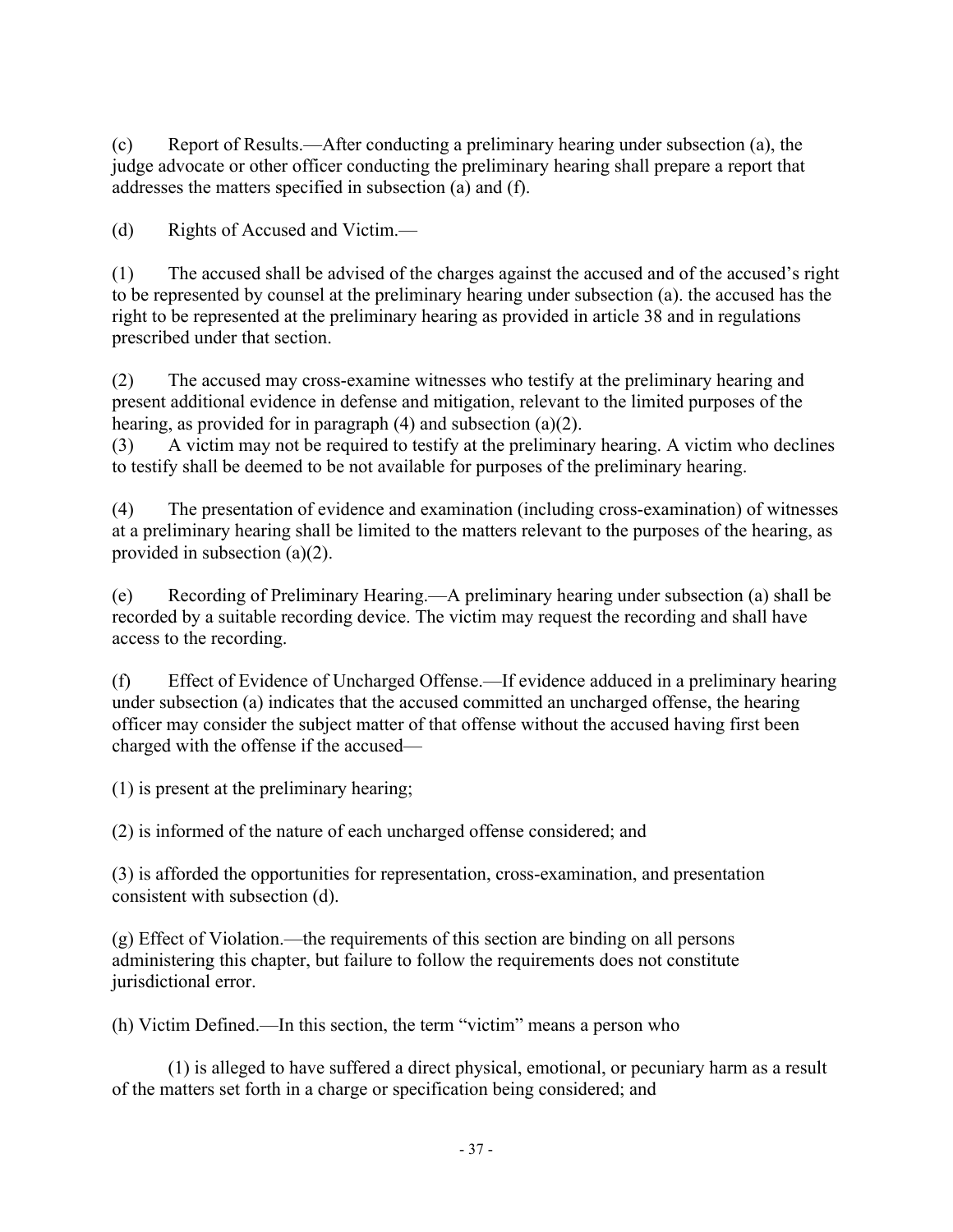(c) Report of Results.—After conducting a preliminary hearing under subsection (a), the judge advocate or other officer conducting the preliminary hearing shall prepare a report that addresses the matters specified in subsection (a) and (f).

(d) Rights of Accused and Victim.—

(1) The accused shall be advised of the charges against the accused and of the accused's right to be represented by counsel at the preliminary hearing under subsection (a). the accused has the right to be represented at the preliminary hearing as provided in article 38 and in regulations prescribed under that section.

(2) The accused may cross-examine witnesses who testify at the preliminary hearing and present additional evidence in defense and mitigation, relevant to the limited purposes of the hearing, as provided for in paragraph (4) and subsection (a)(2).

(3) A victim may not be required to testify at the preliminary hearing. A victim who declines to testify shall be deemed to be not available for purposes of the preliminary hearing.

(4) The presentation of evidence and examination (including cross-examination) of witnesses at a preliminary hearing shall be limited to the matters relevant to the purposes of the hearing, as provided in subsection (a)(2).

(e) Recording of Preliminary Hearing.—A preliminary hearing under subsection (a) shall be recorded by a suitable recording device. The victim may request the recording and shall have access to the recording.

(f) Effect of Evidence of Uncharged Offense.—If evidence adduced in a preliminary hearing under subsection (a) indicates that the accused committed an uncharged offense, the hearing officer may consider the subject matter of that offense without the accused having first been charged with the offense if the accused—

(1) is present at the preliminary hearing;

(2) is informed of the nature of each uncharged offense considered; and

(3) is afforded the opportunities for representation, cross-examination, and presentation consistent with subsection (d).

(g) Effect of Violation.—the requirements of this section are binding on all persons administering this chapter, but failure to follow the requirements does not constitute jurisdictional error.

(h) Victim Defined.—In this section, the term "victim" means a person who

(1) is alleged to have suffered a direct physical, emotional, or pecuniary harm as a result of the matters set forth in a charge or specification being considered; and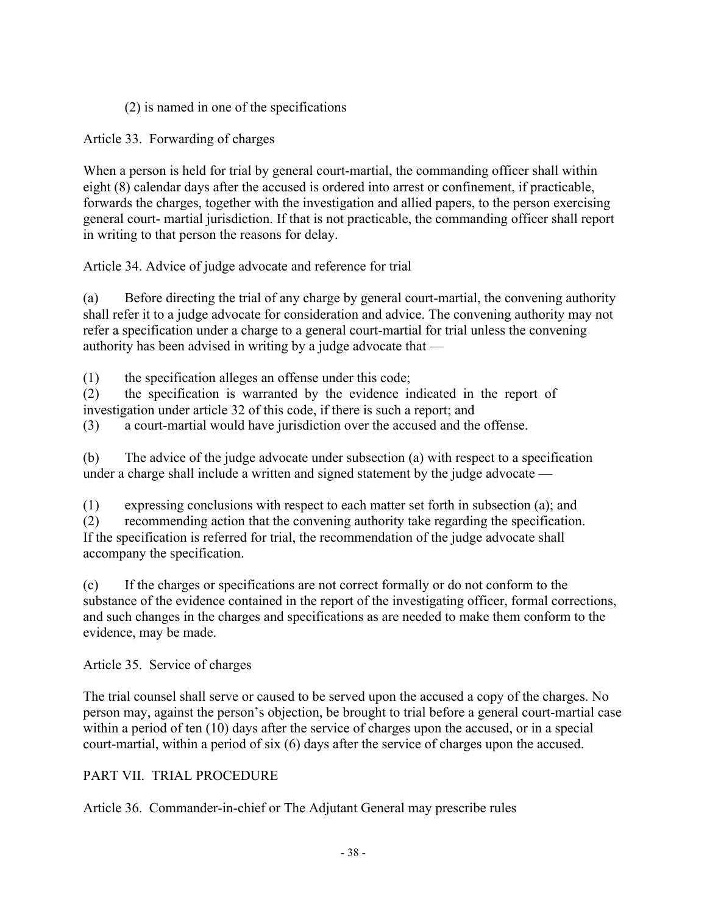(2) is named in one of the specifications

Article 33. Forwarding of charges

When a person is held for trial by general court-martial, the commanding officer shall within eight (8) calendar days after the accused is ordered into arrest or confinement, if practicable, forwards the charges, together with the investigation and allied papers, to the person exercising general court- martial jurisdiction. If that is not practicable, the commanding officer shall report in writing to that person the reasons for delay.

Article 34. Advice of judge advocate and reference for trial

(a) Before directing the trial of any charge by general court-martial, the convening authority shall refer it to a judge advocate for consideration and advice. The convening authority may not refer a specification under a charge to a general court-martial for trial unless the convening authority has been advised in writing by a judge advocate that —

(1) the specification alleges an offense under this code;
(2) the specification is warranted by the evidence indicated in the report of investigation under article 32 of this code, if there is such a report; and
(3) a court-martial would have jurisdiction over the accused and the offense.

(b) The advice of the judge advocate under subsection (a) with respect to a specification under a charge shall include a written and signed statement by the judge advocate —

(1) expressing conclusions with respect to each matter set forth in subsection (a); and
(2) recommending action that the convening authority take regarding the specification.
If the specification is referred for trial, the recommendation of the judge advocate shall accompany the specification.

(c) If the charges or specifications are not correct formally or do not conform to the substance of the evidence contained in the report of the investigating officer, formal corrections, and such changes in the charges and specifications as are needed to make them conform to the evidence, may be made.

Article 35. Service of charges

The trial counsel shall serve or caused to be served upon the accused a copy of the charges. No person may, against the person's objection, be brought to trial before a general court-martial case within a period of ten (10) days after the service of charges upon the accused, or in a special court-martial, within a period of six (6) days after the service of charges upon the accused.

PART VII. TRIAL PROCEDURE

Article 36. Commander-in-chief or The Adjutant General may prescribe rules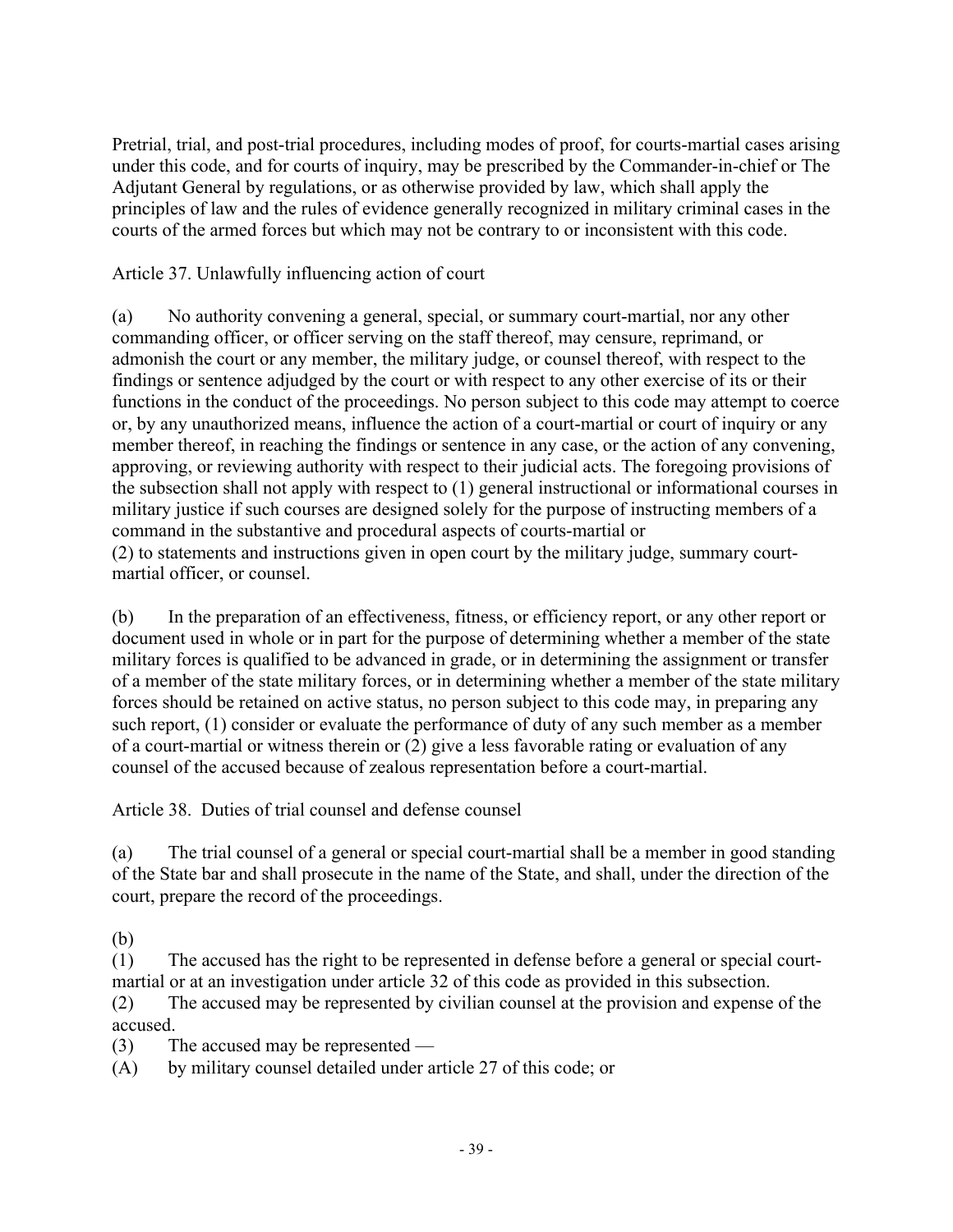Pretrial, trial, and post-trial procedures, including modes of proof, for courts-martial cases arising under this code, and for courts of inquiry, may be prescribed by the Commander-in-chief or The Adjutant General by regulations, or as otherwise provided by law, which shall apply the principles of law and the rules of evidence generally recognized in military criminal cases in the courts of the armed forces but which may not be contrary to or inconsistent with this code.

Article 37. Unlawfully influencing action of court

(a) No authority convening a general, special, or summary court-martial, nor any other commanding officer, or officer serving on the staff thereof, may censure, reprimand, or admonish the court or any member, the military judge, or counsel thereof, with respect to the findings or sentence adjudged by the court or with respect to any other exercise of its or their functions in the conduct of the proceedings. No person subject to this code may attempt to coerce or, by any unauthorized means, influence the action of a court-martial or court of inquiry or any member thereof, in reaching the findings or sentence in any case, or the action of any convening, approving, or reviewing authority with respect to their judicial acts. The foregoing provisions of the subsection shall not apply with respect to (1) general instructional or informational courses in military justice if such courses are designed solely for the purpose of instructing members of a command in the substantive and procedural aspects of courts-martial or
(2) to statements and instructions given in open court by the military judge, summary court-martial officer, or counsel.

(b) In the preparation of an effectiveness, fitness, or efficiency report, or any other report or document used in whole or in part for the purpose of determining whether a member of the state military forces is qualified to be advanced in grade, or in determining the assignment or transfer of a member of the state military forces, or in determining whether a member of the state military forces should be retained on active status, no person subject to this code may, in preparing any such report, (1) consider or evaluate the performance of duty of any such member as a member of a court-martial or witness therein or (2) give a less favorable rating or evaluation of any counsel of the accused because of zealous representation before a court-martial.

Article 38. Duties of trial counsel and defense counsel

(a) The trial counsel of a general or special court-martial shall be a member in good standing of the State bar and shall prosecute in the name of the State, and shall, under the direction of the court, prepare the record of the proceedings.

(b)
(1) The accused has the right to be represented in defense before a general or special court-martial or at an investigation under article 32 of this code as provided in this subsection.
(2) The accused may be represented by civilian counsel at the provision and expense of the accused.
(3) The accused may be represented —
(A) by military counsel detailed under article 27 of this code; or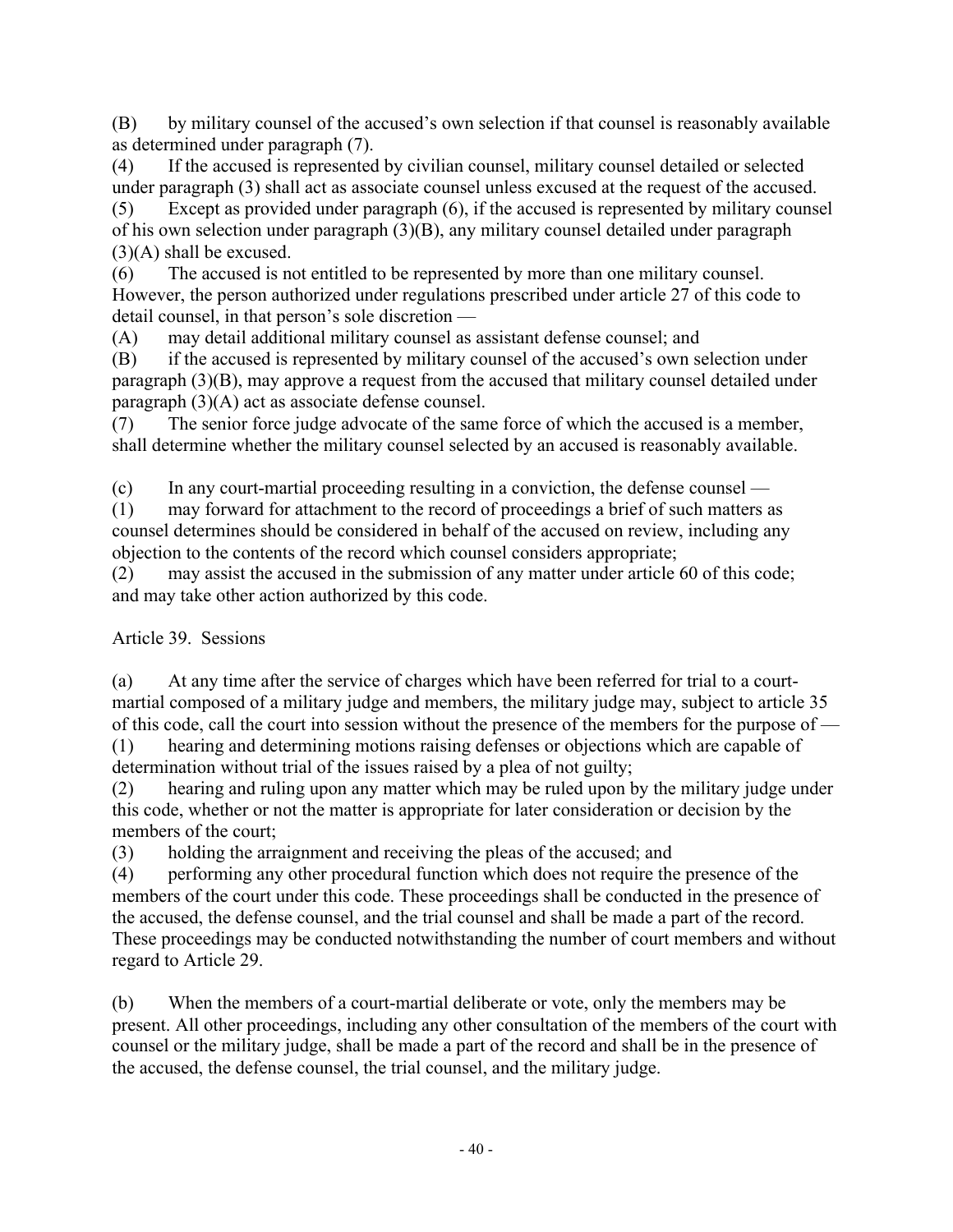(B) by military counsel of the accused's own selection if that counsel is reasonably available as determined under paragraph (7).

(4) If the accused is represented by civilian counsel, military counsel detailed or selected under paragraph (3) shall act as associate counsel unless excused at the request of the accused.

(5) Except as provided under paragraph (6), if the accused is represented by military counsel of his own selection under paragraph (3)(B), any military counsel detailed under paragraph (3)(A) shall be excused.

(6) The accused is not entitled to be represented by more than one military counsel. However, the person authorized under regulations prescribed under article 27 of this code to detail counsel, in that person's sole discretion —

(A) may detail additional military counsel as assistant defense counsel; and

(B) if the accused is represented by military counsel of the accused's own selection under paragraph (3)(B), may approve a request from the accused that military counsel detailed under paragraph (3)(A) act as associate defense counsel.

(7) The senior force judge advocate of the same force of which the accused is a member, shall determine whether the military counsel selected by an accused is reasonably available.

(c) In any court-martial proceeding resulting in a conviction, the defense counsel —

(1) may forward for attachment to the record of proceedings a brief of such matters as counsel determines should be considered in behalf of the accused on review, including any objection to the contents of the record which counsel considers appropriate;

(2) may assist the accused in the submission of any matter under article 60 of this code; and may take other action authorized by this code.

Article 39. Sessions

(a) At any time after the service of charges which have been referred for trial to a court-martial composed of a military judge and members, the military judge may, subject to article 35 of this code, call the court into session without the presence of the members for the purpose of —

(1) hearing and determining motions raising defenses or objections which are capable of determination without trial of the issues raised by a plea of not guilty;

(2) hearing and ruling upon any matter which may be ruled upon by the military judge under this code, whether or not the matter is appropriate for later consideration or decision by the members of the court;

(3) holding the arraignment and receiving the pleas of the accused; and

(4) performing any other procedural function which does not require the presence of the members of the court under this code. These proceedings shall be conducted in the presence of the accused, the defense counsel, and the trial counsel and shall be made a part of the record. These proceedings may be conducted notwithstanding the number of court members and without regard to Article 29.

(b) When the members of a court-martial deliberate or vote, only the members may be present. All other proceedings, including any other consultation of the members of the court with counsel or the military judge, shall be made a part of the record and shall be in the presence of the accused, the defense counsel, the trial counsel, and the military judge.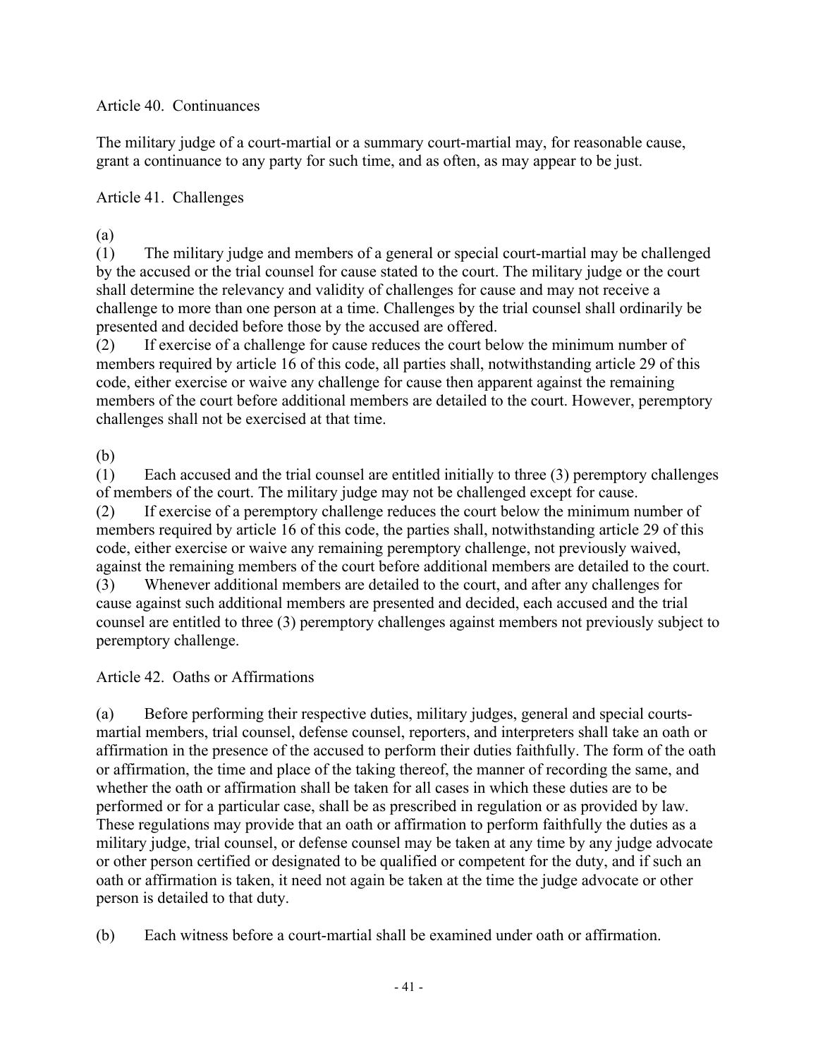### Article 40. Continuances

The military judge of a court-martial or a summary court-martial may, for reasonable cause, grant a continuance to any party for such time, and as often, as may appear to be just.

### Article 41. Challenges

(a)

(1) The military judge and members of a general or special court-martial may be challenged by the accused or the trial counsel for cause stated to the court. The military judge or the court shall determine the relevancy and validity of challenges for cause and may not receive a challenge to more than one person at a time. Challenges by the trial counsel shall ordinarily be presented and decided before those by the accused are offered.

(2) If exercise of a challenge for cause reduces the court below the minimum number of members required by article 16 of this code, all parties shall, notwithstanding article 29 of this code, either exercise or waive any challenge for cause then apparent against the remaining members of the court before additional members are detailed to the court. However, peremptory challenges shall not be exercised at that time.

(b)

(1) Each accused and the trial counsel are entitled initially to three (3) peremptory challenges of members of the court. The military judge may not be challenged except for cause.

(2) If exercise of a peremptory challenge reduces the court below the minimum number of members required by article 16 of this code, the parties shall, notwithstanding article 29 of this code, either exercise or waive any remaining peremptory challenge, not previously waived, against the remaining members of the court before additional members are detailed to the court.

(3) Whenever additional members are detailed to the court, and after any challenges for cause against such additional members are presented and decided, each accused and the trial counsel are entitled to three (3) peremptory challenges against members not previously subject to peremptory challenge.

### Article 42. Oaths or Affirmations

(a) Before performing their respective duties, military judges, general and special courts-martial members, trial counsel, defense counsel, reporters, and interpreters shall take an oath or affirmation in the presence of the accused to perform their duties faithfully. The form of the oath or affirmation, the time and place of the taking thereof, the manner of recording the same, and whether the oath or affirmation shall be taken for all cases in which these duties are to be performed or for a particular case, shall be as prescribed in regulation or as provided by law. These regulations may provide that an oath or affirmation to perform faithfully the duties as a military judge, trial counsel, or defense counsel may be taken at any time by any judge advocate or other person certified or designated to be qualified or competent for the duty, and if such an oath or affirmation is taken, it need not again be taken at the time the judge advocate or other person is detailed to that duty.

(b) Each witness before a court-martial shall be examined under oath or affirmation.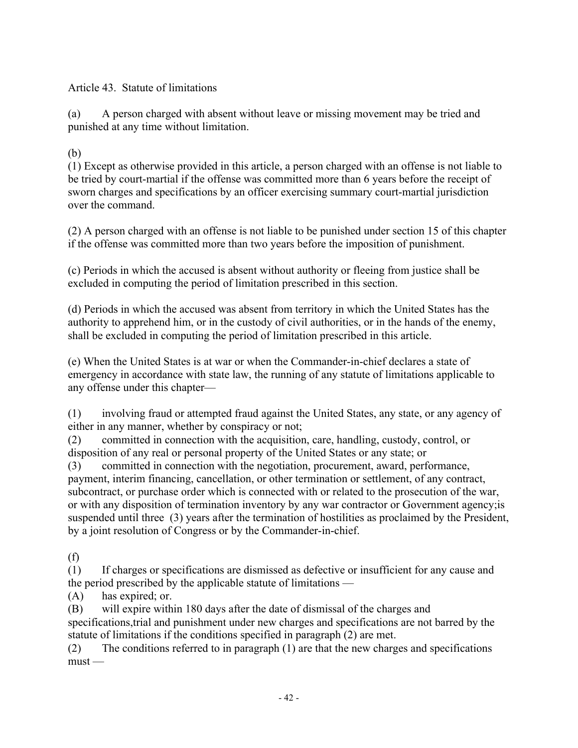Article 43. Statute of limitations

(a) A person charged with absent without leave or missing movement may be tried and punished at any time without limitation.

(b)

(1) Except as otherwise provided in this article, a person charged with an offense is not liable to be tried by court-martial if the offense was committed more than 6 years before the receipt of sworn charges and specifications by an officer exercising summary court-martial jurisdiction over the command.

(2) A person charged with an offense is not liable to be punished under section 15 of this chapter if the offense was committed more than two years before the imposition of punishment.

(c) Periods in which the accused is absent without authority or fleeing from justice shall be excluded in computing the period of limitation prescribed in this section.

(d) Periods in which the accused was absent from territory in which the United States has the authority to apprehend him, or in the custody of civil authorities, or in the hands of the enemy, shall be excluded in computing the period of limitation prescribed in this article.

(e) When the United States is at war or when the Commander-in-chief declares a state of emergency in accordance with state law, the running of any statute of limitations applicable to any offense under this chapter—

(1) involving fraud or attempted fraud against the United States, any state, or any agency of either in any manner, whether by conspiracy or not;
(2) committed in connection with the acquisition, care, handling, custody, control, or disposition of any real or personal property of the United States or any state; or
(3) committed in connection with the negotiation, procurement, award, performance, payment, interim financing, cancellation, or other termination or settlement, of any contract, subcontract, or purchase order which is connected with or related to the prosecution of the war, or with any disposition of termination inventory by any war contractor or Government agency;is suspended until three (3) years after the termination of hostilities as proclaimed by the President, by a joint resolution of Congress or by the Commander-in-chief.

(f)

(1) If charges or specifications are dismissed as defective or insufficient for any cause and the period prescribed by the applicable statute of limitations —
(A) has expired; or.
(B) will expire within 180 days after the date of dismissal of the charges and specifications,trial and punishment under new charges and specifications are not barred by the statute of limitations if the conditions specified in paragraph (2) are met.
(2) The conditions referred to in paragraph (1) are that the new charges and specifications must —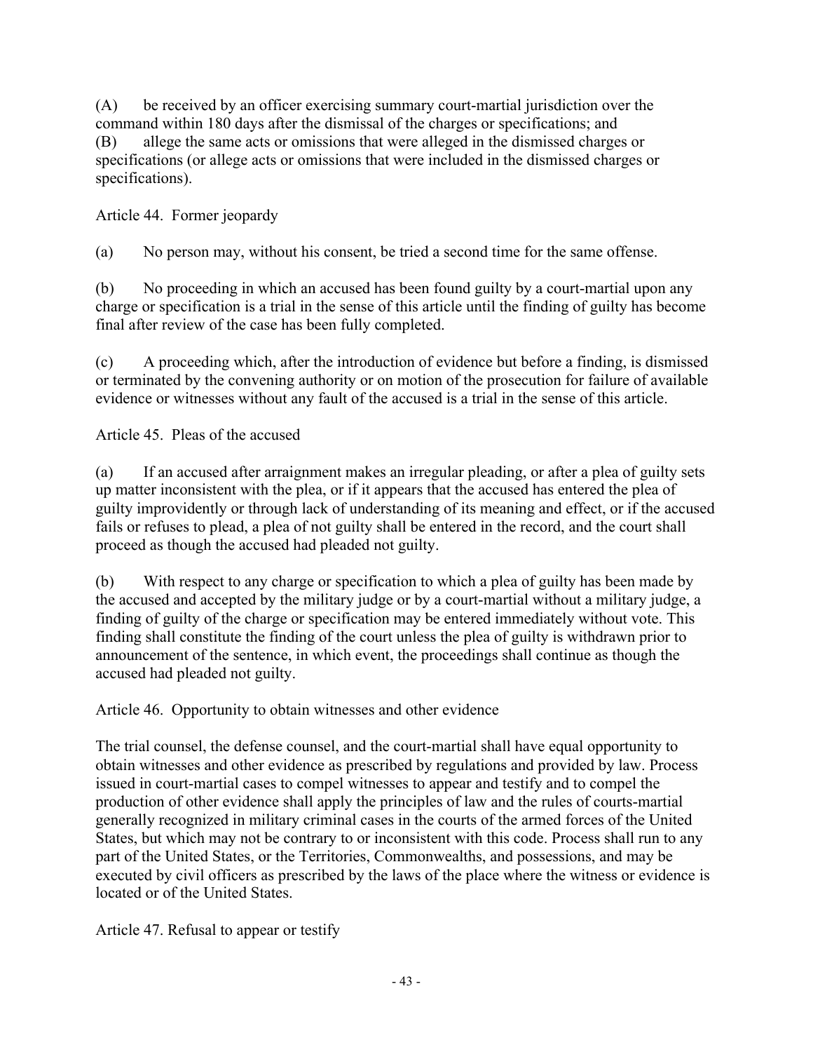(A) be received by an officer exercising summary court-martial jurisdiction over the command within 180 days after the dismissal of the charges or specifications; and
(B) allege the same acts or omissions that were alleged in the dismissed charges or specifications (or allege acts or omissions that were included in the dismissed charges or specifications).

Article 44. Former jeopardy

(a) No person may, without his consent, be tried a second time for the same offense.

(b) No proceeding in which an accused has been found guilty by a court-martial upon any charge or specification is a trial in the sense of this article until the finding of guilty has become final after review of the case has been fully completed.

(c) A proceeding which, after the introduction of evidence but before a finding, is dismissed or terminated by the convening authority or on motion of the prosecution for failure of available evidence or witnesses without any fault of the accused is a trial in the sense of this article.

Article 45. Pleas of the accused

(a) If an accused after arraignment makes an irregular pleading, or after a plea of guilty sets up matter inconsistent with the plea, or if it appears that the accused has entered the plea of guilty improvidently or through lack of understanding of its meaning and effect, or if the accused fails or refuses to plead, a plea of not guilty shall be entered in the record, and the court shall proceed as though the accused had pleaded not guilty.

(b) With respect to any charge or specification to which a plea of guilty has been made by the accused and accepted by the military judge or by a court-martial without a military judge, a finding of guilty of the charge or specification may be entered immediately without vote. This finding shall constitute the finding of the court unless the plea of guilty is withdrawn prior to announcement of the sentence, in which event, the proceedings shall continue as though the accused had pleaded not guilty.

Article 46. Opportunity to obtain witnesses and other evidence

The trial counsel, the defense counsel, and the court-martial shall have equal opportunity to obtain witnesses and other evidence as prescribed by regulations and provided by law. Process issued in court-martial cases to compel witnesses to appear and testify and to compel the production of other evidence shall apply the principles of law and the rules of courts-martial generally recognized in military criminal cases in the courts of the armed forces of the United States, but which may not be contrary to or inconsistent with this code. Process shall run to any part of the United States, or the Territories, Commonwealths, and possessions, and may be executed by civil officers as prescribed by the laws of the place where the witness or evidence is located or of the United States.

Article 47. Refusal to appear or testify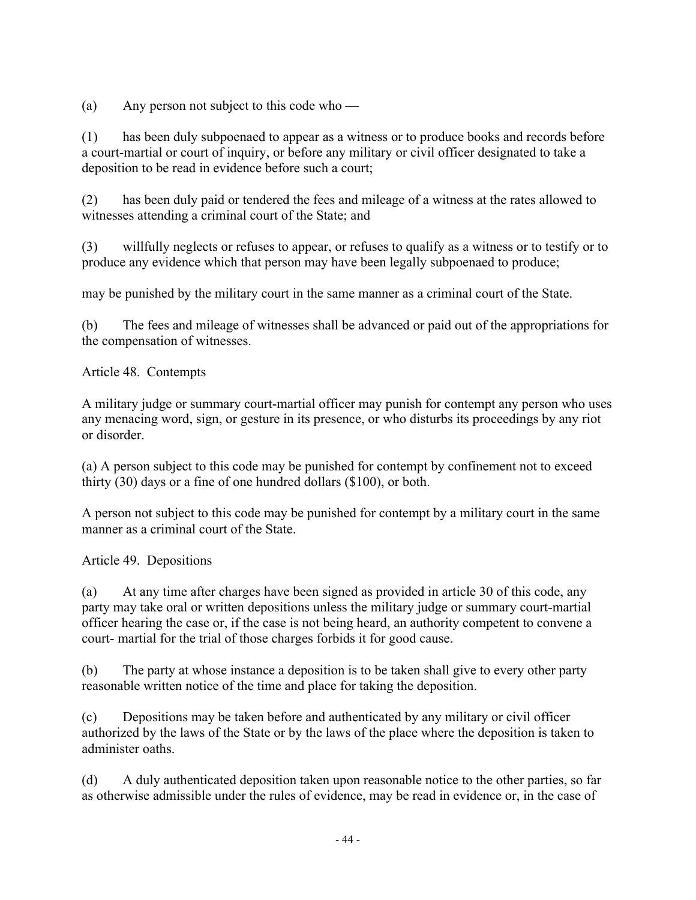(a) Any person not subject to this code who —

(1) has been duly subpoenaed to appear as a witness or to produce books and records before a court-martial or court of inquiry, or before any military or civil officer designated to take a deposition to be read in evidence before such a court;

(2) has been duly paid or tendered the fees and mileage of a witness at the rates allowed to witnesses attending a criminal court of the State; and

(3) willfully neglects or refuses to appear, or refuses to qualify as a witness or to testify or to produce any evidence which that person may have been legally subpoenaed to produce;

may be punished by the military court in the same manner as a criminal court of the State.

(b) The fees and mileage of witnesses shall be advanced or paid out of the appropriations for the compensation of witnesses.

Article 48. Contempts

A military judge or summary court-martial officer may punish for contempt any person who uses any menacing word, sign, or gesture in its presence, or who disturbs its proceedings by any riot or disorder.

(a) A person subject to this code may be punished for contempt by confinement not to exceed thirty (30) days or a fine of one hundred dollars ($100), or both.

A person not subject to this code may be punished for contempt by a military court in the same manner as a criminal court of the State.

Article 49. Depositions

(a) At any time after charges have been signed as provided in article 30 of this code, any party may take oral or written depositions unless the military judge or summary court-martial officer hearing the case or, if the case is not being heard, an authority competent to convene a court- martial for the trial of those charges forbids it for good cause.

(b) The party at whose instance a deposition is to be taken shall give to every other party reasonable written notice of the time and place for taking the deposition.

(c) Depositions may be taken before and authenticated by any military or civil officer authorized by the laws of the State or by the laws of the place where the deposition is taken to administer oaths.

(d) A duly authenticated deposition taken upon reasonable notice to the other parties, so far as otherwise admissible under the rules of evidence, may be read in evidence or, in the case of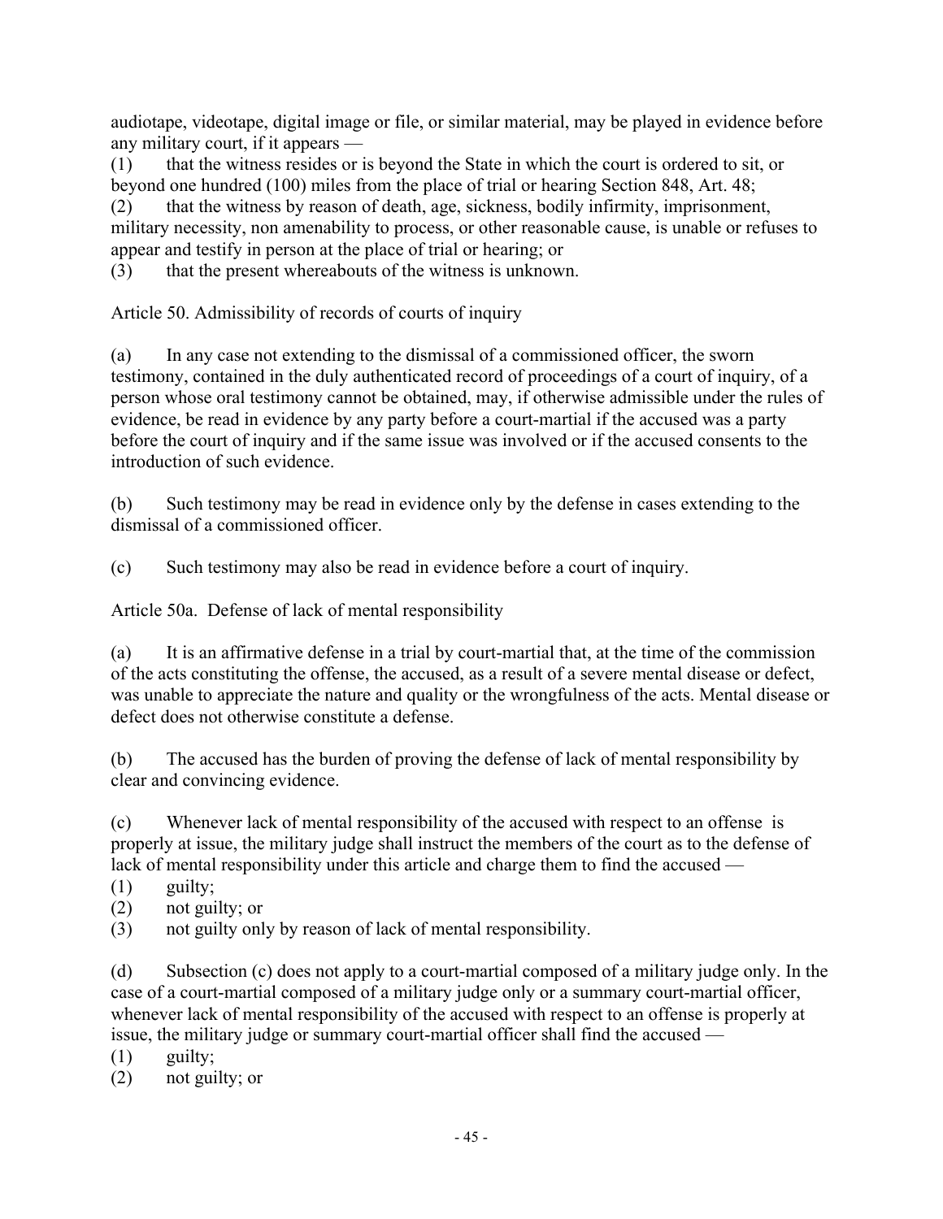audiotape, videotape, digital image or file, or similar material, may be played in evidence before any military court, if it appears —

(1) that the witness resides or is beyond the State in which the court is ordered to sit, or beyond one hundred (100) miles from the place of trial or hearing Section 848, Art. 48;

(2) that the witness by reason of death, age, sickness, bodily infirmity, imprisonment, military necessity, non amenability to process, or other reasonable cause, is unable or refuses to appear and testify in person at the place of trial or hearing; or

(3) that the present whereabouts of the witness is unknown.

Article 50. Admissibility of records of courts of inquiry

(a) In any case not extending to the dismissal of a commissioned officer, the sworn testimony, contained in the duly authenticated record of proceedings of a court of inquiry, of a person whose oral testimony cannot be obtained, may, if otherwise admissible under the rules of evidence, be read in evidence by any party before a court-martial if the accused was a party before the court of inquiry and if the same issue was involved or if the accused consents to the introduction of such evidence.

(b) Such testimony may be read in evidence only by the defense in cases extending to the dismissal of a commissioned officer.

(c) Such testimony may also be read in evidence before a court of inquiry.

Article 50a. Defense of lack of mental responsibility

(a) It is an affirmative defense in a trial by court-martial that, at the time of the commission of the acts constituting the offense, the accused, as a result of a severe mental disease or defect, was unable to appreciate the nature and quality or the wrongfulness of the acts. Mental disease or defect does not otherwise constitute a defense.

(b) The accused has the burden of proving the defense of lack of mental responsibility by clear and convincing evidence.

(c) Whenever lack of mental responsibility of the accused with respect to an offense is properly at issue, the military judge shall instruct the members of the court as to the defense of lack of mental responsibility under this article and charge them to find the accused —

(1) guilty;
(2) not guilty; or
(3) not guilty only by reason of lack of mental responsibility.

(d) Subsection (c) does not apply to a court-martial composed of a military judge only. In the case of a court-martial composed of a military judge only or a summary court-martial officer, whenever lack of mental responsibility of the accused with respect to an offense is properly at issue, the military judge or summary court-martial officer shall find the accused —

(1) guilty;
(2) not guilty; or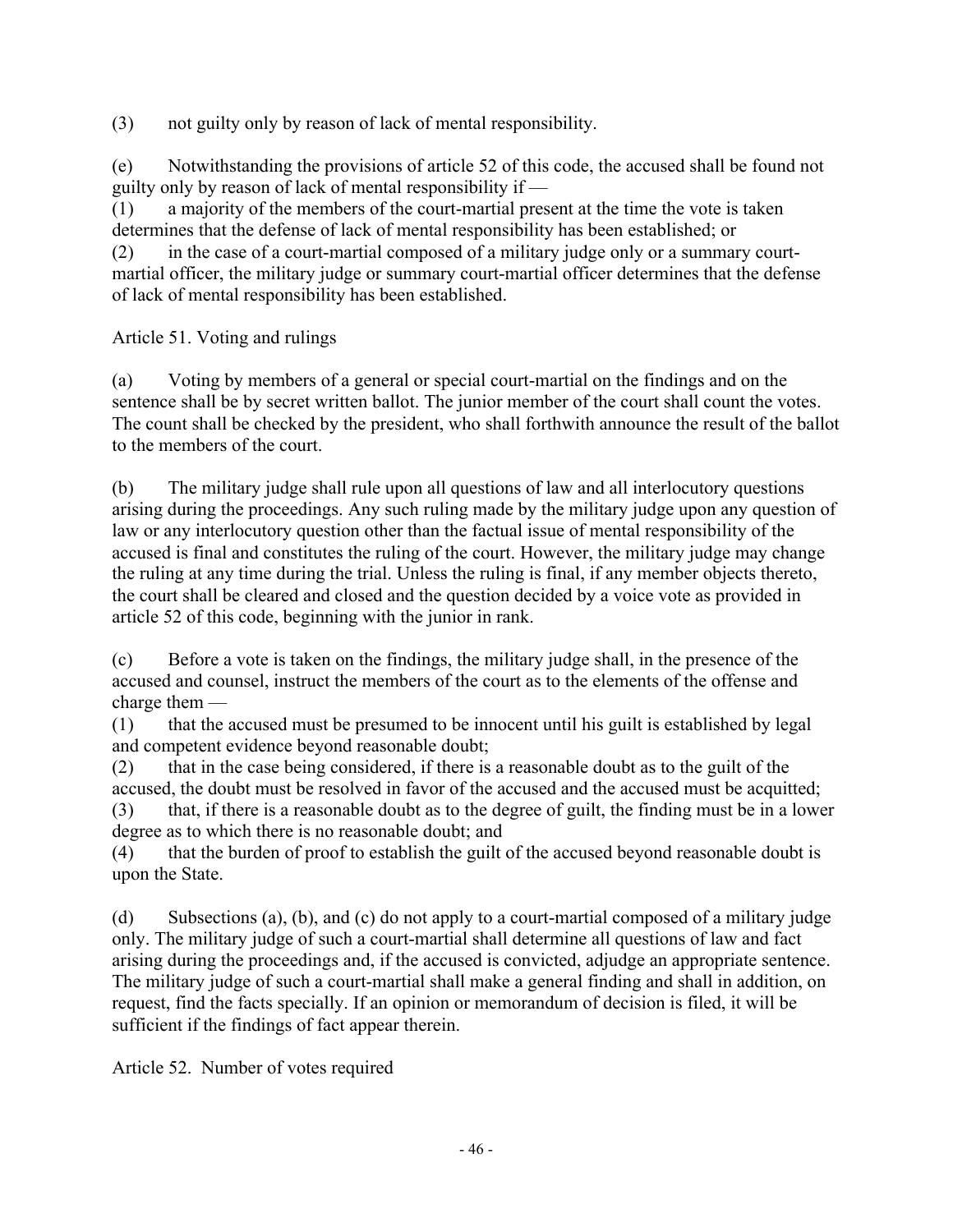(3) not guilty only by reason of lack of mental responsibility.

(e) Notwithstanding the provisions of article 52 of this code, the accused shall be found not guilty only by reason of lack of mental responsibility if —
(1) a majority of the members of the court-martial present at the time the vote is taken determines that the defense of lack of mental responsibility has been established; or
(2) in the case of a court-martial composed of a military judge only or a summary court-martial officer, the military judge or summary court-martial officer determines that the defense of lack of mental responsibility has been established.

Article 51. Voting and rulings

(a) Voting by members of a general or special court-martial on the findings and on the sentence shall be by secret written ballot. The junior member of the court shall count the votes. The count shall be checked by the president, who shall forthwith announce the result of the ballot to the members of the court.

(b) The military judge shall rule upon all questions of law and all interlocutory questions arising during the proceedings. Any such ruling made by the military judge upon any question of law or any interlocutory question other than the factual issue of mental responsibility of the accused is final and constitutes the ruling of the court. However, the military judge may change the ruling at any time during the trial. Unless the ruling is final, if any member objects thereto, the court shall be cleared and closed and the question decided by a voice vote as provided in article 52 of this code, beginning with the junior in rank.

(c) Before a vote is taken on the findings, the military judge shall, in the presence of the accused and counsel, instruct the members of the court as to the elements of the offense and charge them —
(1) that the accused must be presumed to be innocent until his guilt is established by legal and competent evidence beyond reasonable doubt;
(2) that in the case being considered, if there is a reasonable doubt as to the guilt of the accused, the doubt must be resolved in favor of the accused and the accused must be acquitted;
(3) that, if there is a reasonable doubt as to the degree of guilt, the finding must be in a lower degree as to which there is no reasonable doubt; and
(4) that the burden of proof to establish the guilt of the accused beyond reasonable doubt is upon the State.

(d) Subsections (a), (b), and (c) do not apply to a court-martial composed of a military judge only. The military judge of such a court-martial shall determine all questions of law and fact arising during the proceedings and, if the accused is convicted, adjudge an appropriate sentence. The military judge of such a court-martial shall make a general finding and shall in addition, on request, find the facts specially. If an opinion or memorandum of decision is filed, it will be sufficient if the findings of fact appear therein.

Article 52. Number of votes required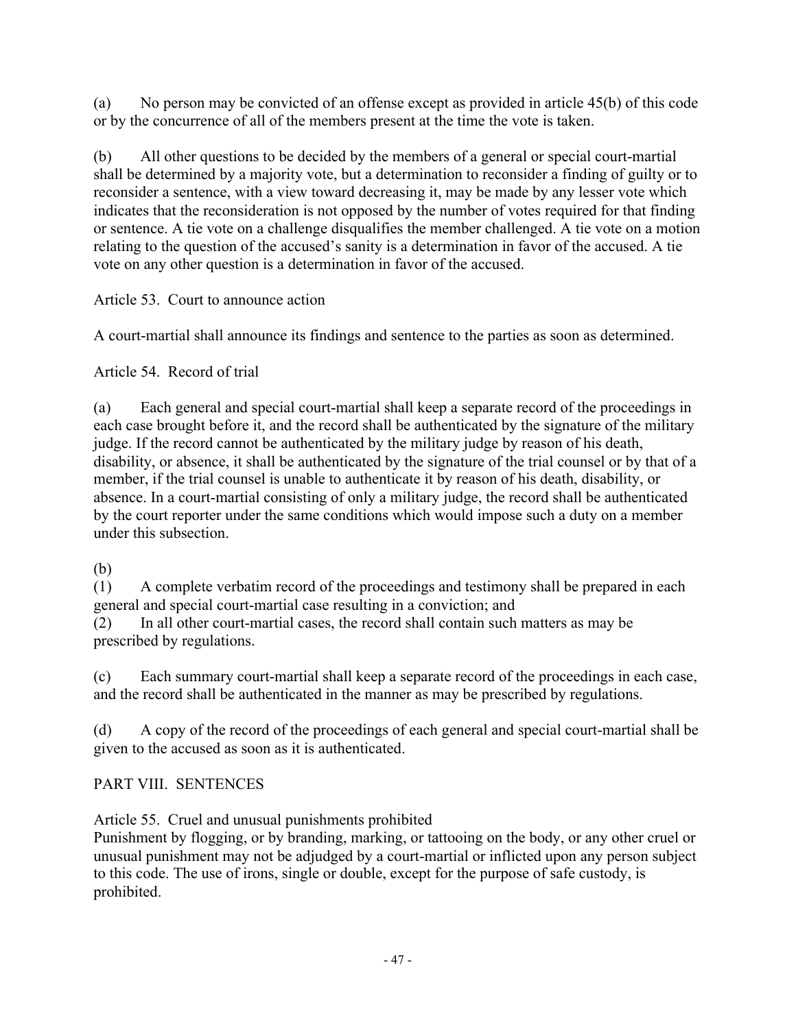(a) No person may be convicted of an offense except as provided in article 45(b) of this code or by the concurrence of all of the members present at the time the vote is taken.

(b) All other questions to be decided by the members of a general or special court-martial shall be determined by a majority vote, but a determination to reconsider a finding of guilty or to reconsider a sentence, with a view toward decreasing it, may be made by any lesser vote which indicates that the reconsideration is not opposed by the number of votes required for that finding or sentence. A tie vote on a challenge disqualifies the member challenged. A tie vote on a motion relating to the question of the accused's sanity is a determination in favor of the accused. A tie vote on any other question is a determination in favor of the accused.

Article 53. Court to announce action

A court-martial shall announce its findings and sentence to the parties as soon as determined.

Article 54. Record of trial

(a) Each general and special court-martial shall keep a separate record of the proceedings in each case brought before it, and the record shall be authenticated by the signature of the military judge. If the record cannot be authenticated by the military judge by reason of his death, disability, or absence, it shall be authenticated by the signature of the trial counsel or by that of a member, if the trial counsel is unable to authenticate it by reason of his death, disability, or absence. In a court-martial consisting of only a military judge, the record shall be authenticated by the court reporter under the same conditions which would impose such a duty on a member under this subsection.

(b)
(1) A complete verbatim record of the proceedings and testimony shall be prepared in each general and special court-martial case resulting in a conviction; and
(2) In all other court-martial cases, the record shall contain such matters as may be prescribed by regulations.

(c) Each summary court-martial shall keep a separate record of the proceedings in each case, and the record shall be authenticated in the manner as may be prescribed by regulations.

(d) A copy of the record of the proceedings of each general and special court-martial shall be given to the accused as soon as it is authenticated.

## PART VIII. SENTENCES

Article 55. Cruel and unusual punishments prohibited
Punishment by flogging, or by branding, marking, or tattooing on the body, or any other cruel or unusual punishment may not be adjudged by a court-martial or inflicted upon any person subject to this code. The use of irons, single or double, except for the purpose of safe custody, is prohibited.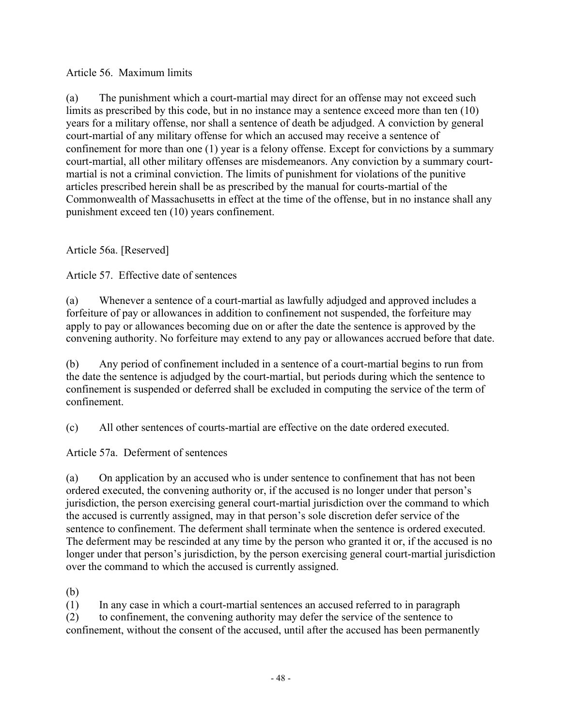Article 56. Maximum limits

(a) The punishment which a court-martial may direct for an offense may not exceed such limits as prescribed by this code, but in no instance may a sentence exceed more than ten (10) years for a military offense, nor shall a sentence of death be adjudged. A conviction by general court-martial of any military offense for which an accused may receive a sentence of confinement for more than one (1) year is a felony offense. Except for convictions by a summary court-martial, all other military offenses are misdemeanors. Any conviction by a summary court-martial is not a criminal conviction. The limits of punishment for violations of the punitive articles prescribed herein shall be as prescribed by the manual for courts-martial of the Commonwealth of Massachusetts in effect at the time of the offense, but in no instance shall any punishment exceed ten (10) years confinement.

Article 56a. [Reserved]

Article 57. Effective date of sentences

(a) Whenever a sentence of a court-martial as lawfully adjudged and approved includes a forfeiture of pay or allowances in addition to confinement not suspended, the forfeiture may apply to pay or allowances becoming due on or after the date the sentence is approved by the convening authority. No forfeiture may extend to any pay or allowances accrued before that date.

(b) Any period of confinement included in a sentence of a court-martial begins to run from the date the sentence is adjudged by the court-martial, but periods during which the sentence to confinement is suspended or deferred shall be excluded in computing the service of the term of confinement.

(c) All other sentences of courts-martial are effective on the date ordered executed.

Article 57a. Deferment of sentences

(a) On application by an accused who is under sentence to confinement that has not been ordered executed, the convening authority or, if the accused is no longer under that person's jurisdiction, the person exercising general court-martial jurisdiction over the command to which the accused is currently assigned, may in that person's sole discretion defer service of the sentence to confinement. The deferment shall terminate when the sentence is ordered executed. The deferment may be rescinded at any time by the person who granted it or, if the accused is no longer under that person's jurisdiction, by the person exercising general court-martial jurisdiction over the command to which the accused is currently assigned.

(b)

(1) In any case in which a court-martial sentences an accused referred to in paragraph

(2) to confinement, the convening authority may defer the service of the sentence to confinement, without the consent of the accused, until after the accused has been permanently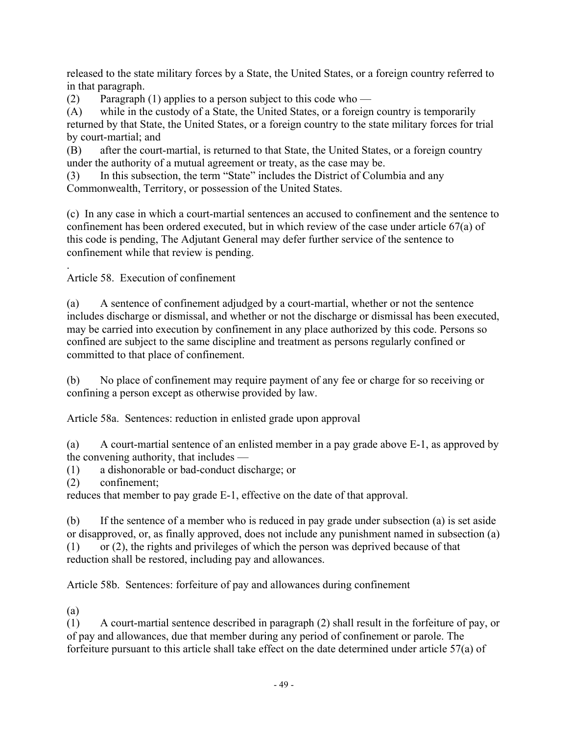released to the state military forces by a State, the United States, or a foreign country referred to in that paragraph.

(2) Paragraph (1) applies to a person subject to this code who —

(A) while in the custody of a State, the United States, or a foreign country is temporarily returned by that State, the United States, or a foreign country to the state military forces for trial by court-martial; and

(B) after the court-martial, is returned to that State, the United States, or a foreign country under the authority of a mutual agreement or treaty, as the case may be.

(3) In this subsection, the term "State" includes the District of Columbia and any Commonwealth, Territory, or possession of the United States.

(c) In any case in which a court-martial sentences an accused to confinement and the sentence to confinement has been ordered executed, but in which review of the case under article 67(a) of this code is pending, The Adjutant General may defer further service of the sentence to confinement while that review is pending.

.

Article 58. Execution of confinement

(a) A sentence of confinement adjudged by a court-martial, whether or not the sentence includes discharge or dismissal, and whether or not the discharge or dismissal has been executed, may be carried into execution by confinement in any place authorized by this code. Persons so confined are subject to the same discipline and treatment as persons regularly confined or committed to that place of confinement.

(b) No place of confinement may require payment of any fee or charge for so receiving or confining a person except as otherwise provided by law.

Article 58a. Sentences: reduction in enlisted grade upon approval

(a) A court-martial sentence of an enlisted member in a pay grade above E-1, as approved by the convening authority, that includes —

(1) a dishonorable or bad-conduct discharge; or

(2) confinement;

reduces that member to pay grade E-1, effective on the date of that approval.

(b) If the sentence of a member who is reduced in pay grade under subsection (a) is set aside or disapproved, or, as finally approved, does not include any punishment named in subsection (a) (1) or (2), the rights and privileges of which the person was deprived because of that reduction shall be restored, including pay and allowances.

Article 58b. Sentences: forfeiture of pay and allowances during confinement

(a)

(1) A court-martial sentence described in paragraph (2) shall result in the forfeiture of pay, or of pay and allowances, due that member during any period of confinement or parole. The forfeiture pursuant to this article shall take effect on the date determined under article 57(a) of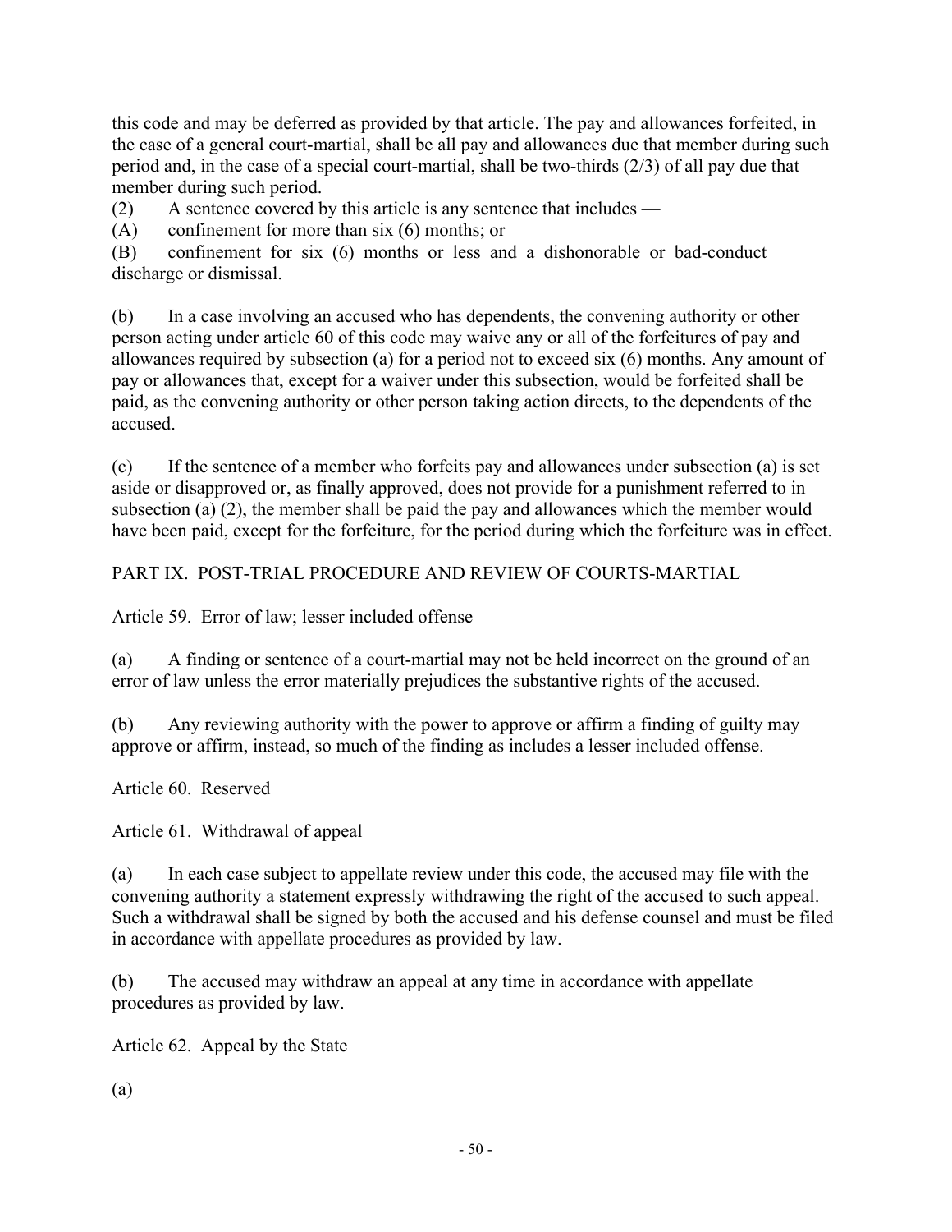this code and may be deferred as provided by that article. The pay and allowances forfeited, in the case of a general court-martial, shall be all pay and allowances due that member during such period and, in the case of a special court-martial, shall be two-thirds (2/3) of all pay due that member during such period.

(2) A sentence covered by this article is any sentence that includes —

(A) confinement for more than six (6) months; or

(B) confinement for six (6) months or less and a dishonorable or bad-conduct discharge or dismissal.

(b) In a case involving an accused who has dependents, the convening authority or other person acting under article 60 of this code may waive any or all of the forfeitures of pay and allowances required by subsection (a) for a period not to exceed six (6) months. Any amount of pay or allowances that, except for a waiver under this subsection, would be forfeited shall be paid, as the convening authority or other person taking action directs, to the dependents of the accused.

(c) If the sentence of a member who forfeits pay and allowances under subsection (a) is set aside or disapproved or, as finally approved, does not provide for a punishment referred to in subsection (a) (2), the member shall be paid the pay and allowances which the member would have been paid, except for the forfeiture, for the period during which the forfeiture was in effect.

## PART IX. POST-TRIAL PROCEDURE AND REVIEW OF COURTS-MARTIAL

### Article 59. Error of law; lesser included offense

(a) A finding or sentence of a court-martial may not be held incorrect on the ground of an error of law unless the error materially prejudices the substantive rights of the accused.

(b) Any reviewing authority with the power to approve or affirm a finding of guilty may approve or affirm, instead, so much of the finding as includes a lesser included offense.

### Article 60. Reserved

### Article 61. Withdrawal of appeal

(a) In each case subject to appellate review under this code, the accused may file with the convening authority a statement expressly withdrawing the right of the accused to such appeal. Such a withdrawal shall be signed by both the accused and his defense counsel and must be filed in accordance with appellate procedures as provided by law.

(b) The accused may withdraw an appeal at any time in accordance with appellate procedures as provided by law.

### Article 62. Appeal by the State

(a)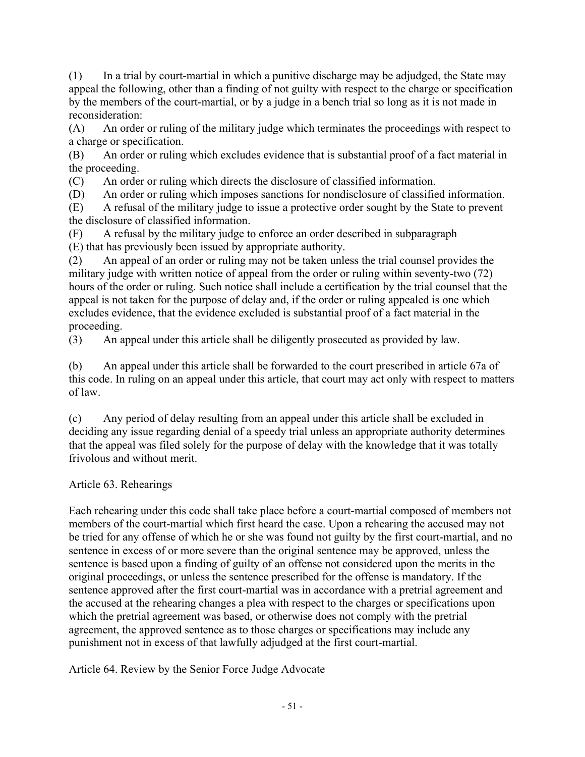(1) In a trial by court-martial in which a punitive discharge may be adjudged, the State may appeal the following, other than a finding of not guilty with respect to the charge or specification by the members of the court-martial, or by a judge in a bench trial so long as it is not made in reconsideration:

(A) An order or ruling of the military judge which terminates the proceedings with respect to a charge or specification.

(B) An order or ruling which excludes evidence that is substantial proof of a fact material in the proceeding.

(C) An order or ruling which directs the disclosure of classified information.

(D) An order or ruling which imposes sanctions for nondisclosure of classified information.

(E) A refusal of the military judge to issue a protective order sought by the State to prevent the disclosure of classified information.

(F) A refusal by the military judge to enforce an order described in subparagraph (E) that has previously been issued by appropriate authority.

(2) An appeal of an order or ruling may not be taken unless the trial counsel provides the military judge with written notice of appeal from the order or ruling within seventy-two (72) hours of the order or ruling. Such notice shall include a certification by the trial counsel that the appeal is not taken for the purpose of delay and, if the order or ruling appealed is one which excludes evidence, that the evidence excluded is substantial proof of a fact material in the proceeding.

(3) An appeal under this article shall be diligently prosecuted as provided by law.

(b) An appeal under this article shall be forwarded to the court prescribed in article 67a of this code. In ruling on an appeal under this article, that court may act only with respect to matters of law.

(c) Any period of delay resulting from an appeal under this article shall be excluded in deciding any issue regarding denial of a speedy trial unless an appropriate authority determines that the appeal was filed solely for the purpose of delay with the knowledge that it was totally frivolous and without merit.

## Article 63. Rehearings

Each rehearing under this code shall take place before a court-martial composed of members not members of the court-martial which first heard the case. Upon a rehearing the accused may not be tried for any offense of which he or she was found not guilty by the first court-martial, and no sentence in excess of or more severe than the original sentence may be approved, unless the sentence is based upon a finding of guilty of an offense not considered upon the merits in the original proceedings, or unless the sentence prescribed for the offense is mandatory. If the sentence approved after the first court-martial was in accordance with a pretrial agreement and the accused at the rehearing changes a plea with respect to the charges or specifications upon which the pretrial agreement was based, or otherwise does not comply with the pretrial agreement, the approved sentence as to those charges or specifications may include any punishment not in excess of that lawfully adjudged at the first court-martial.

## Article 64. Review by the Senior Force Judge Advocate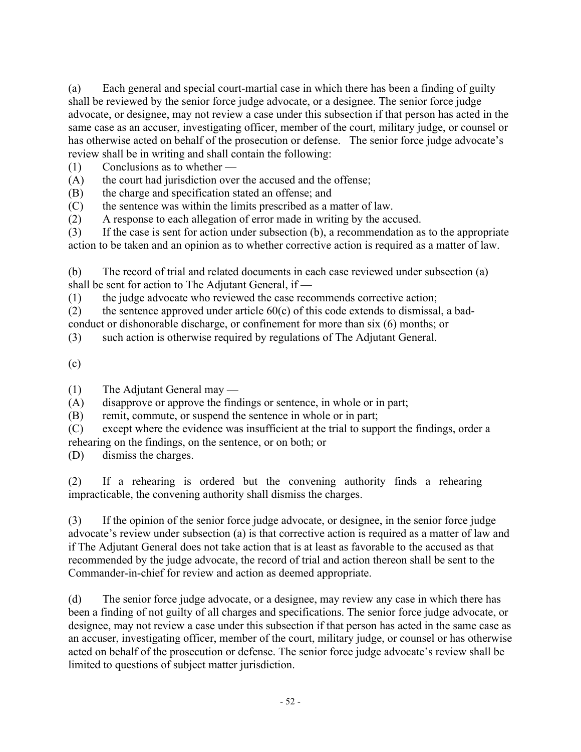(a) Each general and special court-martial case in which there has been a finding of guilty shall be reviewed by the senior force judge advocate, or a designee. The senior force judge advocate, or designee, may not review a case under this subsection if that person has acted in the same case as an accuser, investigating officer, member of the court, military judge, or counsel or has otherwise acted on behalf of the prosecution or defense. The senior force judge advocate's review shall be in writing and shall contain the following:

(1) Conclusions as to whether —

(A) the court had jurisdiction over the accused and the offense;

(B) the charge and specification stated an offense; and

(C) the sentence was within the limits prescribed as a matter of law.

(2) A response to each allegation of error made in writing by the accused.

(3) If the case is sent for action under subsection (b), a recommendation as to the appropriate action to be taken and an opinion as to whether corrective action is required as a matter of law.

(b) The record of trial and related documents in each case reviewed under subsection (a) shall be sent for action to The Adjutant General, if —

(1) the judge advocate who reviewed the case recommends corrective action;

(2) the sentence approved under article 60(c) of this code extends to dismissal, a bad-conduct or dishonorable discharge, or confinement for more than six (6) months; or

(3) such action is otherwise required by regulations of The Adjutant General.

(c)

(1) The Adjutant General may —

(A) disapprove or approve the findings or sentence, in whole or in part;

(B) remit, commute, or suspend the sentence in whole or in part;

(C) except where the evidence was insufficient at the trial to support the findings, order a rehearing on the findings, on the sentence, or on both; or

(D) dismiss the charges.

(2) If a rehearing is ordered but the convening authority finds a rehearing impracticable, the convening authority shall dismiss the charges.

(3) If the opinion of the senior force judge advocate, or designee, in the senior force judge advocate's review under subsection (a) is that corrective action is required as a matter of law and if The Adjutant General does not take action that is at least as favorable to the accused as that recommended by the judge advocate, the record of trial and action thereon shall be sent to the Commander-in-chief for review and action as deemed appropriate.

(d) The senior force judge advocate, or a designee, may review any case in which there has been a finding of not guilty of all charges and specifications. The senior force judge advocate, or designee, may not review a case under this subsection if that person has acted in the same case as an accuser, investigating officer, member of the court, military judge, or counsel or has otherwise acted on behalf of the prosecution or defense. The senior force judge advocate's review shall be limited to questions of subject matter jurisdiction.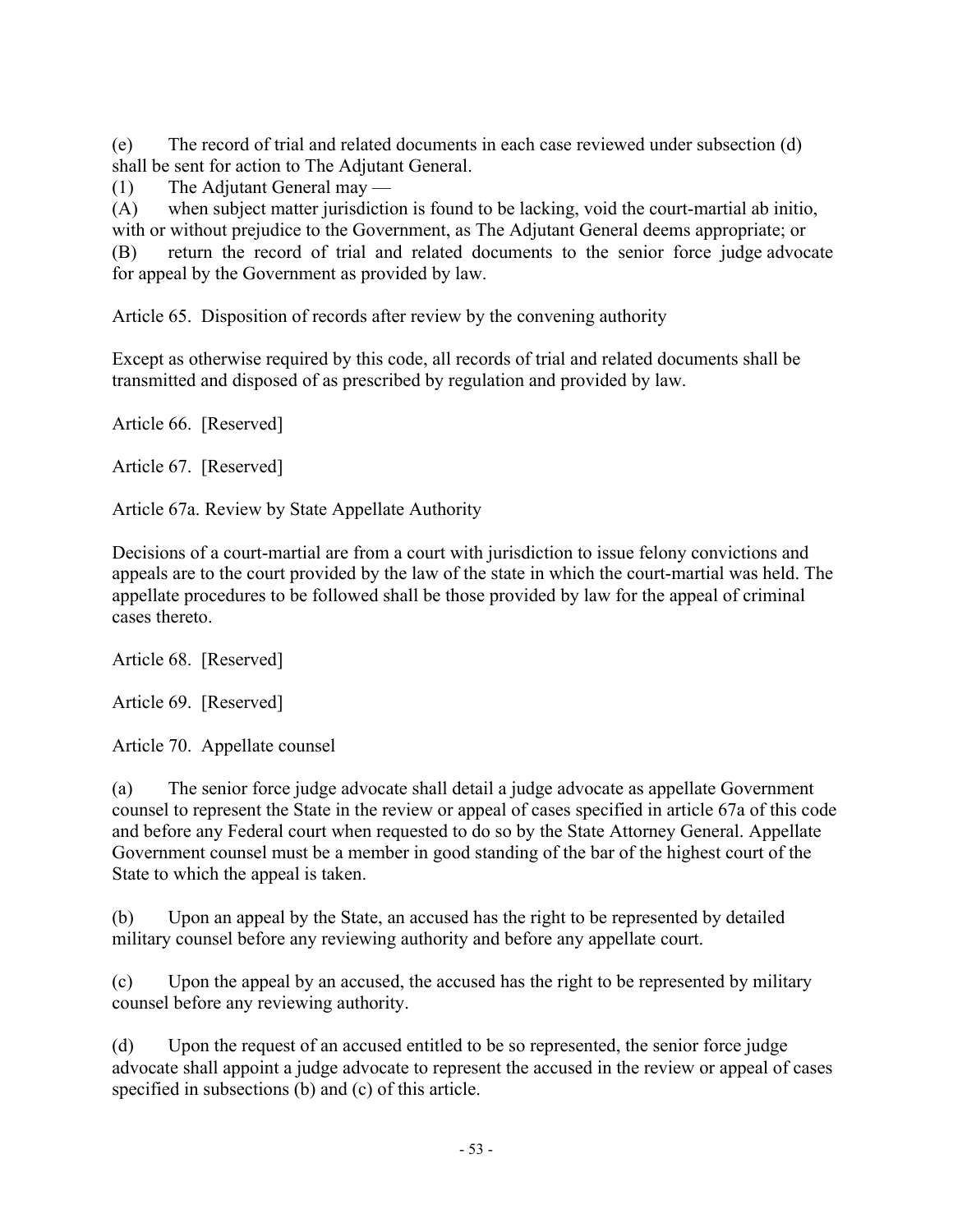(e) The record of trial and related documents in each case reviewed under subsection (d) shall be sent for action to The Adjutant General.

(1) The Adjutant General may —

(A) when subject matter jurisdiction is found to be lacking, void the court-martial ab initio, with or without prejudice to the Government, as The Adjutant General deems appropriate; or

(B) return the record of trial and related documents to the senior force judge advocate for appeal by the Government as provided by law.

Article 65. Disposition of records after review by the convening authority

Except as otherwise required by this code, all records of trial and related documents shall be transmitted and disposed of as prescribed by regulation and provided by law.

Article 66. [Reserved]

Article 67. [Reserved]

Article 67a. Review by State Appellate Authority

Decisions of a court-martial are from a court with jurisdiction to issue felony convictions and appeals are to the court provided by the law of the state in which the court-martial was held. The appellate procedures to be followed shall be those provided by law for the appeal of criminal cases thereto.

Article 68. [Reserved]

Article 69. [Reserved]

Article 70. Appellate counsel

(a) The senior force judge advocate shall detail a judge advocate as appellate Government counsel to represent the State in the review or appeal of cases specified in article 67a of this code and before any Federal court when requested to do so by the State Attorney General. Appellate Government counsel must be a member in good standing of the bar of the highest court of the State to which the appeal is taken.

(b) Upon an appeal by the State, an accused has the right to be represented by detailed military counsel before any reviewing authority and before any appellate court.

(c) Upon the appeal by an accused, the accused has the right to be represented by military counsel before any reviewing authority.

(d) Upon the request of an accused entitled to be so represented, the senior force judge advocate shall appoint a judge advocate to represent the accused in the review or appeal of cases specified in subsections (b) and (c) of this article.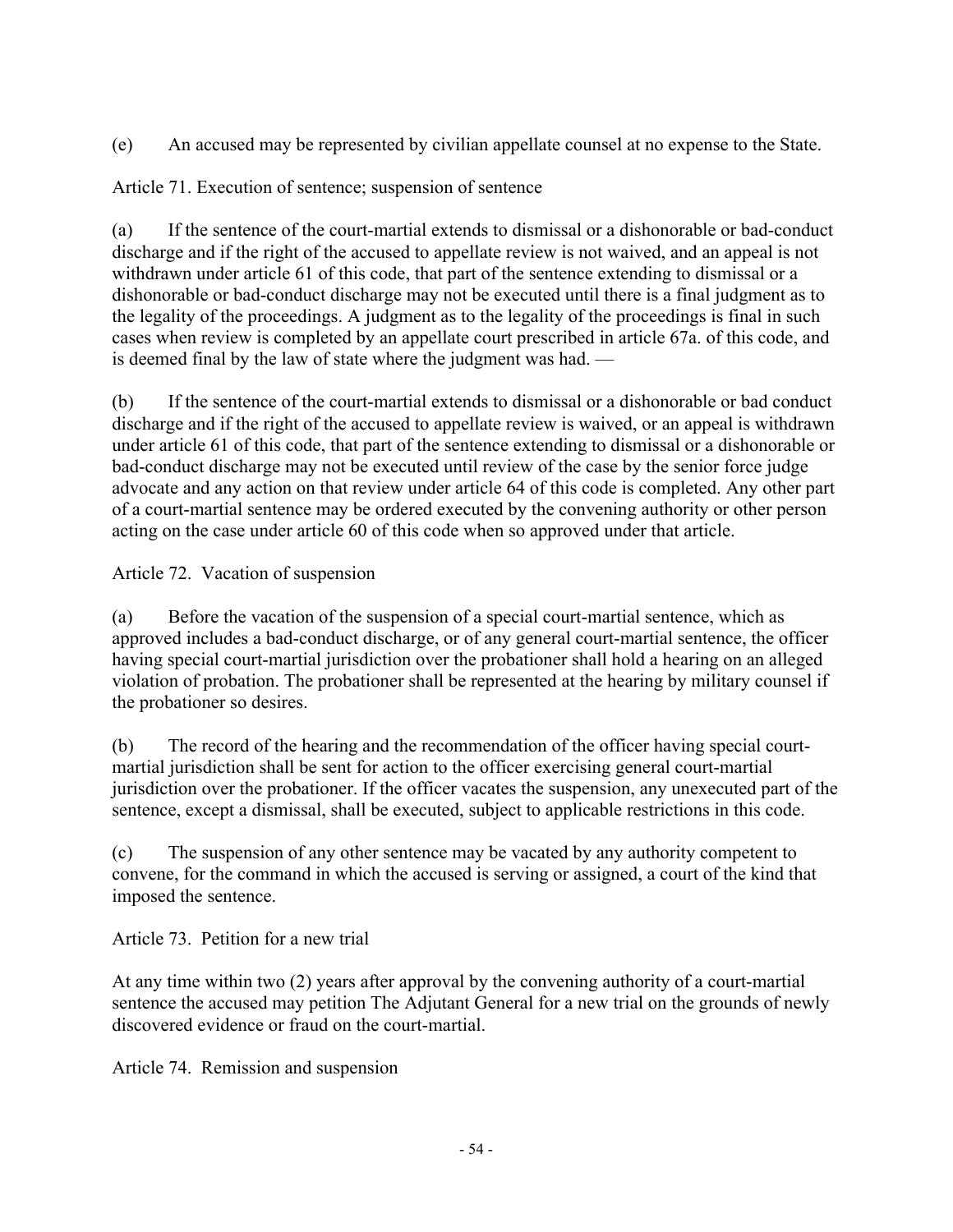(e) An accused may be represented by civilian appellate counsel at no expense to the State.

Article 71. Execution of sentence; suspension of sentence

(a) If the sentence of the court-martial extends to dismissal or a dishonorable or bad-conduct discharge and if the right of the accused to appellate review is not waived, and an appeal is not withdrawn under article 61 of this code, that part of the sentence extending to dismissal or a dishonorable or bad-conduct discharge may not be executed until there is a final judgment as to the legality of the proceedings. A judgment as to the legality of the proceedings is final in such cases when review is completed by an appellate court prescribed in article 67a. of this code, and is deemed final by the law of state where the judgment was had. —

(b) If the sentence of the court-martial extends to dismissal or a dishonorable or bad conduct discharge and if the right of the accused to appellate review is waived, or an appeal is withdrawn under article 61 of this code, that part of the sentence extending to dismissal or a dishonorable or bad-conduct discharge may not be executed until review of the case by the senior force judge advocate and any action on that review under article 64 of this code is completed. Any other part of a court-martial sentence may be ordered executed by the convening authority or other person acting on the case under article 60 of this code when so approved under that article.

Article 72. Vacation of suspension

(a) Before the vacation of the suspension of a special court-martial sentence, which as approved includes a bad-conduct discharge, or of any general court-martial sentence, the officer having special court-martial jurisdiction over the probationer shall hold a hearing on an alleged violation of probation. The probationer shall be represented at the hearing by military counsel if the probationer so desires.

(b) The record of the hearing and the recommendation of the officer having special court-martial jurisdiction shall be sent for action to the officer exercising general court-martial jurisdiction over the probationer. If the officer vacates the suspension, any unexecuted part of the sentence, except a dismissal, shall be executed, subject to applicable restrictions in this code.

(c) The suspension of any other sentence may be vacated by any authority competent to convene, for the command in which the accused is serving or assigned, a court of the kind that imposed the sentence.

Article 73. Petition for a new trial

At any time within two (2) years after approval by the convening authority of a court-martial sentence the accused may petition The Adjutant General for a new trial on the grounds of newly discovered evidence or fraud on the court-martial.

Article 74. Remission and suspension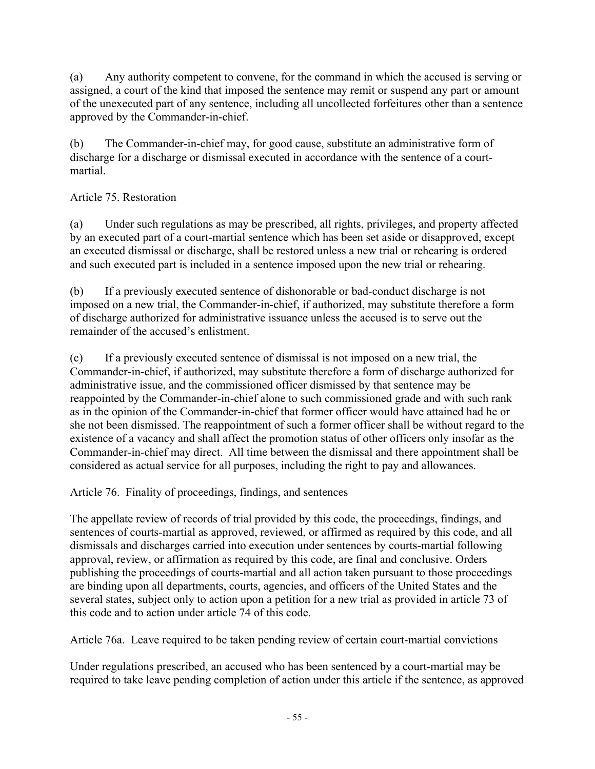(a) Any authority competent to convene, for the command in which the accused is serving or assigned, a court of the kind that imposed the sentence may remit or suspend any part or amount of the unexecuted part of any sentence, including all uncollected forfeitures other than a sentence approved by the Commander-in-chief.

(b) The Commander-in-chief may, for good cause, substitute an administrative form of discharge for a discharge or dismissal executed in accordance with the sentence of a court-martial.

Article 75. Restoration

(a) Under such regulations as may be prescribed, all rights, privileges, and property affected by an executed part of a court-martial sentence which has been set aside or disapproved, except an executed dismissal or discharge, shall be restored unless a new trial or rehearing is ordered and such executed part is included in a sentence imposed upon the new trial or rehearing.

(b) If a previously executed sentence of dishonorable or bad-conduct discharge is not imposed on a new trial, the Commander-in-chief, if authorized, may substitute therefore a form of discharge authorized for administrative issuance unless the accused is to serve out the remainder of the accused's enlistment.

(c) If a previously executed sentence of dismissal is not imposed on a new trial, the Commander-in-chief, if authorized, may substitute therefore a form of discharge authorized for administrative issue, and the commissioned officer dismissed by that sentence may be reappointed by the Commander-in-chief alone to such commissioned grade and with such rank as in the opinion of the Commander-in-chief that former officer would have attained had he or she not been dismissed. The reappointment of such a former officer shall be without regard to the existence of a vacancy and shall affect the promotion status of other officers only insofar as the Commander-in-chief may direct. All time between the dismissal and there appointment shall be considered as actual service for all purposes, including the right to pay and allowances.

Article 76. Finality of proceedings, findings, and sentences

The appellate review of records of trial provided by this code, the proceedings, findings, and sentences of courts-martial as approved, reviewed, or affirmed as required by this code, and all dismissals and discharges carried into execution under sentences by courts-martial following approval, review, or affirmation as required by this code, are final and conclusive. Orders publishing the proceedings of courts-martial and all action taken pursuant to those proceedings are binding upon all departments, courts, agencies, and officers of the United States and the several states, subject only to action upon a petition for a new trial as provided in article 73 of this code and to action under article 74 of this code.

Article 76a. Leave required to be taken pending review of certain court-martial convictions

Under regulations prescribed, an accused who has been sentenced by a court-martial may be required to take leave pending completion of action under this article if the sentence, as approved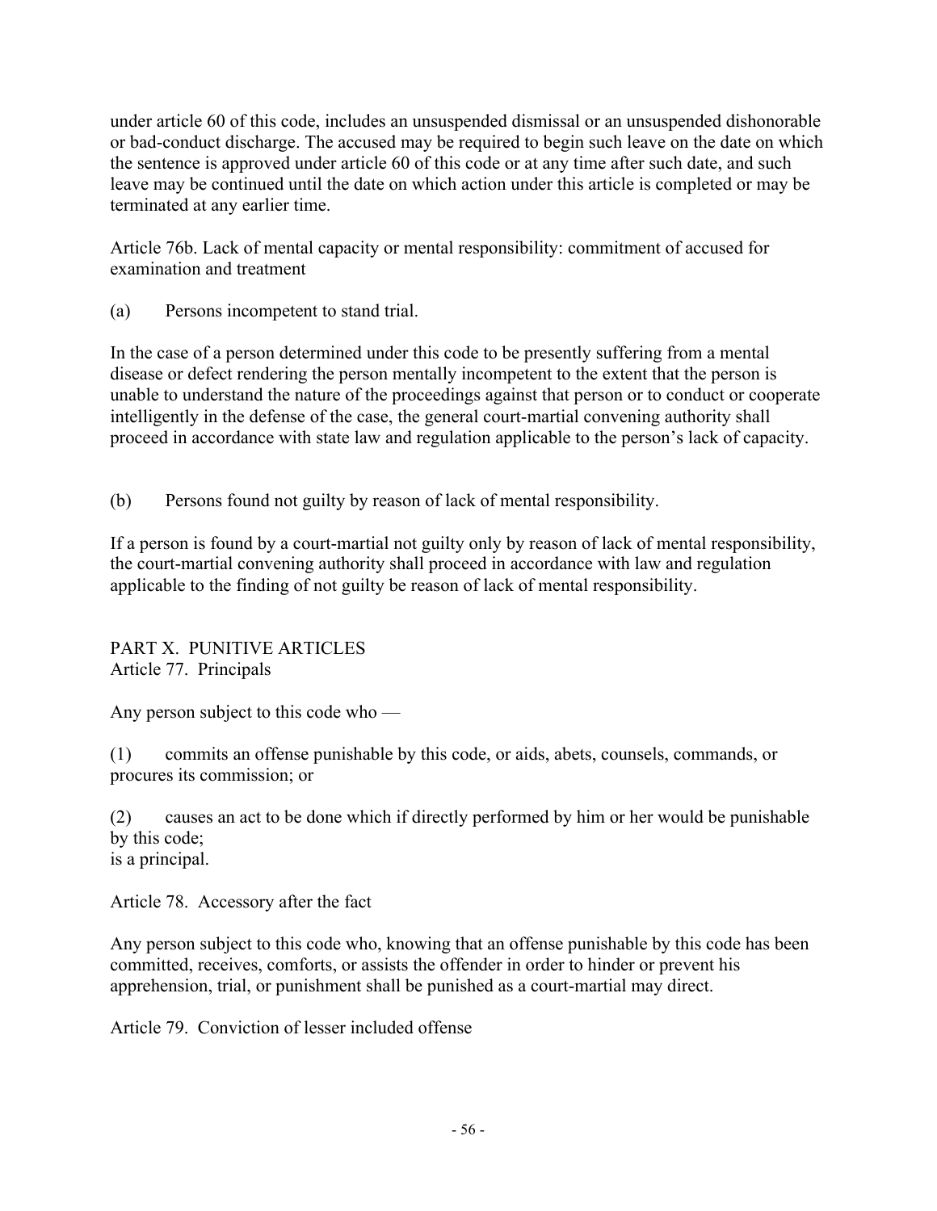under article 60 of this code, includes an unsuspended dismissal or an unsuspended dishonorable or bad-conduct discharge. The accused may be required to begin such leave on the date on which the sentence is approved under article 60 of this code or at any time after such date, and such leave may be continued until the date on which action under this article is completed or may be terminated at any earlier time.

Article 76b. Lack of mental capacity or mental responsibility: commitment of accused for examination and treatment

(a) Persons incompetent to stand trial.

In the case of a person determined under this code to be presently suffering from a mental disease or defect rendering the person mentally incompetent to the extent that the person is unable to understand the nature of the proceedings against that person or to conduct or cooperate intelligently in the defense of the case, the general court-martial convening authority shall proceed in accordance with state law and regulation applicable to the person's lack of capacity.

(b) Persons found not guilty by reason of lack of mental responsibility.

If a person is found by a court-martial not guilty only by reason of lack of mental responsibility, the court-martial convening authority shall proceed in accordance with law and regulation applicable to the finding of not guilty be reason of lack of mental responsibility.

## PART X. PUNITIVE ARTICLES

Article 77. Principals

Any person subject to this code who —

(1) commits an offense punishable by this code, or aids, abets, counsels, commands, or procures its commission; or

(2) causes an act to be done which if directly performed by him or her would be punishable by this code;
is a principal.

Article 78. Accessory after the fact

Any person subject to this code who, knowing that an offense punishable by this code has been committed, receives, comforts, or assists the offender in order to hinder or prevent his apprehension, trial, or punishment shall be punished as a court-martial may direct.

Article 79. Conviction of lesser included offense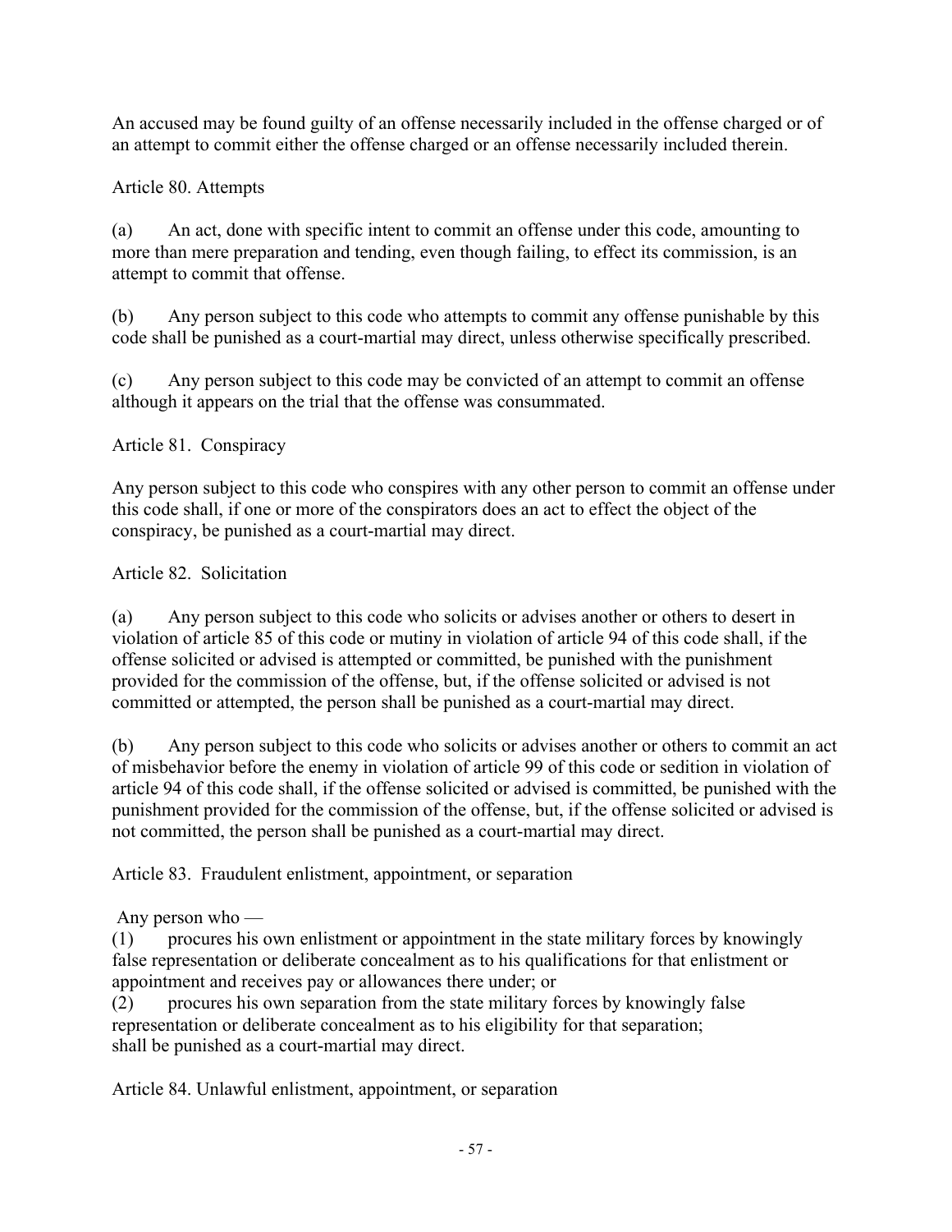An accused may be found guilty of an offense necessarily included in the offense charged or of an attempt to commit either the offense charged or an offense necessarily included therein.

Article 80. Attempts

(a) An act, done with specific intent to commit an offense under this code, amounting to more than mere preparation and tending, even though failing, to effect its commission, is an attempt to commit that offense.

(b) Any person subject to this code who attempts to commit any offense punishable by this code shall be punished as a court-martial may direct, unless otherwise specifically prescribed.

(c) Any person subject to this code may be convicted of an attempt to commit an offense although it appears on the trial that the offense was consummated.

Article 81. Conspiracy

Any person subject to this code who conspires with any other person to commit an offense under this code shall, if one or more of the conspirators does an act to effect the object of the conspiracy, be punished as a court-martial may direct.

Article 82. Solicitation

(a) Any person subject to this code who solicits or advises another or others to desert in violation of article 85 of this code or mutiny in violation of article 94 of this code shall, if the offense solicited or advised is attempted or committed, be punished with the punishment provided for the commission of the offense, but, if the offense solicited or advised is not committed or attempted, the person shall be punished as a court-martial may direct.

(b) Any person subject to this code who solicits or advises another or others to commit an act of misbehavior before the enemy in violation of article 99 of this code or sedition in violation of article 94 of this code shall, if the offense solicited or advised is committed, be punished with the punishment provided for the commission of the offense, but, if the offense solicited or advised is not committed, the person shall be punished as a court-martial may direct.

Article 83. Fraudulent enlistment, appointment, or separation

Any person who —

(1) procures his own enlistment or appointment in the state military forces by knowingly false representation or deliberate concealment as to his qualifications for that enlistment or appointment and receives pay or allowances there under; or

(2) procures his own separation from the state military forces by knowingly false representation or deliberate concealment as to his eligibility for that separation;

shall be punished as a court-martial may direct.

Article 84. Unlawful enlistment, appointment, or separation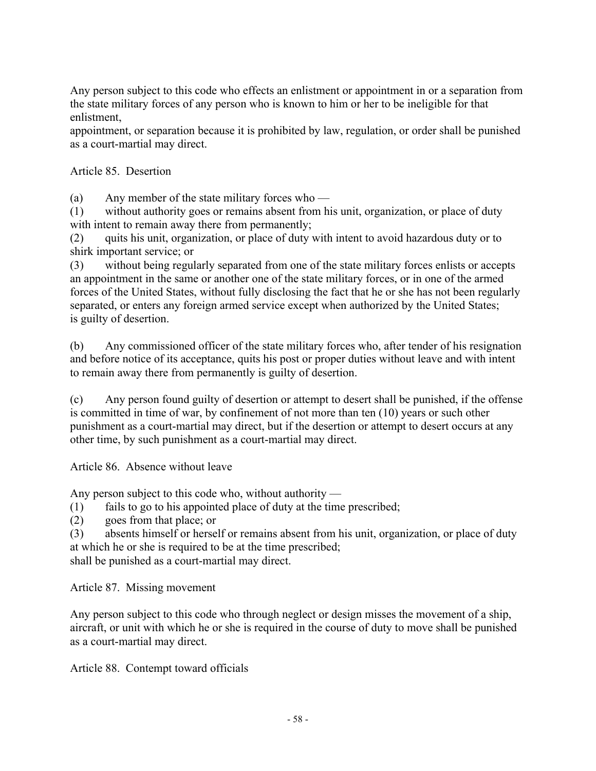Any person subject to this code who effects an enlistment or appointment in or a separation from the state military forces of any person who is known to him or her to be ineligible for that enlistment,
appointment, or separation because it is prohibited by law, regulation, or order shall be punished as a court-martial may direct.

Article 85. Desertion

(a) Any member of the state military forces who —
(1) without authority goes or remains absent from his unit, organization, or place of duty with intent to remain away there from permanently;
(2) quits his unit, organization, or place of duty with intent to avoid hazardous duty or to shirk important service; or
(3) without being regularly separated from one of the state military forces enlists or accepts an appointment in the same or another one of the state military forces, or in one of the armed forces of the United States, without fully disclosing the fact that he or she has not been regularly separated, or enters any foreign armed service except when authorized by the United States;
is guilty of desertion.

(b) Any commissioned officer of the state military forces who, after tender of his resignation and before notice of its acceptance, quits his post or proper duties without leave and with intent to remain away there from permanently is guilty of desertion.

(c) Any person found guilty of desertion or attempt to desert shall be punished, if the offense is committed in time of war, by confinement of not more than ten (10) years or such other punishment as a court-martial may direct, but if the desertion or attempt to desert occurs at any other time, by such punishment as a court-martial may direct.

Article 86. Absence without leave

Any person subject to this code who, without authority —
(1) fails to go to his appointed place of duty at the time prescribed;
(2) goes from that place; or
(3) absents himself or herself or remains absent from his unit, organization, or place of duty at which he or she is required to be at the time prescribed;
shall be punished as a court-martial may direct.

Article 87. Missing movement

Any person subject to this code who through neglect or design misses the movement of a ship, aircraft, or unit with which he or she is required in the course of duty to move shall be punished as a court-martial may direct.

Article 88. Contempt toward officials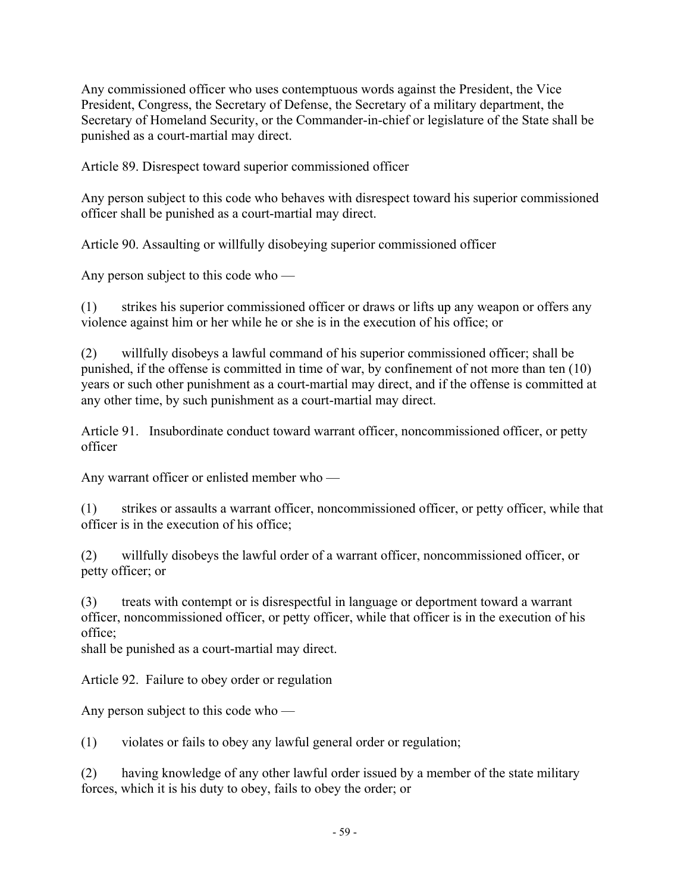Any commissioned officer who uses contemptuous words against the President, the Vice President, Congress, the Secretary of Defense, the Secretary of a military department, the Secretary of Homeland Security, or the Commander-in-chief or legislature of the State shall be punished as a court-martial may direct.

Article 89. Disrespect toward superior commissioned officer

Any person subject to this code who behaves with disrespect toward his superior commissioned officer shall be punished as a court-martial may direct.

Article 90. Assaulting or willfully disobeying superior commissioned officer

Any person subject to this code who —

(1) strikes his superior commissioned officer or draws or lifts up any weapon or offers any violence against him or her while he or she is in the execution of his office; or

(2) willfully disobeys a lawful command of his superior commissioned officer; shall be punished, if the offense is committed in time of war, by confinement of not more than ten (10) years or such other punishment as a court-martial may direct, and if the offense is committed at any other time, by such punishment as a court-martial may direct.

Article 91. Insubordinate conduct toward warrant officer, noncommissioned officer, or petty officer

Any warrant officer or enlisted member who —

(1) strikes or assaults a warrant officer, noncommissioned officer, or petty officer, while that officer is in the execution of his office;

(2) willfully disobeys the lawful order of a warrant officer, noncommissioned officer, or petty officer; or

(3) treats with contempt or is disrespectful in language or deportment toward a warrant officer, noncommissioned officer, or petty officer, while that officer is in the execution of his office;
shall be punished as a court-martial may direct.

Article 92. Failure to obey order or regulation

Any person subject to this code who —

(1) violates or fails to obey any lawful general order or regulation;

(2) having knowledge of any other lawful order issued by a member of the state military forces, which it is his duty to obey, fails to obey the order; or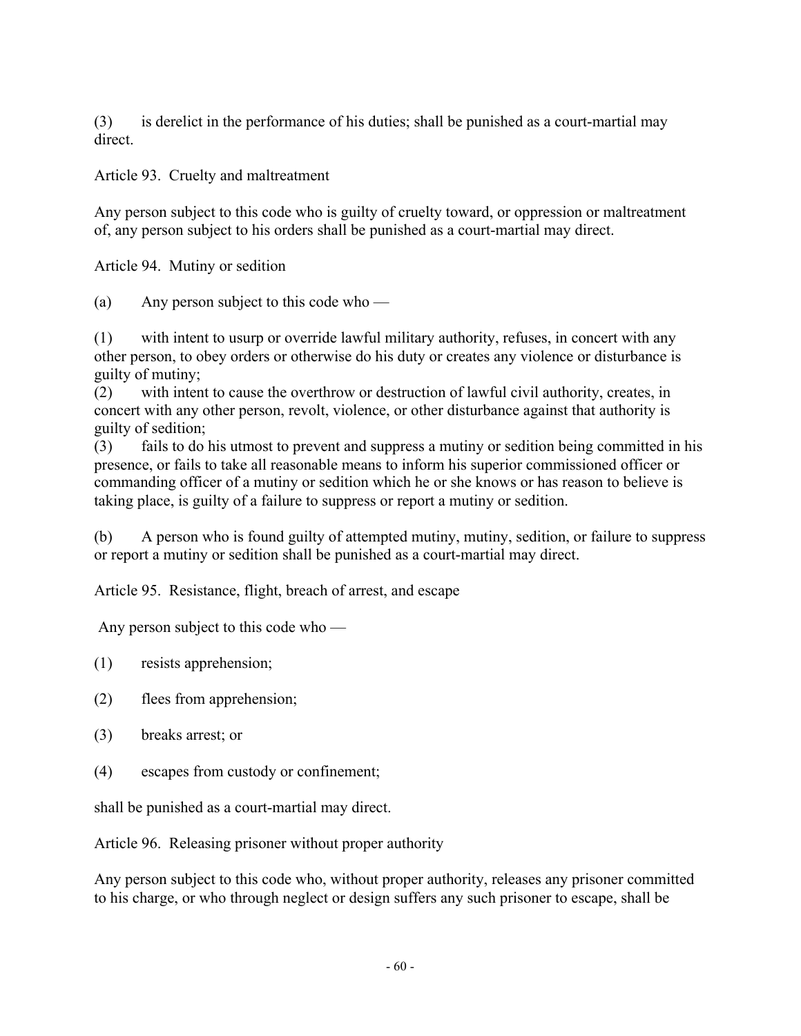(3) is derelict in the performance of his duties; shall be punished as a court-martial may direct.

Article 93. Cruelty and maltreatment

Any person subject to this code who is guilty of cruelty toward, or oppression or maltreatment of, any person subject to his orders shall be punished as a court-martial may direct.

Article 94. Mutiny or sedition

(a) Any person subject to this code who —

(1) with intent to usurp or override lawful military authority, refuses, in concert with any other person, to obey orders or otherwise do his duty or creates any violence or disturbance is guilty of mutiny;
(2) with intent to cause the overthrow or destruction of lawful civil authority, creates, in concert with any other person, revolt, violence, or other disturbance against that authority is guilty of sedition;
(3) fails to do his utmost to prevent and suppress a mutiny or sedition being committed in his presence, or fails to take all reasonable means to inform his superior commissioned officer or commanding officer of a mutiny or sedition which he or she knows or has reason to believe is taking place, is guilty of a failure to suppress or report a mutiny or sedition.

(b) A person who is found guilty of attempted mutiny, mutiny, sedition, or failure to suppress or report a mutiny or sedition shall be punished as a court-martial may direct.

Article 95. Resistance, flight, breach of arrest, and escape

Any person subject to this code who —

(1) resists apprehension;

(2) flees from apprehension;

(3) breaks arrest; or

(4) escapes from custody or confinement;

shall be punished as a court-martial may direct.

Article 96. Releasing prisoner without proper authority

Any person subject to this code who, without proper authority, releases any prisoner committed to his charge, or who through neglect or design suffers any such prisoner to escape, shall be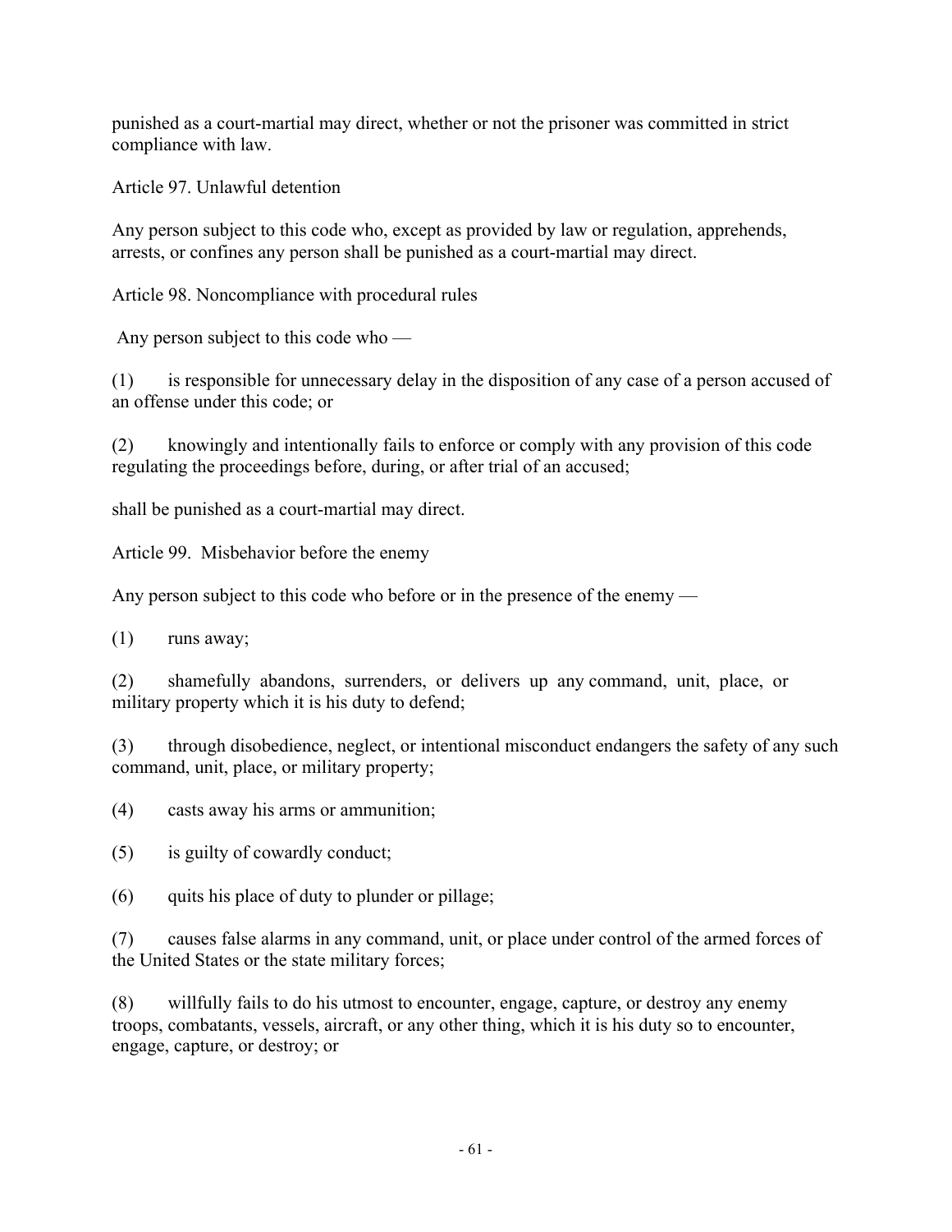punished as a court-martial may direct, whether or not the prisoner was committed in strict compliance with law.

Article 97. Unlawful detention

Any person subject to this code who, except as provided by law or regulation, apprehends, arrests, or confines any person shall be punished as a court-martial may direct.

Article 98. Noncompliance with procedural rules

Any person subject to this code who —

(1) is responsible for unnecessary delay in the disposition of any case of a person accused of an offense under this code; or

(2) knowingly and intentionally fails to enforce or comply with any provision of this code regulating the proceedings before, during, or after trial of an accused;

shall be punished as a court-martial may direct.

Article 99. Misbehavior before the enemy

Any person subject to this code who before or in the presence of the enemy —

(1) runs away;

(2) shamefully abandons, surrenders, or delivers up any command, unit, place, or military property which it is his duty to defend;

(3) through disobedience, neglect, or intentional misconduct endangers the safety of any such command, unit, place, or military property;

(4) casts away his arms or ammunition;

(5) is guilty of cowardly conduct;

(6) quits his place of duty to plunder or pillage;

(7) causes false alarms in any command, unit, or place under control of the armed forces of the United States or the state military forces;

(8) willfully fails to do his utmost to encounter, engage, capture, or destroy any enemy troops, combatants, vessels, aircraft, or any other thing, which it is his duty so to encounter, engage, capture, or destroy; or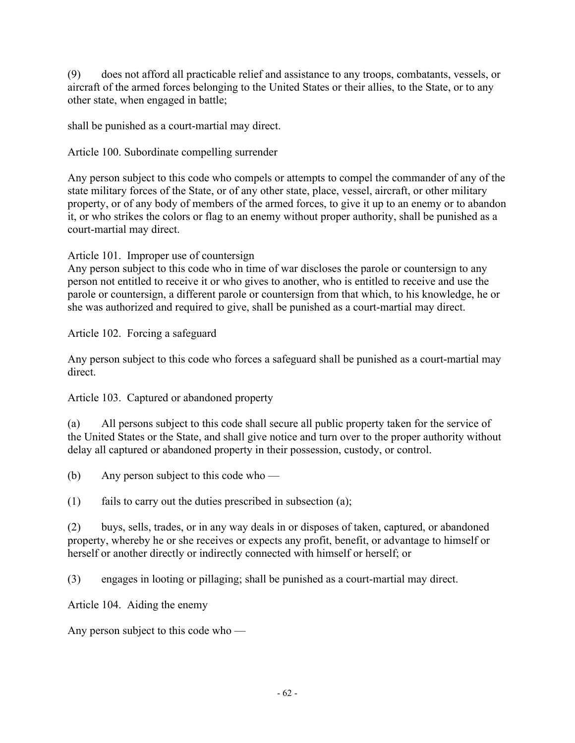(9) does not afford all practicable relief and assistance to any troops, combatants, vessels, or aircraft of the armed forces belonging to the United States or their allies, to the State, or to any other state, when engaged in battle;

shall be punished as a court-martial may direct.

Article 100. Subordinate compelling surrender

Any person subject to this code who compels or attempts to compel the commander of any of the state military forces of the State, or of any other state, place, vessel, aircraft, or other military property, or of any body of members of the armed forces, to give it up to an enemy or to abandon it, or who strikes the colors or flag to an enemy without proper authority, shall be punished as a court-martial may direct.

Article 101. Improper use of countersign

Any person subject to this code who in time of war discloses the parole or countersign to any person not entitled to receive it or who gives to another, who is entitled to receive and use the parole or countersign, a different parole or countersign from that which, to his knowledge, he or she was authorized and required to give, shall be punished as a court-martial may direct.

Article 102. Forcing a safeguard

Any person subject to this code who forces a safeguard shall be punished as a court-martial may direct.

Article 103. Captured or abandoned property

(a) All persons subject to this code shall secure all public property taken for the service of the United States or the State, and shall give notice and turn over to the proper authority without delay all captured or abandoned property in their possession, custody, or control.

(b) Any person subject to this code who —

(1) fails to carry out the duties prescribed in subsection (a);

(2) buys, sells, trades, or in any way deals in or disposes of taken, captured, or abandoned property, whereby he or she receives or expects any profit, benefit, or advantage to himself or herself or another directly or indirectly connected with himself or herself; or

(3) engages in looting or pillaging; shall be punished as a court-martial may direct.

Article 104. Aiding the enemy

Any person subject to this code who —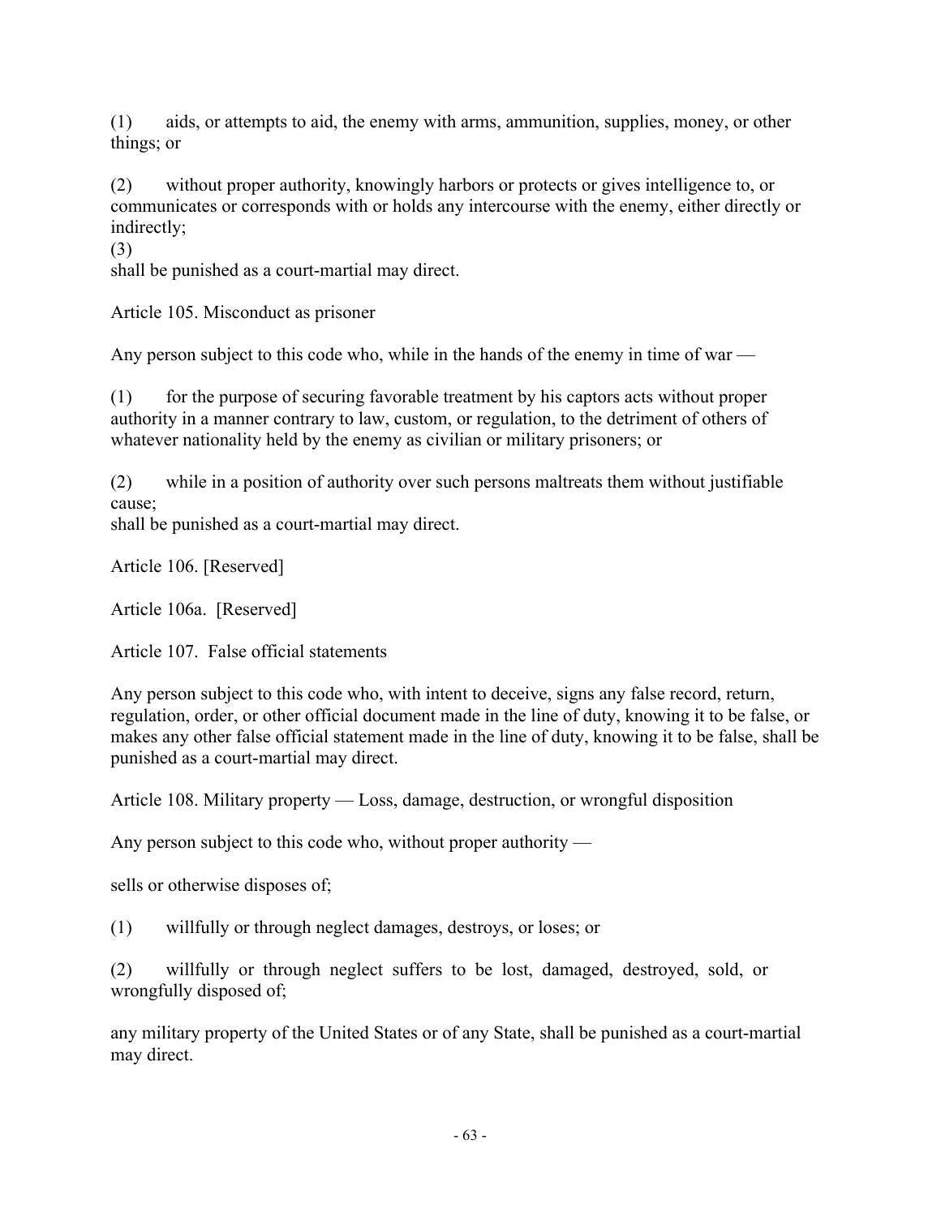(1) aids, or attempts to aid, the enemy with arms, ammunition, supplies, money, or other things; or

(2) without proper authority, knowingly harbors or protects or gives intelligence to, or communicates or corresponds with or holds any intercourse with the enemy, either directly or indirectly;

(3)

shall be punished as a court-martial may direct.

Article 105. Misconduct as prisoner

Any person subject to this code who, while in the hands of the enemy in time of war —

(1) for the purpose of securing favorable treatment by his captors acts without proper authority in a manner contrary to law, custom, or regulation, to the detriment of others of whatever nationality held by the enemy as civilian or military prisoners; or

(2) while in a position of authority over such persons maltreats them without justifiable cause;

shall be punished as a court-martial may direct.

Article 106. [Reserved]

Article 106a. [Reserved]

Article 107. False official statements

Any person subject to this code who, with intent to deceive, signs any false record, return, regulation, order, or other official document made in the line of duty, knowing it to be false, or makes any other false official statement made in the line of duty, knowing it to be false, shall be punished as a court-martial may direct.

Article 108. Military property — Loss, damage, destruction, or wrongful disposition

Any person subject to this code who, without proper authority —

sells or otherwise disposes of;

(1) willfully or through neglect damages, destroys, or loses; or

(2) willfully or through neglect suffers to be lost, damaged, destroyed, sold, or wrongfully disposed of;

any military property of the United States or of any State, shall be punished as a court-martial may direct.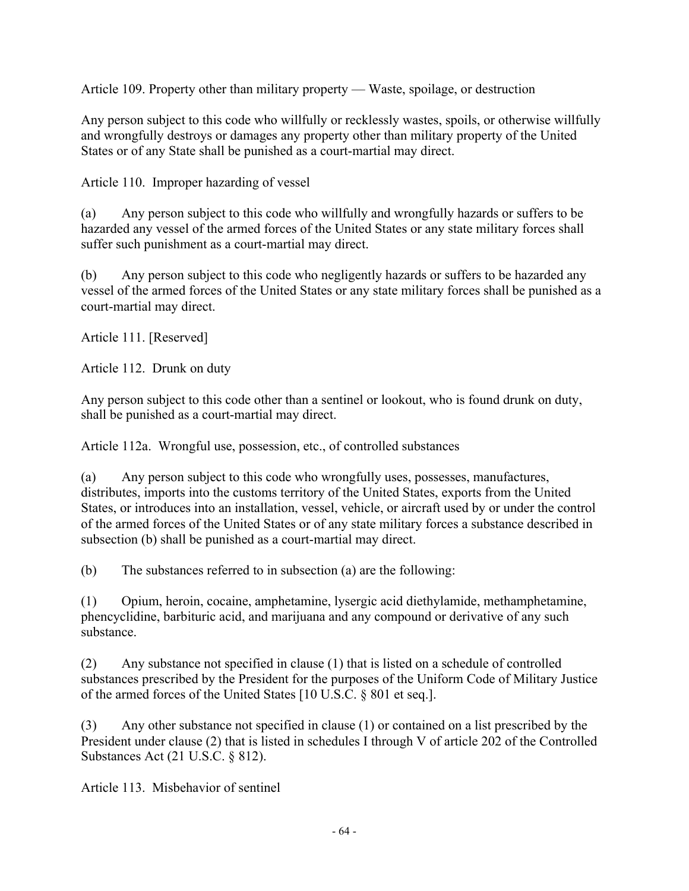Article 109. Property other than military property — Waste, spoilage, or destruction

Any person subject to this code who willfully or recklessly wastes, spoils, or otherwise willfully and wrongfully destroys or damages any property other than military property of the United States or of any State shall be punished as a court-martial may direct.

Article 110. Improper hazarding of vessel

(a) Any person subject to this code who willfully and wrongfully hazards or suffers to be hazarded any vessel of the armed forces of the United States or any state military forces shall suffer such punishment as a court-martial may direct.

(b) Any person subject to this code who negligently hazards or suffers to be hazarded any vessel of the armed forces of the United States or any state military forces shall be punished as a court-martial may direct.

Article 111. [Reserved]

Article 112. Drunk on duty

Any person subject to this code other than a sentinel or lookout, who is found drunk on duty, shall be punished as a court-martial may direct.

Article 112a. Wrongful use, possession, etc., of controlled substances

(a) Any person subject to this code who wrongfully uses, possesses, manufactures, distributes, imports into the customs territory of the United States, exports from the United States, or introduces into an installation, vessel, vehicle, or aircraft used by or under the control of the armed forces of the United States or of any state military forces a substance described in subsection (b) shall be punished as a court-martial may direct.

(b) The substances referred to in subsection (a) are the following:

(1) Opium, heroin, cocaine, amphetamine, lysergic acid diethylamide, methamphetamine, phencyclidine, barbituric acid, and marijuana and any compound or derivative of any such substance.

(2) Any substance not specified in clause (1) that is listed on a schedule of controlled substances prescribed by the President for the purposes of the Uniform Code of Military Justice of the armed forces of the United States [10 U.S.C. § 801 et seq.].

(3) Any other substance not specified in clause (1) or contained on a list prescribed by the President under clause (2) that is listed in schedules I through V of article 202 of the Controlled Substances Act (21 U.S.C. § 812).

Article 113. Misbehavior of sentinel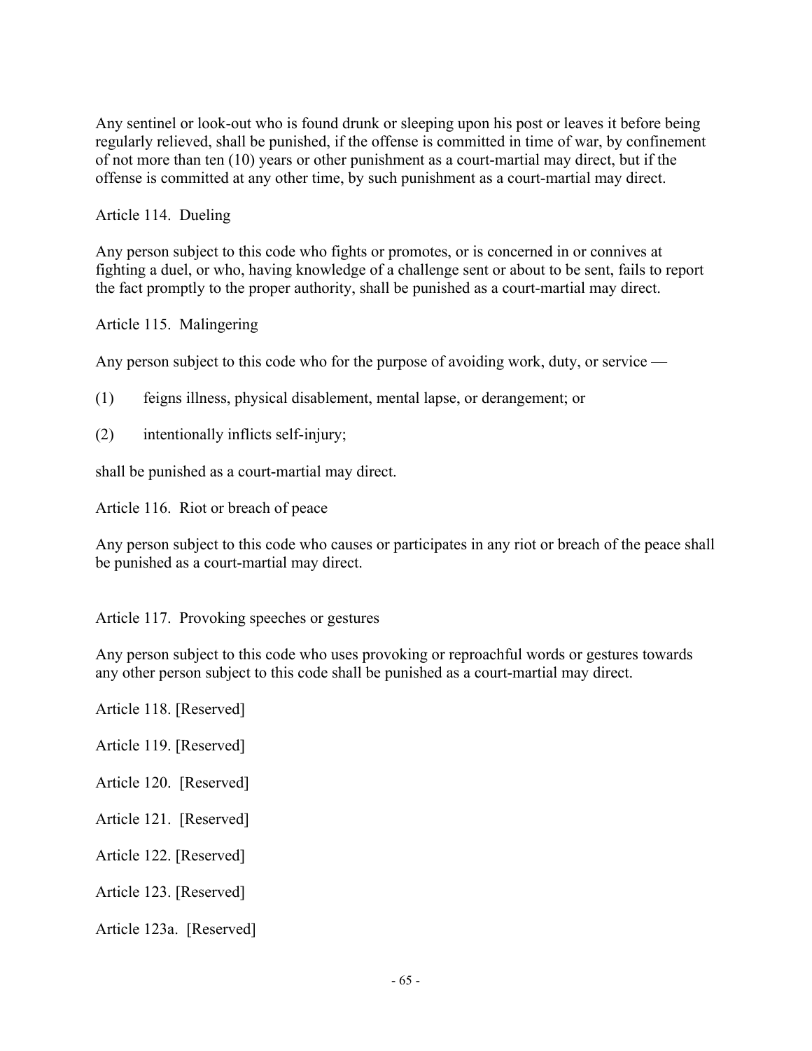Any sentinel or look-out who is found drunk or sleeping upon his post or leaves it before being regularly relieved, shall be punished, if the offense is committed in time of war, by confinement of not more than ten (10) years or other punishment as a court-martial may direct, but if the offense is committed at any other time, by such punishment as a court-martial may direct.

Article 114. Dueling

Any person subject to this code who fights or promotes, or is concerned in or connives at fighting a duel, or who, having knowledge of a challenge sent or about to be sent, fails to report the fact promptly to the proper authority, shall be punished as a court-martial may direct.

Article 115. Malingering

Any person subject to this code who for the purpose of avoiding work, duty, or service —

(1) feigns illness, physical disablement, mental lapse, or derangement; or

(2) intentionally inflicts self-injury;

shall be punished as a court-martial may direct.

Article 116. Riot or breach of peace

Any person subject to this code who causes or participates in any riot or breach of the peace shall be punished as a court-martial may direct.

Article 117. Provoking speeches or gestures

Any person subject to this code who uses provoking or reproachful words or gestures towards any other person subject to this code shall be punished as a court-martial may direct.

Article 118. [Reserved]

Article 119. [Reserved]

Article 120. [Reserved]

Article 121. [Reserved]

Article 122. [Reserved]

Article 123. [Reserved]

Article 123a. [Reserved]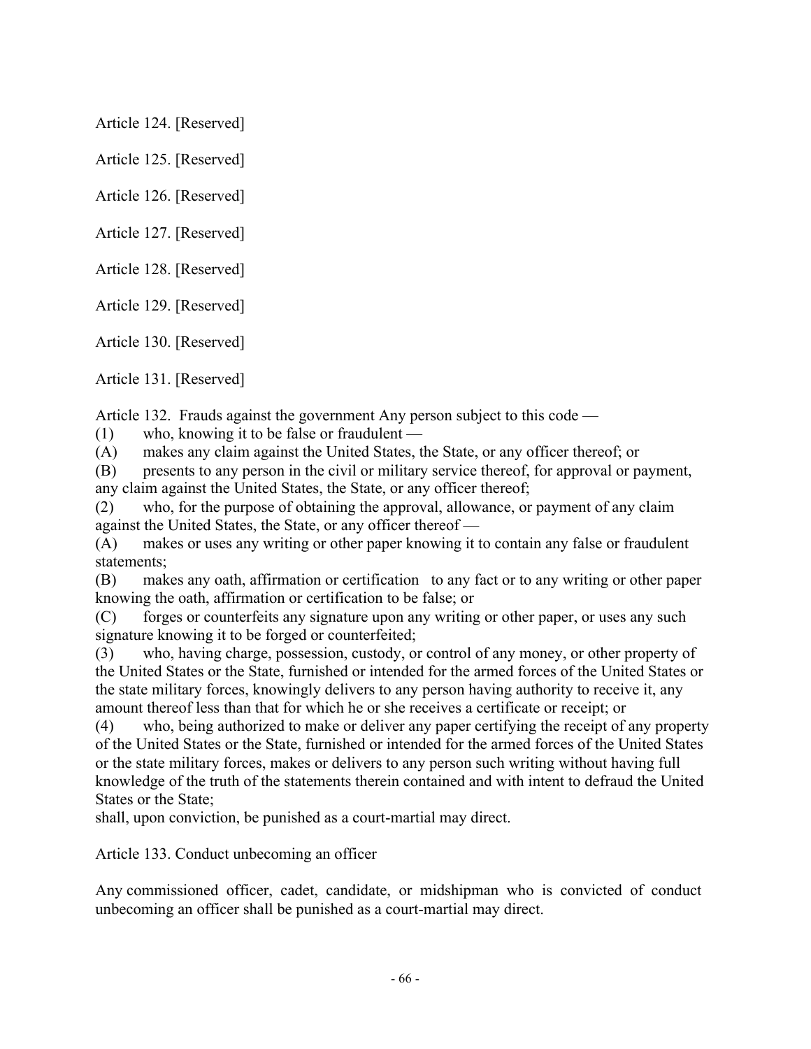Article 124. [Reserved]

Article 125. [Reserved]

Article 126. [Reserved]

Article 127. [Reserved]

Article 128. [Reserved]

Article 129. [Reserved]

Article 130. [Reserved]

Article 131. [Reserved]

Article 132. Frauds against the government Any person subject to this code —

(1) who, knowing it to be false or fraudulent —

(A) makes any claim against the United States, the State, or any officer thereof; or

(B) presents to any person in the civil or military service thereof, for approval or payment, any claim against the United States, the State, or any officer thereof;

(2) who, for the purpose of obtaining the approval, allowance, or payment of any claim against the United States, the State, or any officer thereof —

(A) makes or uses any writing or other paper knowing it to contain any false or fraudulent statements;

(B) makes any oath, affirmation or certification to any fact or to any writing or other paper knowing the oath, affirmation or certification to be false; or

(C) forges or counterfeits any signature upon any writing or other paper, or uses any such signature knowing it to be forged or counterfeited;

(3) who, having charge, possession, custody, or control of any money, or other property of the United States or the State, furnished or intended for the armed forces of the United States or the state military forces, knowingly delivers to any person having authority to receive it, any amount thereof less than that for which he or she receives a certificate or receipt; or

(4) who, being authorized to make or deliver any paper certifying the receipt of any property of the United States or the State, furnished or intended for the armed forces of the United States or the state military forces, makes or delivers to any person such writing without having full knowledge of the truth of the statements therein contained and with intent to defraud the United States or the State;

shall, upon conviction, be punished as a court-martial may direct.

Article 133. Conduct unbecoming an officer

Any commissioned officer, cadet, candidate, or midshipman who is convicted of conduct unbecoming an officer shall be punished as a court-martial may direct.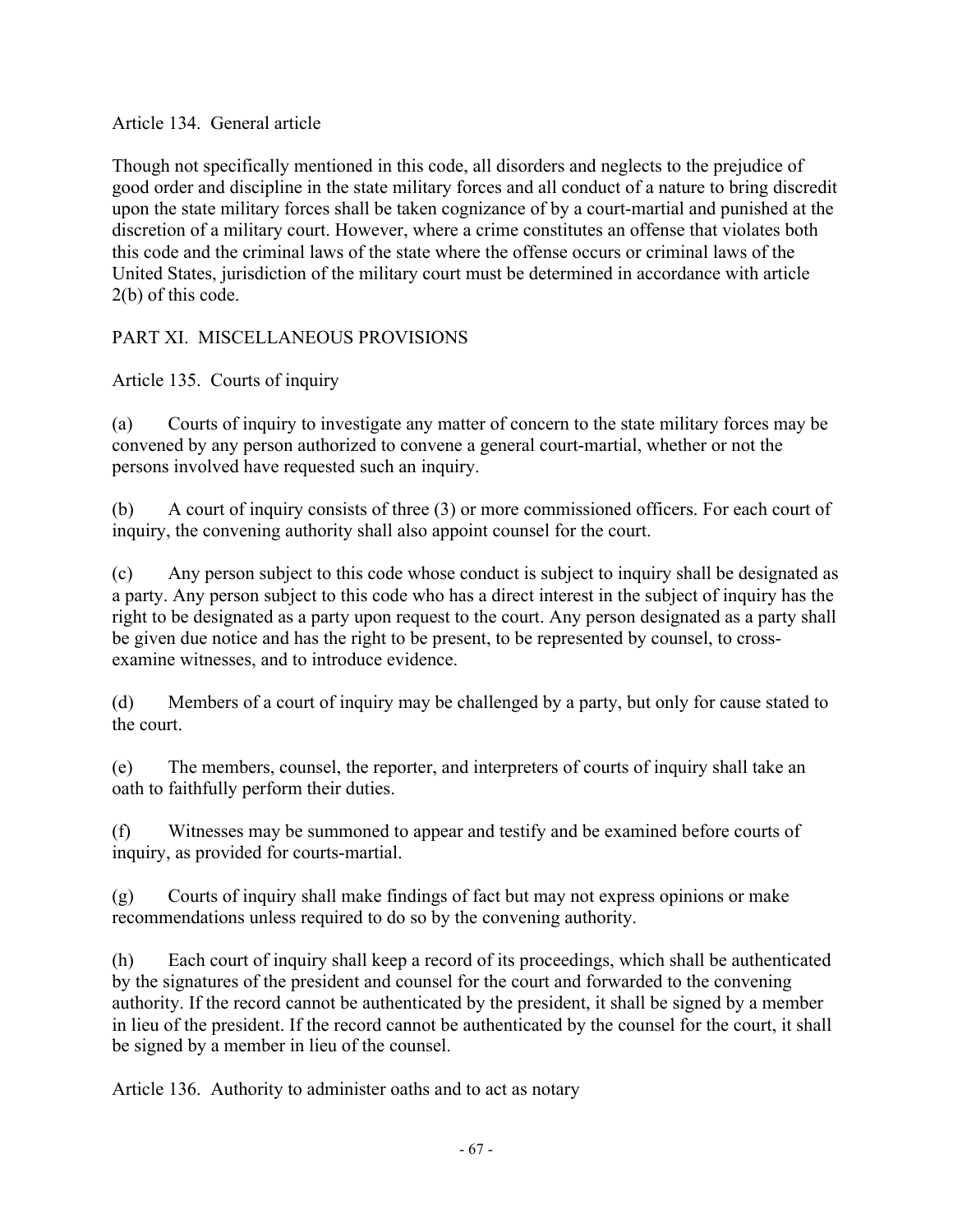Article 134. General article

Though not specifically mentioned in this code, all disorders and neglects to the prejudice of good order and discipline in the state military forces and all conduct of a nature to bring discredit upon the state military forces shall be taken cognizance of by a court-martial and punished at the discretion of a military court. However, where a crime constitutes an offense that violates both this code and the criminal laws of the state where the offense occurs or criminal laws of the United States, jurisdiction of the military court must be determined in accordance with article 2(b) of this code.

PART XI. MISCELLANEOUS PROVISIONS

Article 135. Courts of inquiry

(a) Courts of inquiry to investigate any matter of concern to the state military forces may be convened by any person authorized to convene a general court-martial, whether or not the persons involved have requested such an inquiry.

(b) A court of inquiry consists of three (3) or more commissioned officers. For each court of inquiry, the convening authority shall also appoint counsel for the court.

(c) Any person subject to this code whose conduct is subject to inquiry shall be designated as a party. Any person subject to this code who has a direct interest in the subject of inquiry has the right to be designated as a party upon request to the court. Any person designated as a party shall be given due notice and has the right to be present, to be represented by counsel, to cross-examine witnesses, and to introduce evidence.

(d) Members of a court of inquiry may be challenged by a party, but only for cause stated to the court.

(e) The members, counsel, the reporter, and interpreters of courts of inquiry shall take an oath to faithfully perform their duties.

(f) Witnesses may be summoned to appear and testify and be examined before courts of inquiry, as provided for courts-martial.

(g) Courts of inquiry shall make findings of fact but may not express opinions or make recommendations unless required to do so by the convening authority.

(h) Each court of inquiry shall keep a record of its proceedings, which shall be authenticated by the signatures of the president and counsel for the court and forwarded to the convening authority. If the record cannot be authenticated by the president, it shall be signed by a member in lieu of the president. If the record cannot be authenticated by the counsel for the court, it shall be signed by a member in lieu of the counsel.

Article 136. Authority to administer oaths and to act as notary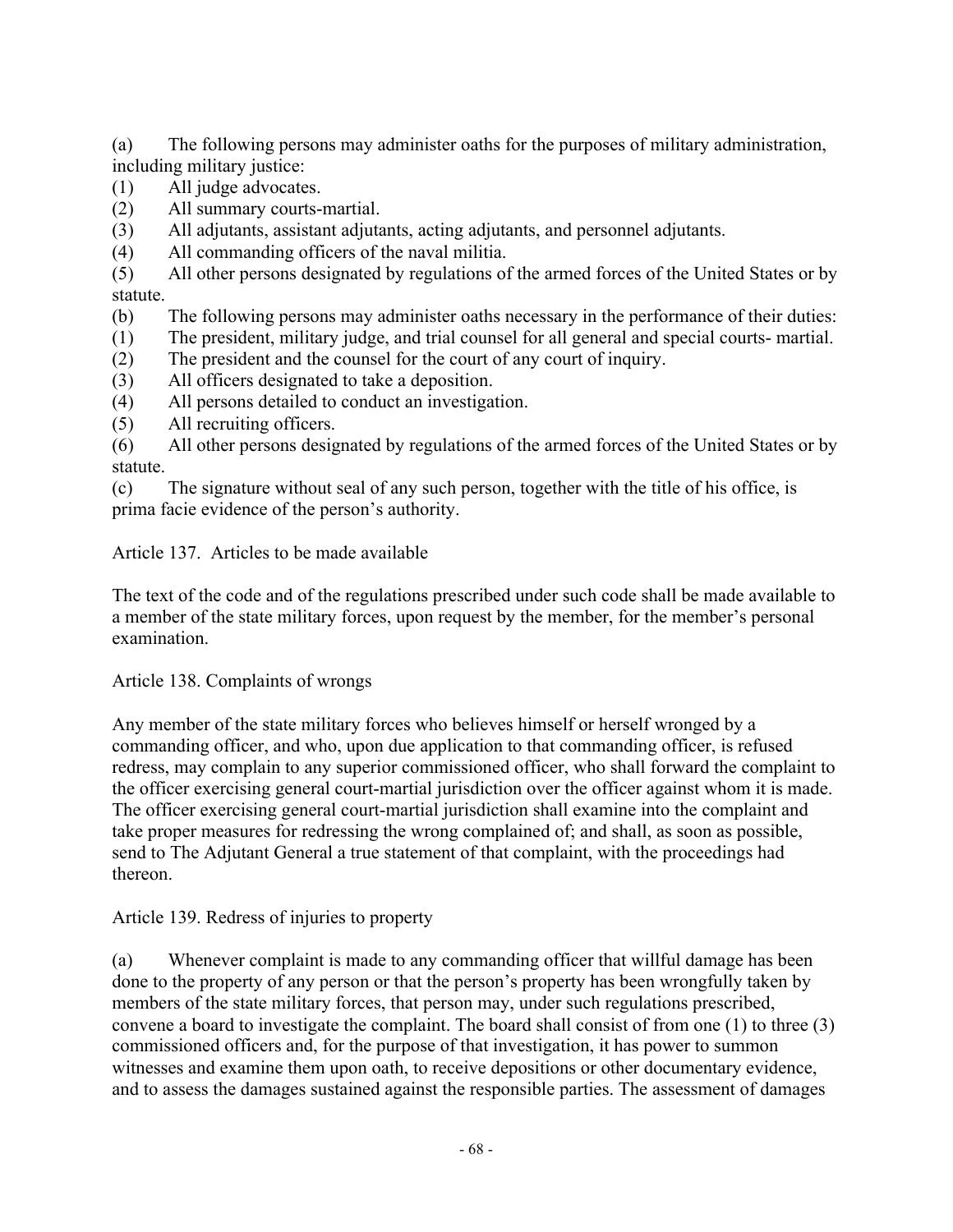(a) The following persons may administer oaths for the purposes of military administration, including military justice:

(1) All judge advocates.

(2) All summary courts-martial.

(3) All adjutants, assistant adjutants, acting adjutants, and personnel adjutants.

(4) All commanding officers of the naval militia.

(5) All other persons designated by regulations of the armed forces of the United States or by statute.

(b) The following persons may administer oaths necessary in the performance of their duties:

(1) The president, military judge, and trial counsel for all general and special courts- martial.

(2) The president and the counsel for the court of any court of inquiry.

(3) All officers designated to take a deposition.

(4) All persons detailed to conduct an investigation.

(5) All recruiting officers.

(6) All other persons designated by regulations of the armed forces of the United States or by statute.

(c) The signature without seal of any such person, together with the title of his office, is prima facie evidence of the person's authority.

## Article 137. Articles to be made available

The text of the code and of the regulations prescribed under such code shall be made available to a member of the state military forces, upon request by the member, for the member's personal examination.

## Article 138. Complaints of wrongs

Any member of the state military forces who believes himself or herself wronged by a commanding officer, and who, upon due application to that commanding officer, is refused redress, may complain to any superior commissioned officer, who shall forward the complaint to the officer exercising general court-martial jurisdiction over the officer against whom it is made. The officer exercising general court-martial jurisdiction shall examine into the complaint and take proper measures for redressing the wrong complained of; and shall, as soon as possible, send to The Adjutant General a true statement of that complaint, with the proceedings had thereon.

## Article 139. Redress of injuries to property

(a) Whenever complaint is made to any commanding officer that willful damage has been done to the property of any person or that the person's property has been wrongfully taken by members of the state military forces, that person may, under such regulations prescribed, convene a board to investigate the complaint. The board shall consist of from one (1) to three (3) commissioned officers and, for the purpose of that investigation, it has power to summon witnesses and examine them upon oath, to receive depositions or other documentary evidence, and to assess the damages sustained against the responsible parties. The assessment of damages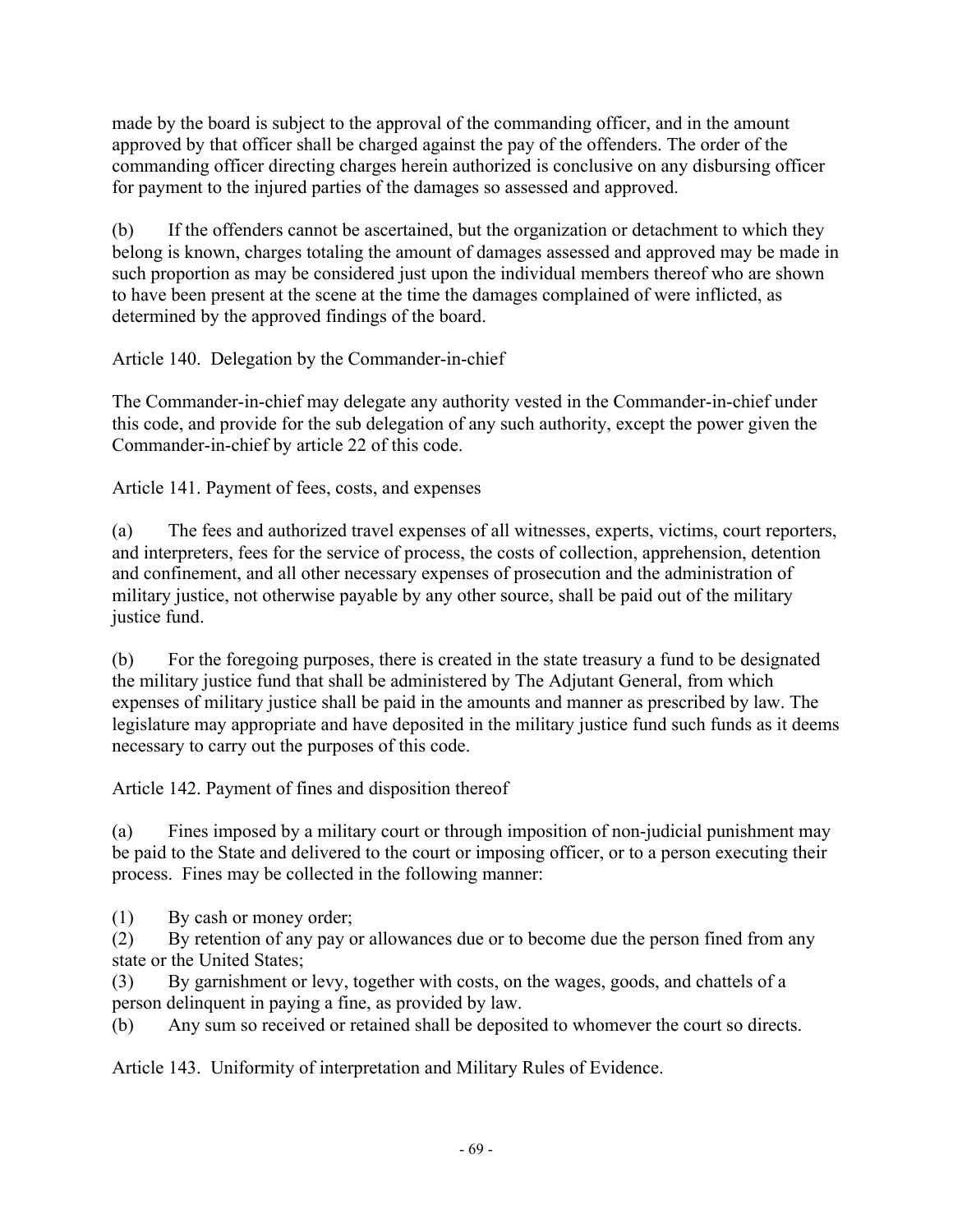made by the board is subject to the approval of the commanding officer, and in the amount approved by that officer shall be charged against the pay of the offenders. The order of the commanding officer directing charges herein authorized is conclusive on any disbursing officer for payment to the injured parties of the damages so assessed and approved.

(b) If the offenders cannot be ascertained, but the organization or detachment to which they belong is known, charges totaling the amount of damages assessed and approved may be made in such proportion as may be considered just upon the individual members thereof who are shown to have been present at the scene at the time the damages complained of were inflicted, as determined by the approved findings of the board.

Article 140. Delegation by the Commander-in-chief

The Commander-in-chief may delegate any authority vested in the Commander-in-chief under this code, and provide for the sub delegation of any such authority, except the power given the Commander-in-chief by article 22 of this code.

Article 141. Payment of fees, costs, and expenses

(a) The fees and authorized travel expenses of all witnesses, experts, victims, court reporters, and interpreters, fees for the service of process, the costs of collection, apprehension, detention and confinement, and all other necessary expenses of prosecution and the administration of military justice, not otherwise payable by any other source, shall be paid out of the military justice fund.

(b) For the foregoing purposes, there is created in the state treasury a fund to be designated the military justice fund that shall be administered by The Adjutant General, from which expenses of military justice shall be paid in the amounts and manner as prescribed by law. The legislature may appropriate and have deposited in the military justice fund such funds as it deems necessary to carry out the purposes of this code.

Article 142. Payment of fines and disposition thereof

(a) Fines imposed by a military court or through imposition of non-judicial punishment may be paid to the State and delivered to the court or imposing officer, or to a person executing their process. Fines may be collected in the following manner:

(1) By cash or money order;
(2) By retention of any pay or allowances due or to become due the person fined from any state or the United States;
(3) By garnishment or levy, together with costs, on the wages, goods, and chattels of a person delinquent in paying a fine, as provided by law.
(b) Any sum so received or retained shall be deposited to whomever the court so directs.

Article 143. Uniformity of interpretation and Military Rules of Evidence.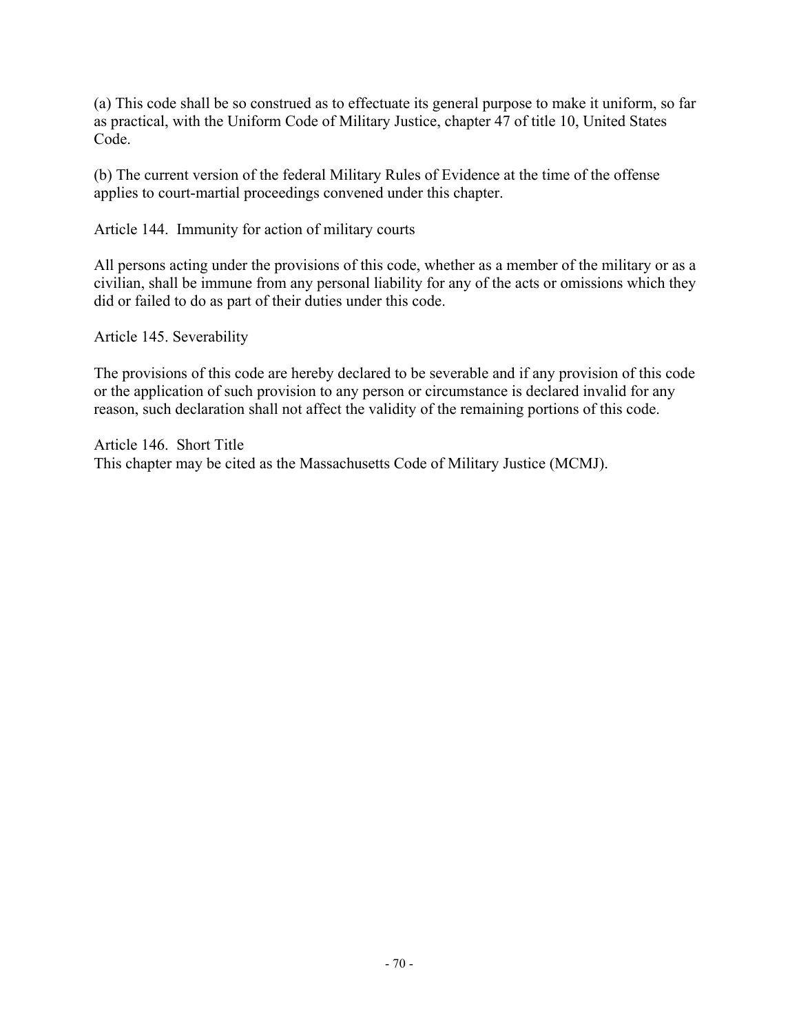(a) This code shall be so construed as to effectuate its general purpose to make it uniform, so far as practical, with the Uniform Code of Military Justice, chapter 47 of title 10, United States Code.

(b) The current version of the federal Military Rules of Evidence at the time of the offense applies to court-martial proceedings convened under this chapter.

Article 144. Immunity for action of military courts

All persons acting under the provisions of this code, whether as a member of the military or as a civilian, shall be immune from any personal liability for any of the acts or omissions which they did or failed to do as part of their duties under this code.

Article 145. Severability

The provisions of this code are hereby declared to be severable and if any provision of this code or the application of such provision to any person or circumstance is declared invalid for any reason, such declaration shall not affect the validity of the remaining portions of this code.

Article 146. Short Title

This chapter may be cited as the Massachusetts Code of Military Justice (MCMJ).